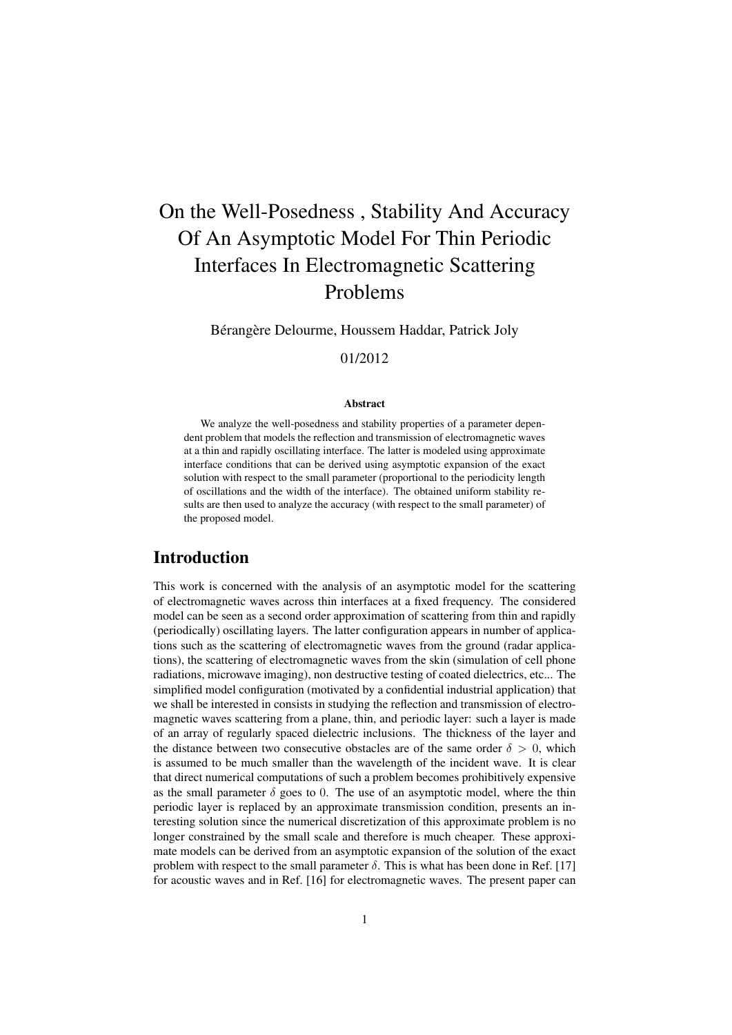# On the Well-Posedness , Stability And Accuracy Of An Asymptotic Model For Thin Periodic Interfaces In Electromagnetic Scattering Problems

Bérangère Delourme, Houssem Haddar, Patrick Joly

01/2012

### Abstract

We analyze the well-posedness and stability properties of a parameter dependent problem that models the reflection and transmission of electromagnetic waves at a thin and rapidly oscillating interface. The latter is modeled using approximate interface conditions that can be derived using asymptotic expansion of the exact solution with respect to the small parameter (proportional to the periodicity length of oscillations and the width of the interface). The obtained uniform stability results are then used to analyze the accuracy (with respect to the small parameter) of the proposed model.

## Introduction

This work is concerned with the analysis of an asymptotic model for the scattering of electromagnetic waves across thin interfaces at a fixed frequency. The considered model can be seen as a second order approximation of scattering from thin and rapidly (periodically) oscillating layers. The latter configuration appears in number of applications such as the scattering of electromagnetic waves from the ground (radar applications), the scattering of electromagnetic waves from the skin (simulation of cell phone radiations, microwave imaging), non destructive testing of coated dielectrics, etc... The simplified model configuration (motivated by a confidential industrial application) that we shall be interested in consists in studying the reflection and transmission of electromagnetic waves scattering from a plane, thin, and periodic layer: such a layer is made of an array of regularly spaced dielectric inclusions. The thickness of the layer and the distance between two consecutive obstacles are of the same order $\delta > 0$, which is assumed to be much smaller than the wavelength of the incident wave. It is clear that direct numerical computations of such a problem becomes prohibitively expensive as the small parameter $\delta$ goes to $0$. The use of an asymptotic model, where the thin periodic layer is replaced by an approximate transmission condition, presents an interesting solution since the numerical discretization of this approximate problem is no longer constrained by the small scale and therefore is much cheaper. These approximate models can be derived from an asymptotic expansion of the solution of the exact problem with respect to the small parameter $\delta$. This is what has been done in Ref. [17] for acoustic waves and in Ref. [16] for electromagnetic waves. The present paper can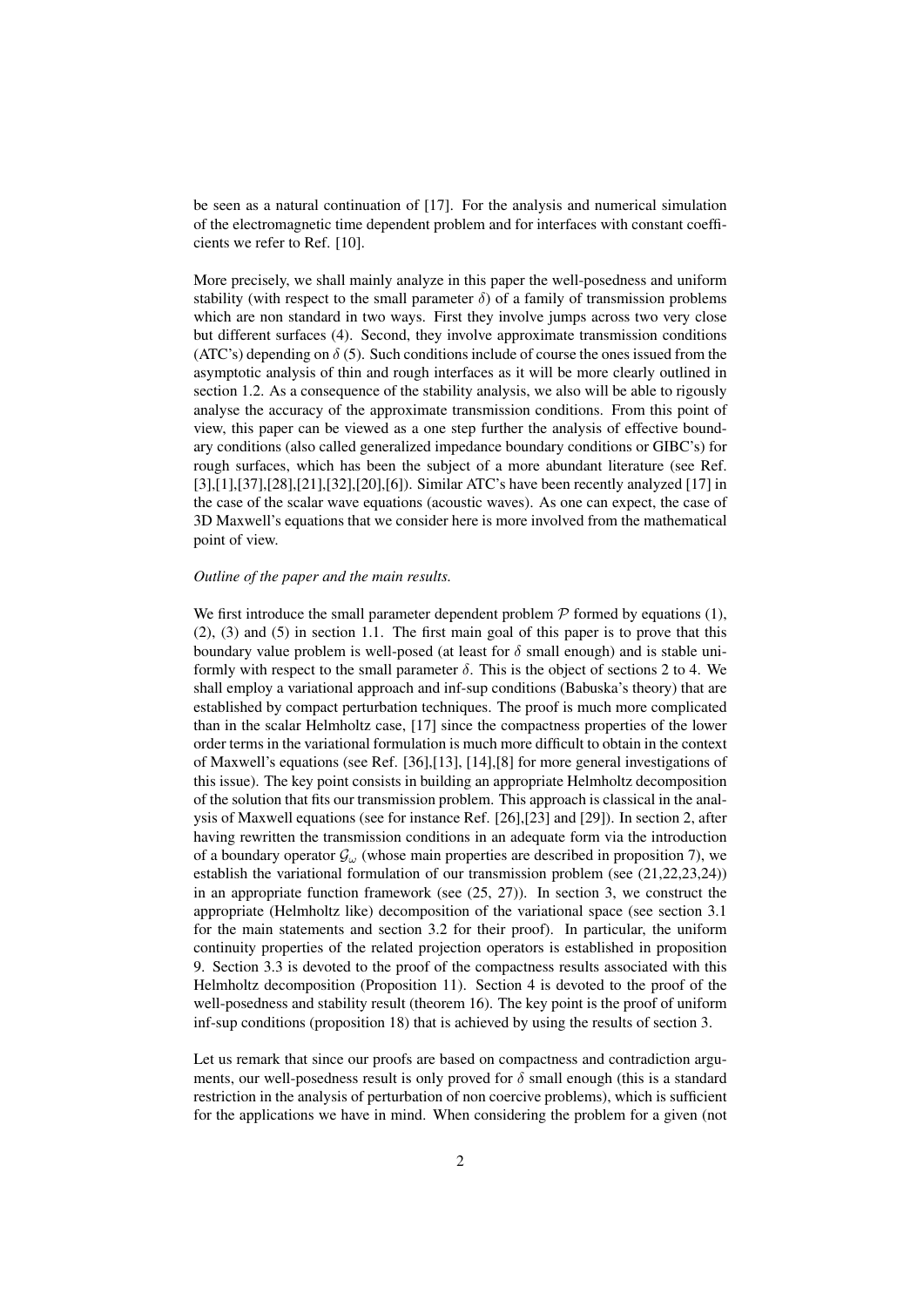be seen as a natural continuation of [17]. For the analysis and numerical simulation of the electromagnetic time dependent problem and for interfaces with constant coefficients we refer to Ref. [10].

More precisely, we shall mainly analyze in this paper the well-posedness and uniform stability (with respect to the small parameter $\delta$) of a family of transmission problems which are non standard in two ways. First they involve jumps across two very close but different surfaces (4). Second, they involve approximate transmission conditions (ATC's) depending on $\delta$ (5). Such conditions include of course the ones issued from the asymptotic analysis of thin and rough interfaces as it will be more clearly outlined in section 1.2. As a consequence of the stability analysis, we also will be able to rigously analyse the accuracy of the approximate transmission conditions. From this point of view, this paper can be viewed as a one step further the analysis of effective boundary conditions (also called generalized impedance boundary conditions or GIBC's) for rough surfaces, which has been the subject of a more abundant literature (see Ref. [3],[1],[37],[28],[21],[32],[20],[6]). Similar ATC's have been recently analyzed [17] in the case of the scalar wave equations (acoustic waves). As one can expect, the case of 3D Maxwell's equations that we consider here is more involved from the mathematical point of view.

*Outline of the paper and the main results.*

We first introduce the small parameter dependent problem $\mathcal{P}$ formed by equations (1), (2), (3) and (5) in section 1.1. The first main goal of this paper is to prove that this boundary value problem is well-posed (at least for $\delta$ small enough) and is stable uniformly with respect to the small parameter $\delta$. This is the object of sections 2 to 4. We shall employ a variational approach and inf-sup conditions (Babuska's theory) that are established by compact perturbation techniques. The proof is much more complicated than in the scalar Helmholtz case, [17] since the compactness properties of the lower order terms in the variational formulation is much more difficult to obtain in the context of Maxwell's equations (see Ref. [36],[13], [14],[8] for more general investigations of this issue). The key point consists in building an appropriate Helmholtz decomposition of the solution that fits our transmission problem. This approach is classical in the analysis of Maxwell equations (see for instance Ref. [26],[23] and [29]). In section 2, after having rewritten the transmission conditions in an adequate form via the introduction of a boundary operator $\mathcal{G}_\omega$ (whose main properties are described in proposition 7), we establish the variational formulation of our transmission problem (see (21,22,23,24)) in an appropriate function framework (see (25, 27)). In section 3, we construct the appropriate (Helmholtz like) decomposition of the variational space (see section 3.1 for the main statements and section 3.2 for their proof). In particular, the uniform continuity properties of the related projection operators is established in proposition 9. Section 3.3 is devoted to the proof of the compactness results associated with this Helmholtz decomposition (Proposition 11). Section 4 is devoted to the proof of the well-posedness and stability result (theorem 16). The key point is the proof of uniform inf-sup conditions (proposition 18) that is achieved by using the results of section 3.

Let us remark that since our proofs are based on compactness and contradiction arguments, our well-posedness result is only proved for $\delta$ small enough (this is a standard restriction in the analysis of perturbation of non coercive problems), which is sufficient for the applications we have in mind. When considering the problem for a given (not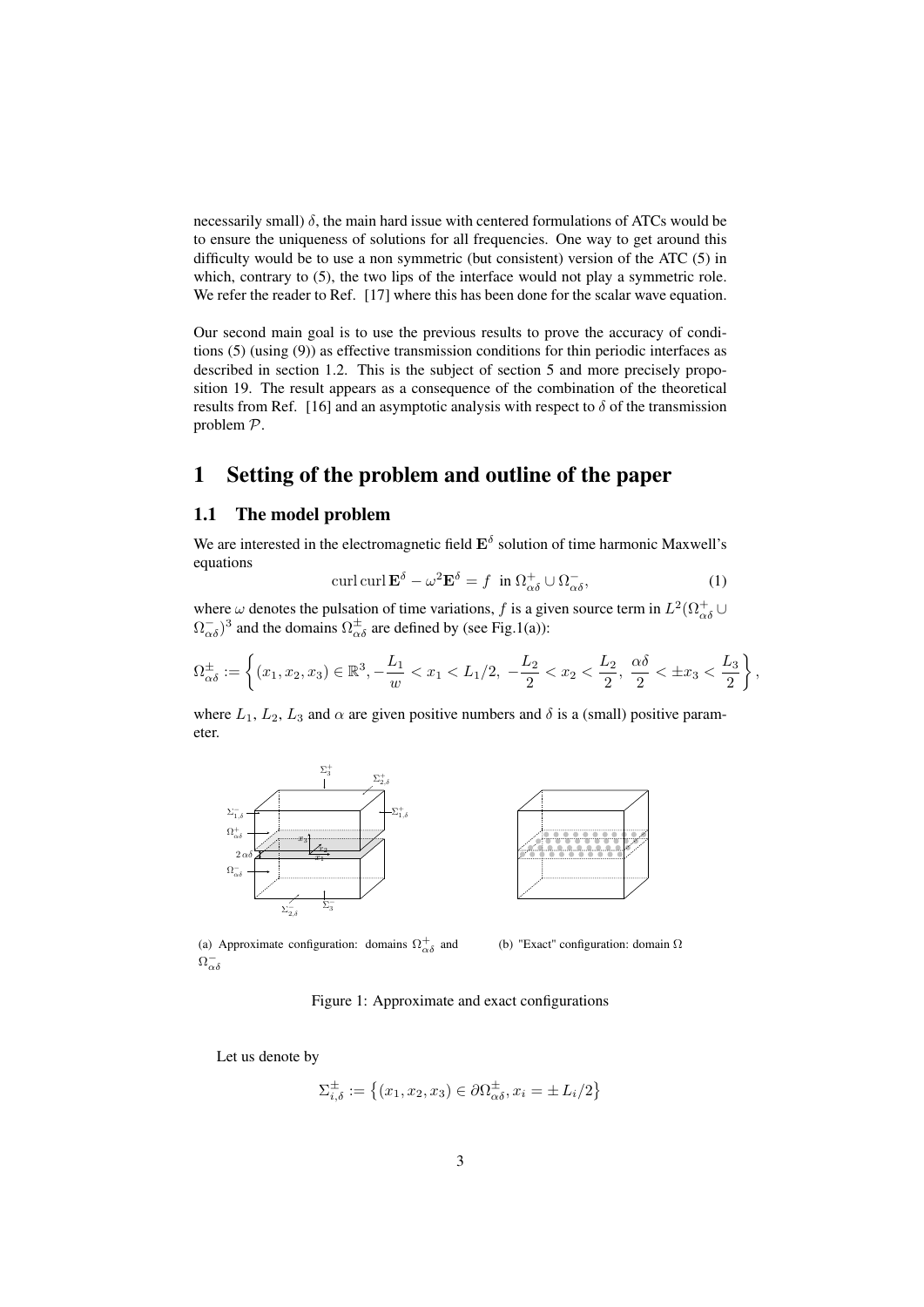necessarily small) $\delta$, the main hard issue with centered formulations of ATCs would be to ensure the uniqueness of solutions for all frequencies. One way to get around this difficulty would be to use a non symmetric (but consistent) version of the ATC (5) in which, contrary to (5), the two lips of the interface would not play a symmetric role. We refer the reader to Ref. [17] where this has been done for the scalar wave equation.

Our second main goal is to use the previous results to prove the accuracy of conditions (5) (using (9)) as effective transmission conditions for thin periodic interfaces as described in section 1.2. This is the subject of section 5 and more precisely proposition 19. The result appears as a consequence of the combination of the theoretical results from Ref. [16] and an asymptotic analysis with respect to $\delta$ of the transmission problem $\mathcal{P}$.

# 1 Setting of the problem and outline of the paper

## 1.1 The model problem

We are interested in the electromagnetic field $\mathbf{E}^\delta$ solution of time harmonic Maxwell's equations

$$\operatorname{curl}\operatorname{curl}\mathbf{E}^\delta - \omega^2\mathbf{E}^\delta = f \ \text{ in } \Omega^+_{\alpha\delta} \cup \Omega^-_{\alpha\delta}, \tag{1}$$

where $\omega$ denotes the pulsation of time variations, $f$ is a given source term in $L^2(\Omega^+_{\alpha\delta} \cup \Omega^-_{\alpha\delta})^3$ and the domains $\Omega^\pm_{\alpha\delta}$ are defined by (see Fig.1(a)):

$$\Omega^\pm_{\alpha\delta} := \left\{ (x_1, x_2, x_3) \in \mathbb{R}^3, -\frac{L_1}{w} < x_1 < L_1/2,\ -\frac{L_2}{2} < x_2 < \frac{L_2}{2},\ \frac{\alpha\delta}{2} < \pm x_3 < \frac{L_3}{2} \right\},$$

where $L_1$, $L_2$, $L_3$ and $\alpha$ are given positive numbers and $\delta$ is a (small) positive parameter.

(a) Approximate configuration: domains $\Omega^+_{\alpha\delta}$ and $\Omega^-_{\alpha\delta}$

(b) "Exact" configuration: domain $\Omega$

Figure 1: Approximate and exact configurations

Let us denote by

$$\Sigma^\pm_{i,\delta} := \left\{ (x_1, x_2, x_3) \in \partial\Omega^\pm_{\alpha\delta}, x_i = \pm\, L_i/2 \right\}$$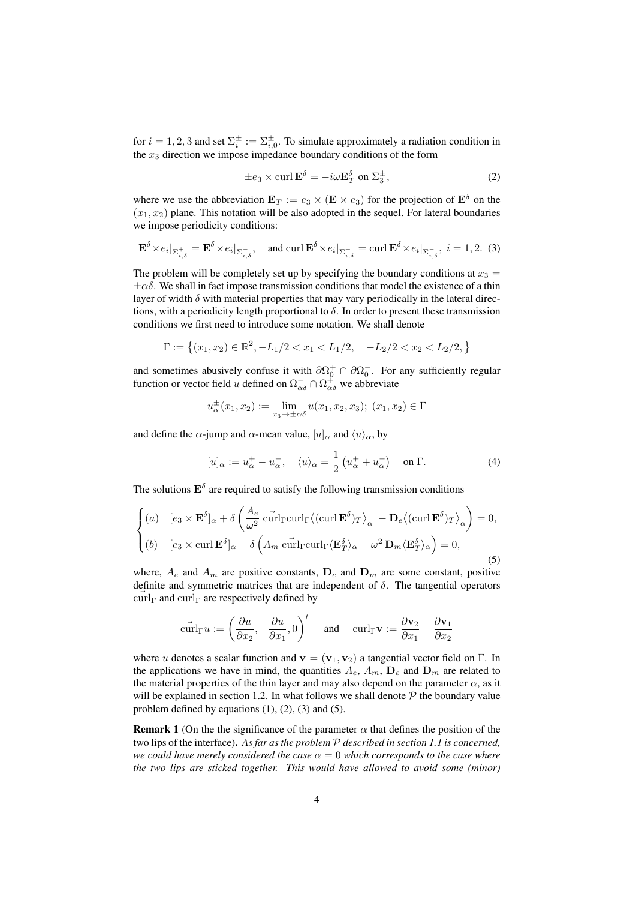for $i = 1, 2, 3$ and set $\Sigma_i^{\pm} := \Sigma_{i,0}^{\pm}$. To simulate approximately a radiation condition in the $x_3$ direction we impose impedance boundary conditions of the form

$$\pm e_3 \times \operatorname{curl} \mathbf{E}^\delta = -i\omega \mathbf{E}_T^\delta \text{ on } \Sigma_3^{\pm}, \tag{2}$$

where we use the abbreviation $\mathbf{E}_T := e_3 \times (\mathbf{E} \times e_3)$ for the projection of $\mathbf{E}^\delta$ on the $(x_1, x_2)$ plane. This notation will be also adopted in the sequel. For lateral boundaries we impose periodicity conditions:

$$\mathbf{E}^\delta \times e_i|_{\Sigma_{i,\delta}^+} = \mathbf{E}^\delta \times e_i|_{\Sigma_{i,\delta}^-}, \quad \text{and } \operatorname{curl} \mathbf{E}^\delta \times e_i|_{\Sigma_{i,\delta}^+} = \operatorname{curl} \mathbf{E}^\delta \times e_i|_{\Sigma_{i,\delta}^-},\ i = 1, 2. \tag{3}$$

The problem will be completely set up by specifying the boundary conditions at $x_3 = \pm\alpha\delta$. We shall in fact impose transmission conditions that model the existence of a thin layer of width $\delta$ with material properties that may vary periodically in the lateral directions, with a periodicity length proportional to $\delta$. In order to present these transmission conditions we first need to introduce some notation. We shall denote

$$\Gamma := \left\{(x_1, x_2) \in \mathbb{R}^2, -L_1/2 < x_1 < L_1/2, \quad -L_2/2 < x_2 < L_2/2, \right\}$$

and sometimes abusively confuse it with $\partial\Omega_0^+ \cap \partial\Omega_0^-$. For any sufficiently regular function or vector field $u$ defined on $\Omega_{\alpha\delta}^- \cap \Omega_{\alpha\delta}^+$ we abbreviate

$$u_\alpha^{\pm}(x_1, x_2) := \lim_{x_3 \to \pm\alpha\delta} u(x_1, x_2, x_3);\ (x_1, x_2) \in \Gamma$$

and define the $\alpha$-jump and $\alpha$-mean value, $[u]_\alpha$ and $\langle u \rangle_\alpha$, by

$$[u]_\alpha := u_\alpha^+ - u_\alpha^-, \quad \langle u \rangle_\alpha = \frac{1}{2}\left(u_\alpha^+ + u_\alpha^-\right) \quad \text{on } \Gamma. \tag{4}$$

The solutions $\mathbf{E}^\delta$ are required to satisfy the following transmission conditions

$$\begin{cases} (a) \quad [e_3 \times \mathbf{E}^\delta]_\alpha + \delta \left( \dfrac{A_e}{\omega^2}\ \vec{\operatorname{curl}}_\Gamma \operatorname{curl}_\Gamma \big\langle (\operatorname{curl} \mathbf{E}^\delta)_T \big\rangle_\alpha - \mathbf{D}_e \big\langle (\operatorname{curl} \mathbf{E}^\delta)_T \big\rangle_\alpha \right) = 0, \\ (b) \quad [e_3 \times \operatorname{curl} \mathbf{E}^\delta]_\alpha + \delta \left( A_m\ \vec{\operatorname{curl}}_\Gamma \operatorname{curl}_\Gamma \langle \mathbf{E}_T^\delta \rangle_\alpha - \omega^2\, \mathbf{D}_m \langle \mathbf{E}_T^\delta \rangle_\alpha \right) = 0, \end{cases} \tag{5}$$

where, $A_e$ and $A_m$ are positive constants, $\mathbf{D}_e$ and $\mathbf{D}_m$ are some constant, positive definite and symmetric matrices that are independent of $\delta$. The tangential operators $\vec{\operatorname{curl}}_\Gamma$ and $\operatorname{curl}_\Gamma$ are respectively defined by

$$\vec{\operatorname{curl}}_\Gamma u := \left( \frac{\partial u}{\partial x_2}, -\frac{\partial u}{\partial x_1}, 0 \right)^t \quad \text{and} \quad \operatorname{curl}_\Gamma \mathbf{v} := \frac{\partial \mathbf{v}_2}{\partial x_1} - \frac{\partial \mathbf{v}_1}{\partial x_2}$$

where $u$ denotes a scalar function and $\mathbf{v} = (\mathbf{v}_1, \mathbf{v}_2)$ a tangential vector field on $\Gamma$. In the applications we have in mind, the quantities $A_e$, $A_m$, $\mathbf{D}_e$ and $\mathbf{D}_m$ are related to the material properties of the thin layer and may also depend on the parameter $\alpha$, as it will be explained in section 1.2. In what follows we shall denote $\mathcal{P}$ the boundary value problem defined by equations (1), (2), (3) and (5).

**Remark 1** (On the the significance of the parameter $\alpha$ that defines the position of the two lips of the interface)**.** *As far as the problem $\mathcal{P}$ described in section 1.1 is concerned, we could have merely considered the case $\alpha = 0$ which corresponds to the case where the two lips are sticked together. This would have allowed to avoid some (minor)*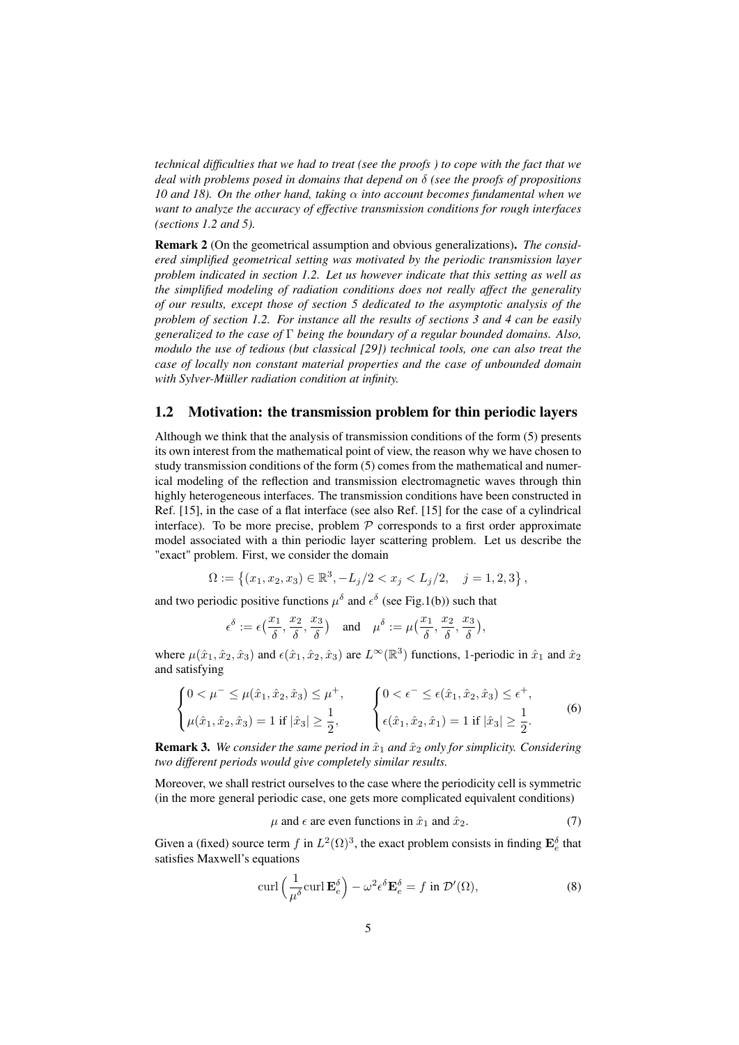*technical difficulties that we had to treat (see the proofs ) to cope with the fact that we deal with problems posed in domains that depend on $\delta$ (see the proofs of propositions 10 and 18). On the other hand, taking $\alpha$ into account becomes fundamental when we want to analyze the accuracy of effective transmission conditions for rough interfaces (sections 1.2 and 5).*

**Remark 2** (On the geometrical assumption and obvious generalizations)**.** *The considered simplified geometrical setting was motivated by the periodic transmission layer problem indicated in section 1.2. Let us however indicate that this setting as well as the simplified modeling of radiation conditions does not really affect the generality of our results, except those of section 5 dedicated to the asymptotic analysis of the problem of section 1.2. For instance all the results of sections 3 and 4 can be easily generalized to the case of $\Gamma$ being the boundary of a regular bounded domains. Also, modulo the use of tedious (but classical [29]) technical tools, one can also treat the case of locally non constant material properties and the case of unbounded domain with Sylver-Müller radiation condition at infinity.*

## 1.2 Motivation: the transmission problem for thin periodic layers

Although we think that the analysis of transmission conditions of the form (5) presents its own interest from the mathematical point of view, the reason why we have chosen to study transmission conditions of the form (5) comes from the mathematical and numerical modeling of the reflection and transmission electromagnetic waves through thin highly heterogeneous interfaces. The transmission conditions have been constructed in Ref. [15], in the case of a flat interface (see also Ref. [15] for the case of a cylindrical interface). To be more precise, problem $\mathcal{P}$ corresponds to a first order approximate model associated with a thin periodic layer scattering problem. Let us describe the "exact" problem. First, we consider the domain

$$\Omega := \left\{(x_1, x_2, x_3) \in \mathbb{R}^3, -L_j/2 < x_j < L_j/2, \quad j = 1, 2, 3\right\},$$

and two periodic positive functions $\mu^\delta$ and $\epsilon^\delta$ (see Fig.1(b)) such that

$$\epsilon^\delta := \epsilon\big(\frac{x_1}{\delta}, \frac{x_2}{\delta}, \frac{x_3}{\delta}\big) \quad \text{and} \quad \mu^\delta := \mu\big(\frac{x_1}{\delta}, \frac{x_2}{\delta}, \frac{x_3}{\delta}\big),$$

where $\mu(\hat{x}_1, \hat{x}_2, \hat{x}_3)$ and $\epsilon(\hat{x}_1, \hat{x}_2, \hat{x}_3)$ are $L^\infty(\mathbb{R}^3)$ functions, 1-periodic in $\hat{x}_1$ and $\hat{x}_2$ and satisfying

$$\begin{cases} 0 < \mu^- \leq \mu(\hat{x}_1, \hat{x}_2, \hat{x}_3) \leq \mu^+, \\ \mu(\hat{x}_1, \hat{x}_2, \hat{x}_3) = 1 \text{ if } |\hat{x}_3| \geq \dfrac{1}{2}, \end{cases} \qquad \begin{cases} 0 < \epsilon^- \leq \epsilon(\hat{x}_1, \hat{x}_2, \hat{x}_3) \leq \epsilon^+, \\ \epsilon(\hat{x}_1, \hat{x}_2, \hat{x}_1) = 1 \text{ if } |\hat{x}_3| \geq \dfrac{1}{2}. \end{cases} \tag{6}$$

**Remark 3.** *We consider the same period in $\hat{x}_1$ and $\hat{x}_2$ only for simplicity. Considering two different periods would give completely similar results.*

Moreover, we shall restrict ourselves to the case where the periodicity cell is symmetric (in the more general periodic case, one gets more complicated equivalent conditions)

$$\mu \text{ and } \epsilon \text{ are even functions in } \hat{x}_1 \text{ and } \hat{x}_2. \tag{7}$$

Given a (fixed) source term $f$ in $L^2(\Omega)^3$, the exact problem consists in finding $\mathbf{E}_e^\delta$ that satisfies Maxwell's equations

$$\operatorname{curl}\Big(\frac{1}{\mu^\delta}\operatorname{curl}\mathbf{E}_e^\delta\Big) - \omega^2\epsilon^\delta\mathbf{E}_e^\delta = f \text{ in } \mathcal{D}'(\Omega), \tag{8}$$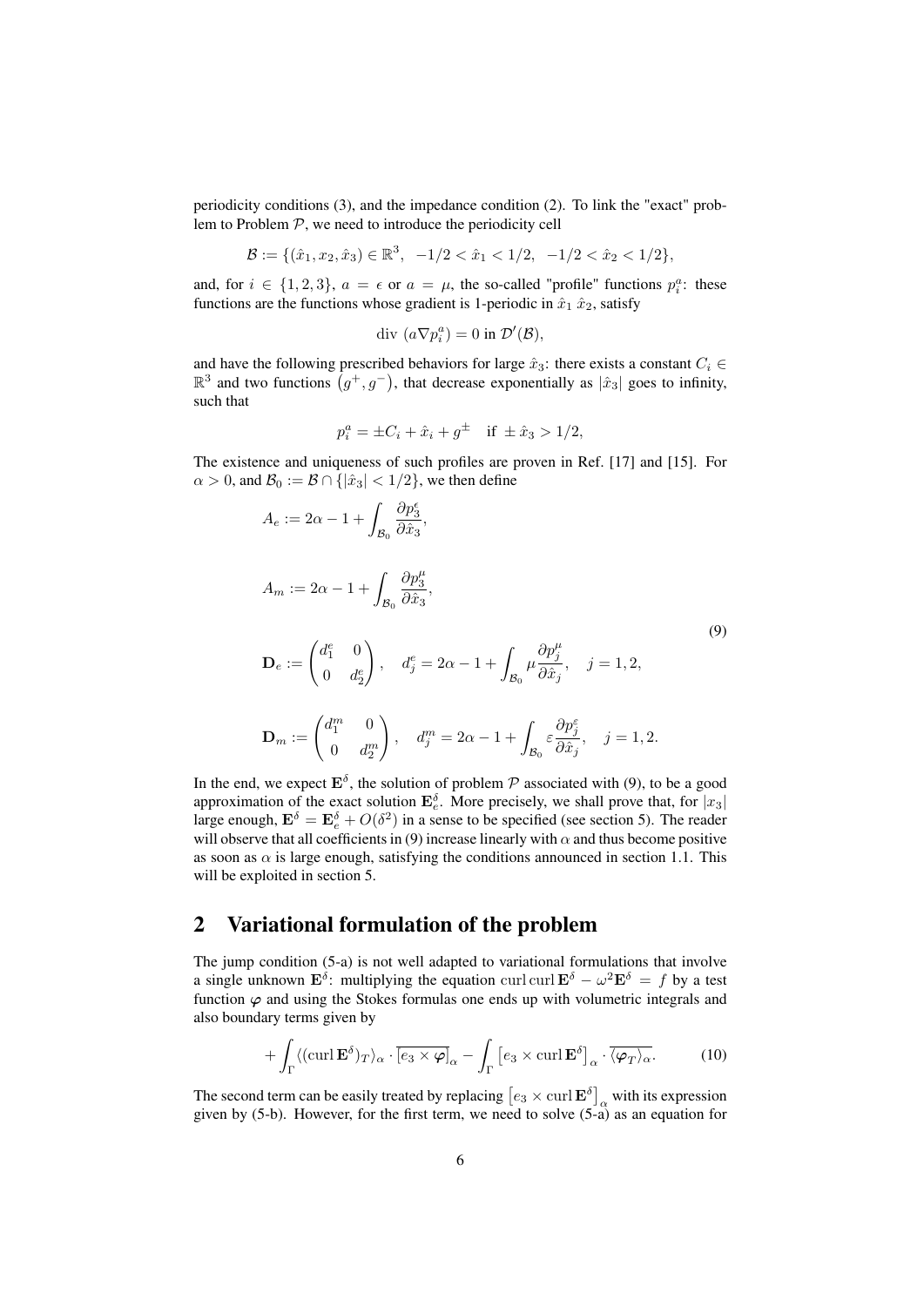periodicity conditions (3), and the impedance condition (2). To link the "exact" problem to Problem $\mathcal{P}$, we need to introduce the periodicity cell

$$\mathcal{B} := \{(\hat{x}_1, x_2, \hat{x}_3) \in \mathbb{R}^3, \ -1/2 < \hat{x}_1 < 1/2, \ -1/2 < \hat{x}_2 < 1/2\},$$

and, for $i \in \{1, 2, 3\}$, $a = \epsilon$ or $a = \mu$, the so-called "profile" functions $p_i^a$: these functions are the functions whose gradient is 1-periodic in $\hat{x}_1$ $\hat{x}_2$, satisfy

$$\text{div } (a \nabla p_i^a) = 0 \text{ in } \mathcal{D}'(\mathcal{B}),$$

and have the following prescribed behaviors for large $\hat{x}_3$: there exists a constant $C_i \in \mathbb{R}^3$ and two functions $(g^+, g^-)$, that decrease exponentially as $|\hat{x}_3|$ goes to infinity, such that

$$p_i^a = \pm C_i + \hat{x}_i + g^\pm \quad \text{if } \pm \hat{x}_3 > 1/2,$$

The existence and uniqueness of such profiles are proven in Ref. [17] and [15]. For $\alpha > 0$, and $\mathcal{B}_0 := \mathcal{B} \cap \{|\hat{x}_3| < 1/2\}$, we then define

$$
\begin{aligned}
&A_e := 2\alpha - 1 + \int_{\mathcal{B}_0} \frac{\partial p_3^\epsilon}{\partial \hat{x}_3}, \\
&A_m := 2\alpha - 1 + \int_{\mathcal{B}_0} \frac{\partial p_3^\mu}{\partial \hat{x}_3}, \\
&\mathbf{D}_e := \begin{pmatrix} d_1^e & 0 \\ 0 & d_2^e \end{pmatrix}, \quad d_j^e = 2\alpha - 1 + \int_{\mathcal{B}_0} \mu \frac{\partial p_j^\mu}{\partial \hat{x}_j}, \quad j = 1, 2, \\
&\mathbf{D}_m := \begin{pmatrix} d_1^m & 0 \\ 0 & d_2^m \end{pmatrix}, \quad d_j^m = 2\alpha - 1 + \int_{\mathcal{B}_0} \varepsilon \frac{\partial p_j^\varepsilon}{\partial \hat{x}_j}, \quad j = 1, 2.
\end{aligned}
\tag{9}
$$

In the end, we expect $\mathbf{E}^\delta$, the solution of problem $\mathcal{P}$ associated with (9), to be a good approximation of the exact solution $\mathbf{E}_e^\delta$. More precisely, we shall prove that, for $|x_3|$ large enough, $\mathbf{E}^\delta = \mathbf{E}_e^\delta + O(\delta^2)$ in a sense to be specified (see section 5). The reader will observe that all coefficients in (9) increase linearly with $\alpha$ and thus become positive as soon as $\alpha$ is large enough, satisfying the conditions announced in section 1.1. This will be exploited in section 5.

## 2 Variational formulation of the problem

The jump condition (5-a) is not well adapted to variational formulations that involve a single unknown $\mathbf{E}^\delta$: multiplying the equation $\operatorname{curl}\operatorname{curl}\mathbf{E}^\delta - \omega^2 \mathbf{E}^\delta = f$ by a test function $\boldsymbol{\varphi}$ and using the Stokes formulas one ends up with volumetric integrals and also boundary terms given by

$$+ \int_\Gamma \langle (\operatorname{curl}\mathbf{E}^\delta)_T \rangle_\alpha \cdot \overline{[e_3 \times \boldsymbol{\varphi}]_\alpha} - \int_\Gamma \left[ e_3 \times \operatorname{curl}\mathbf{E}^\delta \right]_\alpha \cdot \overline{\langle \boldsymbol{\varphi}_T \rangle_\alpha}. \tag{10}$$

The second term can be easily treated by replacing $\left[ e_3 \times \operatorname{curl}\mathbf{E}^\delta \right]_\alpha$ with its expression given by (5-b). However, for the first term, we need to solve (5-a) as an equation for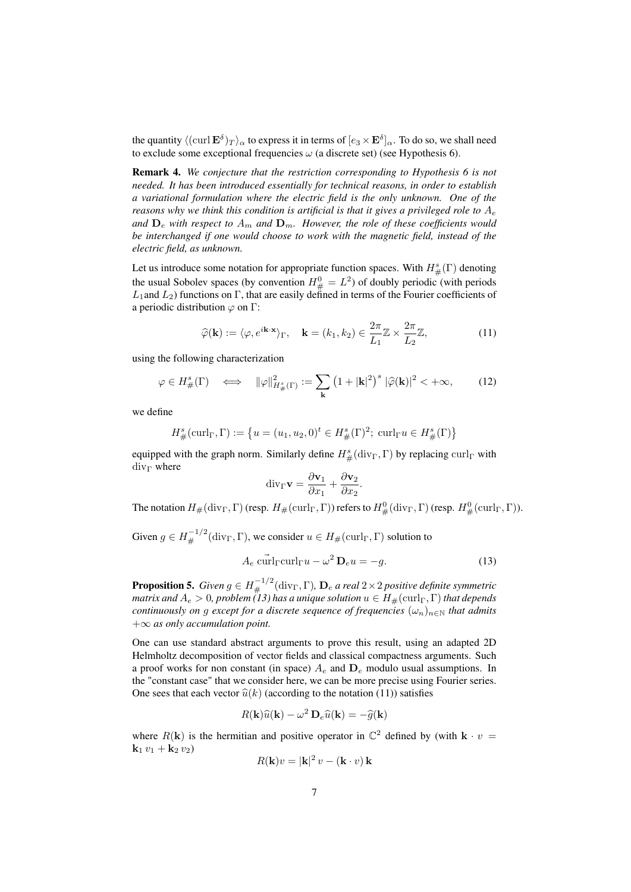the quantity $\langle(\operatorname{curl}\mathbf{E}^\delta)_T\rangle_\alpha$ to express it in terms of $[e_3\times\mathbf{E}^\delta]_\alpha$. To do so, we shall need to exclude some exceptional frequencies $\omega$ (a discrete set) (see Hypothesis 6).

**Remark 4.** *We conjecture that the restriction corresponding to Hypothesis 6 is not needed. It has been introduced essentially for technical reasons, in order to establish a variational formulation where the electric field is the only unknown. One of the reasons why we think this condition is artificial is that it gives a privileged role to $A_e$ and $\mathbf{D}_e$ with respect to $A_m$ and $\mathbf{D}_m$. However, the role of these coefficients would be interchanged if one would choose to work with the magnetic field, instead of the electric field, as unknown.*

Let us introduce some notation for appropriate function spaces. With $H^s_\#(\Gamma)$ denoting the usual Sobolev spaces (by convention $H^0_\# = L^2$) of doubly periodic (with periods $L_1$and $L_2$) functions on $\Gamma$, that are easily defined in terms of the Fourier coefficients of a periodic distribution $\varphi$ on $\Gamma$:

$$\widehat{\varphi}(\mathbf{k}) := \langle\varphi, e^{i\mathbf{k}\cdot\mathbf{x}}\rangle_\Gamma, \quad \mathbf{k}=(k_1,k_2)\in\frac{2\pi}{L_1}\mathbb{Z}\times\frac{2\pi}{L_2}\mathbb{Z}, \tag{11}$$

using the following characterization

$$\varphi\in H^s_\#(\Gamma) \quad\Longleftrightarrow\quad \|\varphi\|^2_{H^s_\#(\Gamma)} := \sum_{\mathbf{k}}\left(1+|\mathbf{k}|^2\right)^s|\widehat{\varphi}(\mathbf{k})|^2 < +\infty, \tag{12}$$

we define

$$H^s_\#(\operatorname{curl}_\Gamma,\Gamma) := \left\{u=(u_1,u_2,0)^t\in H^s_\#(\Gamma)^2;\ \operatorname{curl}_\Gamma u\in H^s_\#(\Gamma)\right\}$$

equipped with the graph norm. Similarly define $H^s_\#(\operatorname{div}_\Gamma,\Gamma)$ by replacing $\operatorname{curl}_\Gamma$ with $\operatorname{div}_\Gamma$ where

$$\operatorname{div}_\Gamma\mathbf{v} = \frac{\partial\mathbf{v}_1}{\partial x_1}+\frac{\partial\mathbf{v}_2}{\partial x_2}.$$

The notation $H_\#(\operatorname{div}_\Gamma,\Gamma)$ (resp. $H_\#(\operatorname{curl}_\Gamma,\Gamma)$) refers to $H^0_\#(\operatorname{div}_\Gamma,\Gamma)$ (resp. $H^0_\#(\operatorname{curl}_\Gamma,\Gamma)$).

Given $g\in H^{-1/2}_\#(\operatorname{div}_\Gamma,\Gamma)$, we consider $u\in H_\#(\operatorname{curl}_\Gamma,\Gamma)$ solution to

$$A_e\,\vec{\operatorname{curl}}_\Gamma\operatorname{curl}_\Gamma u - \omega^2\,\mathbf{D}_e u = -g. \tag{13}$$

**Proposition 5.** *Given $g\in H^{-1/2}_\#(\operatorname{div}_\Gamma,\Gamma)$, $\mathbf{D}_e$ a real $2\times 2$ positive definite symmetric matrix and $A_e>0$, problem (13) has a unique solution $u\in H_\#(\operatorname{curl}_\Gamma,\Gamma)$ that depends continuously on $g$ except for a discrete sequence of frequencies $(\omega_n)_{n\in\mathbb{N}}$ that admits $+\infty$ as only accumulation point.*

One can use standard abstract arguments to prove this result, using an adapted 2D Helmholtz decomposition of vector fields and classical compactness arguments. Such a proof works for non constant (in space) $A_e$ and $\mathbf{D}_e$ modulo usual assumptions. In the "constant case" that we consider here, we can be more precise using Fourier series. One sees that each vector $\widehat{u}(k)$ (according to the notation (11)) satisfies

$$R(\mathbf{k})\widehat{u}(\mathbf{k}) - \omega^2\,\mathbf{D}_e\widehat{u}(\mathbf{k}) = -\widehat{g}(\mathbf{k})$$

where $R(\mathbf{k})$ is the hermitian and positive operator in $\mathbb{C}^2$ defined by (with $\mathbf{k}\cdot v = \mathbf{k}_1\,v_1+\mathbf{k}_2\,v_2$)

$$R(\mathbf{k})v = |\mathbf{k}|^2\,v - (\mathbf{k}\cdot v)\,\mathbf{k}$$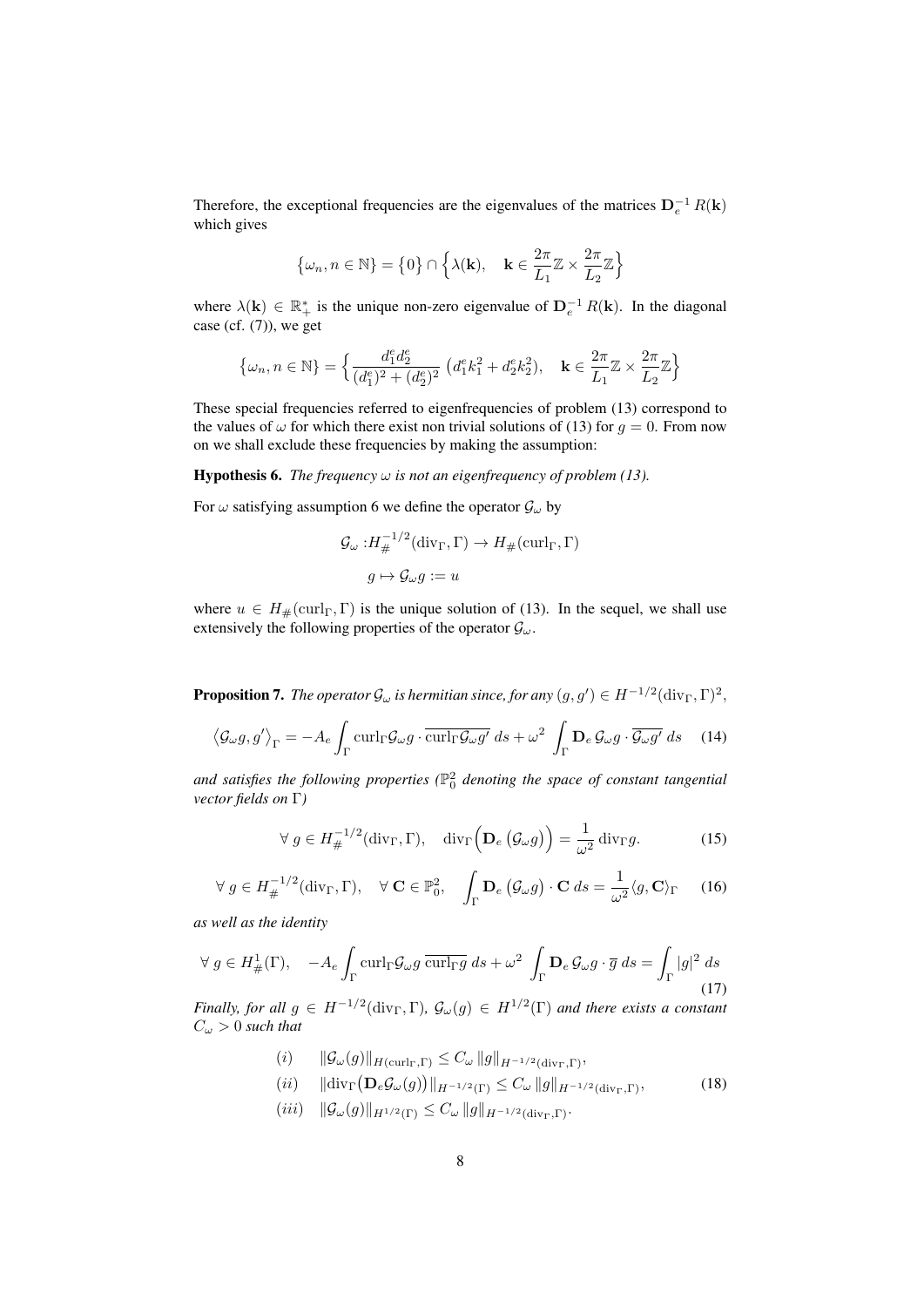Therefore, the exceptional frequencies are the eigenvalues of the matrices $\mathbf{D}_e^{-1}\, R(\mathbf{k})$ which gives

$$\big\{\omega_n, n \in \mathbb{N}\big\} = \big\{0\big\} \cap \Big\{\lambda(\mathbf{k}), \quad \mathbf{k} \in \frac{2\pi}{L_1}\mathbb{Z} \times \frac{2\pi}{L_2}\mathbb{Z}\Big\}$$

where $\lambda(\mathbf{k}) \in \mathbb{R}_+^*$ is the unique non-zero eigenvalue of $\mathbf{D}_e^{-1}\, R(\mathbf{k})$. In the diagonal case (cf. (7)), we get

$$\big\{\omega_n, n \in \mathbb{N}\big\} = \Big\{\frac{d_1^e d_2^e}{(d_1^e)^2 + (d_2^e)^2}\,\big(d_1^e k_1^2 + d_2^e k_2^2\big), \quad \mathbf{k} \in \frac{2\pi}{L_1}\mathbb{Z} \times \frac{2\pi}{L_2}\mathbb{Z}\Big\}$$

These special frequencies referred to eigenfrequencies of problem (13) correspond to the values of $\omega$ for which there exist non trivial solutions of (13) for $g = 0$. From now on we shall exclude these frequencies by making the assumption:

**Hypothesis 6.** *The frequency $\omega$ is not an eigenfrequency of problem (13).*

For $\omega$ satisfying assumption 6 we define the operator $\mathcal{G}_\omega$ by

$$\begin{aligned} \mathcal{G}_\omega :& H_{\#}^{-1/2}(\mathrm{div}_\Gamma, \Gamma) \to H_{\#}(\mathrm{curl}_\Gamma, \Gamma) \\ & g \mapsto \mathcal{G}_\omega g := u \end{aligned}$$

where $u \in H_{\#}(\mathrm{curl}_\Gamma, \Gamma)$ is the unique solution of (13). In the sequel, we shall use extensively the following properties of the operator $\mathcal{G}_\omega$.

**Proposition 7.** *The operator $\mathcal{G}_\omega$ is hermitian since, for any $(g, g') \in H^{-1/2}(\mathrm{div}_\Gamma, \Gamma)^2$,*

$$\big\langle \mathcal{G}_\omega g, g' \big\rangle_\Gamma = -A_e \int_\Gamma \mathrm{curl}_\Gamma \mathcal{G}_\omega g \cdot \overline{\mathrm{curl}_\Gamma \mathcal{G}_\omega g'}\; ds + \omega^2 \int_\Gamma \mathbf{D}_e\, \mathcal{G}_\omega g \cdot \overline{\mathcal{G}_\omega g'}\; ds \tag{14}$$

*and satisfies the following properties ($\mathbb{P}_0^2$ denoting the space of constant tangential vector fields on $\Gamma$)*

$$\forall\; g \in H_{\#}^{-1/2}(\mathrm{div}_\Gamma, \Gamma), \quad \mathrm{div}_\Gamma\Big(\mathbf{D}_e\,\big(\mathcal{G}_\omega g\big)\Big) = \frac{1}{\omega^2}\,\mathrm{div}_\Gamma g. \tag{15}$$

$$\forall\; g \in H_{\#}^{-1/2}(\mathrm{div}_\Gamma, \Gamma), \quad \forall\; \mathbf{C} \in \mathbb{P}_0^2, \quad \int_\Gamma \mathbf{D}_e\,\big(\mathcal{G}_\omega g\big) \cdot \mathbf{C}\; ds = \frac{1}{\omega^2}\langle g, \mathbf{C}\rangle_\Gamma \tag{16}$$

*as well as the identity*

$$\forall\; g \in H_{\#}^1(\Gamma), \quad -A_e \int_\Gamma \mathrm{curl}_\Gamma \mathcal{G}_\omega g\; \overline{\mathrm{curl}_\Gamma g}\; ds + \omega^2 \int_\Gamma \mathbf{D}_e\, \mathcal{G}_\omega g \cdot \overline{g}\; ds = \int_\Gamma |g|^2\; ds \tag{17}$$

*Finally, for all $g \in H^{-1/2}(\mathrm{div}_\Gamma, \Gamma)$, $\mathcal{G}_\omega(g) \in H^{1/2}(\Gamma)$ and there exists a constant $C_\omega > 0$ such that*

$$\begin{aligned} &(i) \qquad \|\mathcal{G}_\omega(g)\|_{H(\mathrm{curl}_\Gamma, \Gamma)} \le C_\omega\, \|g\|_{H^{-1/2}(\mathrm{div}_\Gamma, \Gamma)}, \\ &(ii) \qquad \|\mathrm{div}_\Gamma\big(\mathbf{D}_e \mathcal{G}_\omega(g)\big)\|_{H^{-1/2}(\Gamma)} \le C_\omega\, \|g\|_{H^{-1/2}(\mathrm{div}_\Gamma, \Gamma)}, \\ &(iii) \qquad \|\mathcal{G}_\omega(g)\|_{H^{1/2}(\Gamma)} \le C_\omega\, \|g\|_{H^{-1/2}(\mathrm{div}_\Gamma, \Gamma)}. \end{aligned} \tag{18}$$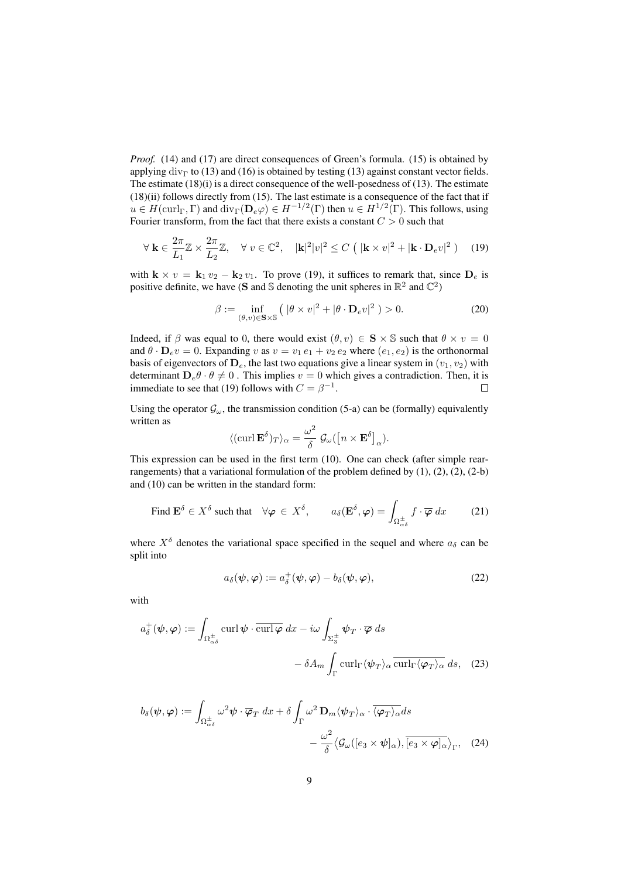*Proof.* (14) and (17) are direct consequences of Green's formula. (15) is obtained by applying $\operatorname{div}_\Gamma$ to (13) and (16) is obtained by testing (13) against constant vector fields. The estimate (18)(i) is a direct consequence of the well-posedness of (13). The estimate (18)(ii) follows directly from (15). The last estimate is a consequence of the fact that if $u \in H(\operatorname{curl}_\Gamma, \Gamma)$ and $\operatorname{div}_\Gamma(\mathbf{D}_e\varphi) \in H^{-1/2}(\Gamma)$ then $u \in H^{1/2}(\Gamma)$. This follows, using Fourier transform, from the fact that there exists a constant $C > 0$ such that

$$\forall\, \mathbf{k} \in \frac{2\pi}{L_1}\mathbb{Z} \times \frac{2\pi}{L_2}\mathbb{Z}, \quad \forall\, v \in \mathbb{C}^2, \quad |\mathbf{k}|^2 |v|^2 \leq C \,\big(\, |\mathbf{k} \times v|^2 + |\mathbf{k} \cdot \mathbf{D}_e v|^2 \,\big) \tag{19}$$

with $\mathbf{k} \times v = \mathbf{k}_1\, v_2 - \mathbf{k}_2\, v_1$. To prove (19), it suffices to remark that, since $\mathbf{D}_e$ is positive definite, we have ($\mathbf{S}$ and $\mathbb{S}$ denoting the unit spheres in $\mathbb{R}^2$ and $\mathbb{C}^2$)

$$\beta := \inf_{(\theta, v) \in \mathbf{S} \times \mathbb{S}} \big(\, |\theta \times v|^2 + |\theta \cdot \mathbf{D}_e v|^2 \,\big) > 0. \tag{20}$$

Indeed, if $\beta$ was equal to 0, there would exist $(\theta, v) \in \mathbf{S} \times \mathbb{S}$ such that $\theta \times v = 0$ and $\theta \cdot \mathbf{D}_e v = 0$. Expanding $v$ as $v = v_1\, e_1 + v_2\, e_2$ where $(e_1, e_2)$ is the orthonormal basis of eigenvectors of $\mathbf{D}_e$, the last two equations give a linear system in $(v_1, v_2)$ with determinant $\mathbf{D}_e\theta \cdot \theta \neq 0$ . This implies $v = 0$ which gives a contradiction. Then, it is immediate to see that (19) follows with $C = \beta^{-1}$. ◻

Using the operator $\mathcal{G}_\omega$, the transmission condition (5-a) can be (formally) equivalently written as

$$\langle (\operatorname{curl} \mathbf{E}^\delta)_T \rangle_\alpha = \frac{\omega^2}{\delta}\, \mathcal{G}_\omega(\big[n \times \mathbf{E}^\delta\big]_\alpha).$$

This expression can be used in the first term (10). One can check (after simple rearrangements) that a variational formulation of the problem defined by (1), (2), (2), (2-b) and (10) can be written in the standard form:

$$\text{Find } \mathbf{E}^\delta \in X^\delta \text{ such that} \quad \forall \boldsymbol{\varphi} \in X^\delta, \qquad a_\delta(\mathbf{E}^\delta, \boldsymbol{\varphi}) = \int_{\Omega^\pm_{\alpha\delta}} f \cdot \overline{\boldsymbol{\varphi}}\, dx \tag{21}$$

where $X^\delta$ denotes the variational space specified in the sequel and where $a_\delta$ can be split into

$$a_\delta(\boldsymbol{\psi}, \boldsymbol{\varphi}) := a^+_\delta(\boldsymbol{\psi}, \boldsymbol{\varphi}) - b_\delta(\boldsymbol{\psi}, \boldsymbol{\varphi}), \tag{22}$$

with

$$a^+_\delta(\boldsymbol{\psi}, \boldsymbol{\varphi}) := \int_{\Omega^\pm_{\alpha\delta}} \operatorname{curl} \boldsymbol{\psi} \cdot \overline{\operatorname{curl} \boldsymbol{\varphi}}\, dx - i\omega \int_{\Sigma^\pm_3} \boldsymbol{\psi}_T \cdot \overline{\boldsymbol{\varphi}}\, ds - \delta A_m \int_\Gamma \operatorname{curl}_\Gamma \langle \boldsymbol{\psi}_T \rangle_\alpha\, \overline{\operatorname{curl}_\Gamma \langle \boldsymbol{\varphi}_T \rangle_\alpha}\, ds, \tag{23}$$

$$b_\delta(\boldsymbol{\psi}, \boldsymbol{\varphi}) := \int_{\Omega^\pm_{\alpha\delta}} \omega^2 \boldsymbol{\psi} \cdot \overline{\boldsymbol{\varphi}}_T\, dx + \delta \int_\Gamma \omega^2\, \mathbf{D}_m \langle \boldsymbol{\psi}_T \rangle_\alpha \cdot \overline{\langle \boldsymbol{\varphi}_T \rangle_\alpha} ds - \frac{\omega^2}{\delta} \big\langle \mathcal{G}_\omega([e_3 \times \boldsymbol{\psi}]_\alpha), \overline{[e_3 \times \boldsymbol{\varphi}]_\alpha} \big\rangle_\Gamma, \tag{24}$$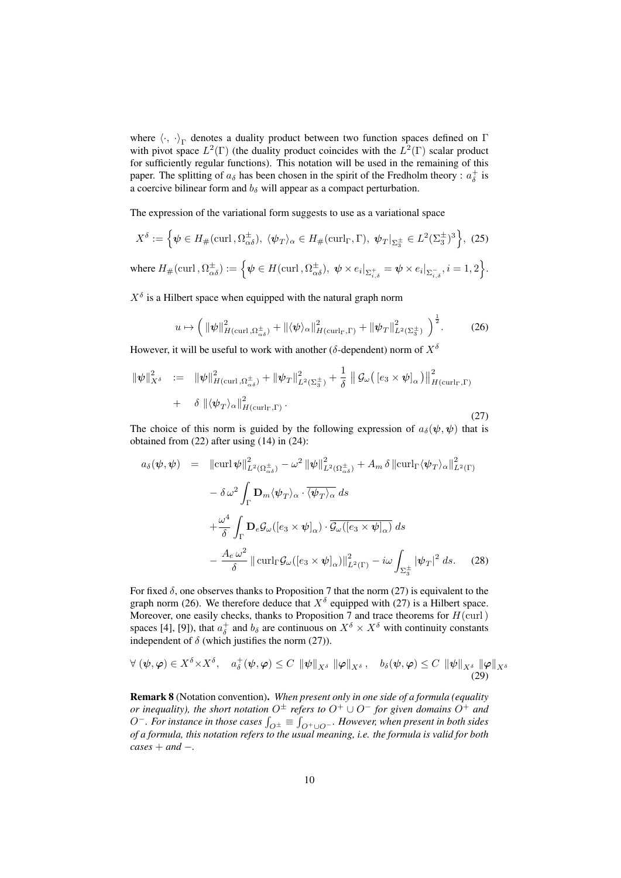where $\langle \cdot, \cdot \rangle_\Gamma$ denotes a duality product between two function spaces defined on $\Gamma$ with pivot space $L^2(\Gamma)$ (the duality product coincides with the $L^2(\Gamma)$ scalar product for sufficiently regular functions). This notation will be used in the remaining of this paper. The splitting of $a_\delta$ has been chosen in the spirit of the Fredholm theory : $a_\delta^+$ is a coercive bilinear form and $b_\delta$ will appear as a compact perturbation.

The expression of the variational form suggests to use as a variational space

$$X^\delta := \Big\{ \boldsymbol{\psi} \in H_\#(\mathrm{curl}\,, \Omega^\pm_{\alpha\delta}),\ \langle \boldsymbol{\psi}_T \rangle_\alpha \in H_\#(\mathrm{curl}_\Gamma, \Gamma),\ \boldsymbol{\psi}_T\big|_{\Sigma_3^\pm} \in L^2(\Sigma_3^\pm)^3 \Big\}, \tag{25}$$

where $H_\#(\mathrm{curl}\,, \Omega^\pm_{\alpha\delta}) := \Big\{ \boldsymbol{\psi} \in H(\mathrm{curl}\,, \Omega^\pm_{\alpha\delta}),\ \boldsymbol{\psi} \times e_i\big|_{\Sigma^+_{i,\delta}} = \boldsymbol{\psi} \times e_i\big|_{\Sigma^-_{i,\delta}}, i = 1, 2 \Big\}$.

$X^\delta$ is a Hilbert space when equipped with the natural graph norm

$$u \mapsto \Big( \|\boldsymbol{\psi}\|^2_{H(\mathrm{curl}\,,\Omega^\pm_{\alpha\delta})} + \|\langle \boldsymbol{\psi} \rangle_\alpha\|^2_{H(\mathrm{curl}_\Gamma,\Gamma)} + \|\boldsymbol{\psi}_T\|^2_{L^2(\Sigma_3^\pm)} \Big)^{\frac{1}{2}}. \tag{26}$$

However, it will be useful to work with another ($\delta$-dependent) norm of $X^\delta$

$$\begin{aligned} \|\boldsymbol{\psi}\|^2_{X^\delta} \;\; &:= \;\; \|\boldsymbol{\psi}\|^2_{H(\mathrm{curl}\,,\Omega^\pm_{\alpha\delta})} + \|\boldsymbol{\psi}_T\|^2_{L^2(\Sigma_3^\pm)} + \frac{1}{\delta} \,\big\| \,\mathcal{G}_\omega\big( \left[ e_3 \times \boldsymbol{\psi} \right]_\alpha \big) \big\|^2_{H(\mathrm{curl}_\Gamma,\Gamma)} \\ &+ \;\; \delta \,\|\langle \boldsymbol{\psi}_T \rangle_\alpha\|^2_{H(\mathrm{curl}_\Gamma,\Gamma)} \,. \end{aligned} \tag{27}$$

The choice of this norm is guided by the following expression of $a_\delta(\boldsymbol{\psi}, \boldsymbol{\psi})$ that is obtained from (22) after using (14) in (24):

$$\begin{aligned} a_\delta(\boldsymbol{\psi}, \boldsymbol{\psi}) \;\; &= \;\; \|\mathrm{curl}\,\boldsymbol{\psi}\|^2_{L^2(\Omega^\pm_{\alpha\delta})} - \omega^2 \,\|\boldsymbol{\psi}\|^2_{L^2(\Omega^\pm_{\alpha\delta})} + A_m \,\delta\, \|\mathrm{curl}_\Gamma \langle \boldsymbol{\psi}_T \rangle_\alpha\|^2_{L^2(\Gamma)} \\ &- \delta\, \omega^2 \int_\Gamma \mathbf{D}_m \langle \boldsymbol{\psi}_T \rangle_\alpha \cdot \overline{\langle \boldsymbol{\psi}_T \rangle_\alpha}\, ds \\ &+ \frac{\omega^4}{\delta} \int_\Gamma \mathbf{D}_e \mathcal{G}_\omega(\left[ e_3 \times \boldsymbol{\psi} \right]_\alpha) \cdot \overline{\mathcal{G}_\omega(\left[ e_3 \times \boldsymbol{\psi} \right]_\alpha)}\, ds \\ &- \frac{A_e\, \omega^2}{\delta} \,\|\,\mathrm{curl}_\Gamma \mathcal{G}_\omega(\left[ e_3 \times \boldsymbol{\psi} \right]_\alpha)\|^2_{L^2(\Gamma)} - i\omega \int_{\Sigma_3^\pm} |\boldsymbol{\psi}_T|^2 \, ds. \end{aligned} \tag{28}$$

For fixed $\delta$, one observes thanks to Proposition 7 that the norm (27) is equivalent to the graph norm (26). We therefore deduce that $X^\delta$ equipped with (27) is a Hilbert space. Moreover, one easily checks, thanks to Proposition 7 and trace theorems for $H(\mathrm{curl}\,)$ spaces [4], [9]), that $a_\delta^+$ and $b_\delta$ are continuous on $X^\delta \times X^\delta$ with continuity constants independent of $\delta$ (which justifies the norm (27)).

$$\forall\; (\boldsymbol{\psi}, \boldsymbol{\varphi}) \in X^\delta \times X^\delta, \quad a_\delta^+(\boldsymbol{\psi}, \boldsymbol{\varphi}) \leq C\; \|\boldsymbol{\psi}\|_{X^\delta}\; \|\boldsymbol{\varphi}\|_{X^\delta}\,, \quad b_\delta(\boldsymbol{\psi}, \boldsymbol{\varphi}) \leq C\; \|\boldsymbol{\psi}\|_{X^\delta}\; \|\boldsymbol{\varphi}\|_{X^\delta} \tag{29}$$

**Remark 8** (Notation convention)**.** *When present only in one side of a formula (equality or inequality), the short notation $O^\pm$ refers to $O^+ \cup O^-$ for given domains $O^+$ and $O^-$. For instance in those cases $\int_{O^\pm} \equiv \int_{O^+ \cup O^-}$. However, when present in both sides of a formula, this notation refers to the usual meaning, i.e. the formula is valid for both cases $+$ and $-$.*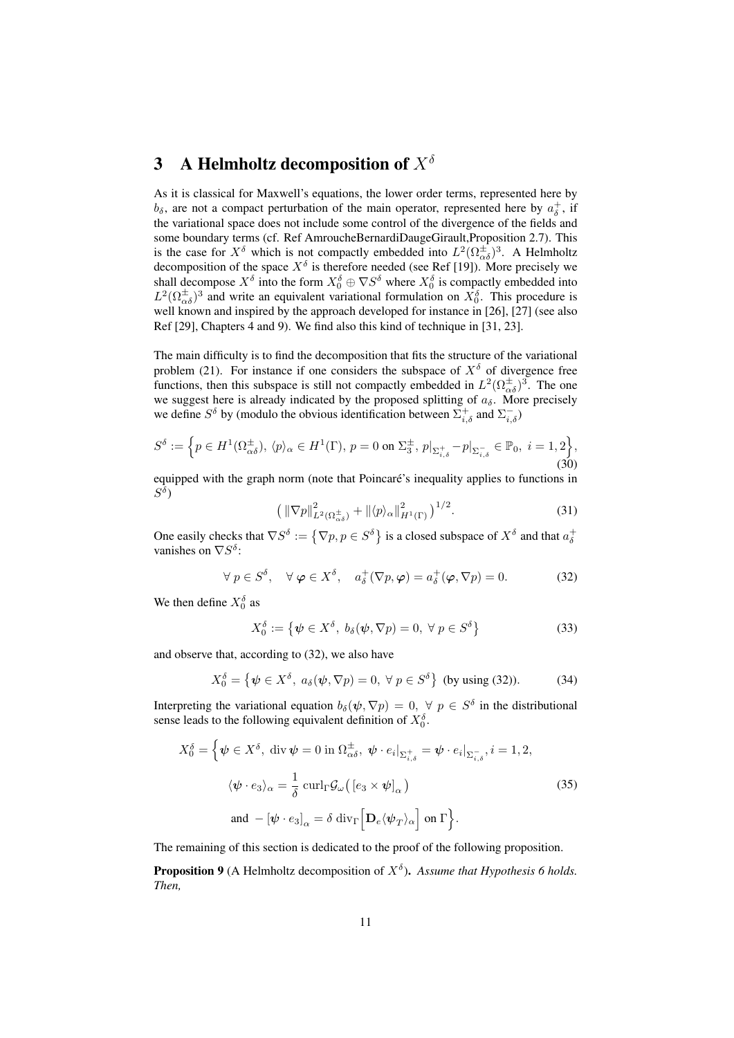# 3 A Helmholtz decomposition of $X^\delta$

As it is classical for Maxwell's equations, the lower order terms, represented here by $b_\delta$, are not a compact perturbation of the main operator, represented here by $a_\delta^+$, if the variational space does not include some control of the divergence of the fields and some boundary terms (cf. Ref AmroucheBernardiDaugeGirault,Proposition 2.7). This is the case for $X^\delta$ which is not compactly embedded into $L^2(\Omega_{\alpha\delta}^\pm)^3$. A Helmholtz decomposition of the space $X^\delta$ is therefore needed (see Ref [19]). More precisely we shall decompose $X^\delta$ into the form $X_0^\delta \oplus \nabla S^\delta$ where $X_0^\delta$ is compactly embedded into $L^2(\Omega_{\alpha\delta}^\pm)^3$ and write an equivalent variational formulation on $X_0^\delta$. This procedure is well known and inspired by the approach developed for instance in [26], [27] (see also Ref [29], Chapters 4 and 9). We find also this kind of technique in [31, 23].

The main difficulty is to find the decomposition that fits the structure of the variational problem (21). For instance if one considers the subspace of $X^\delta$ of divergence free functions, then this subspace is still not compactly embedded in $L^2(\Omega_{\alpha\delta}^\pm)^3$. The one we suggest here is already indicated by the proposed splitting of $a_\delta$. More precisely we define $S^\delta$ by (modulo the obvious identification between $\Sigma_{i,\delta}^+$ and $\Sigma_{i,\delta}^-$)

$$
S^\delta := \Big\{ p \in H^1(\Omega_{\alpha\delta}^\pm),\ \langle p \rangle_\alpha \in H^1(\Gamma),\ p = 0 \text{ on } \Sigma_3^\pm,\ p|_{\Sigma_{i,\delta}^+} - p|_{\Sigma_{i,\delta}^-} \in \mathbb{P}_0,\ i = 1,2 \Big\}, \tag{30}
$$

equipped with the graph norm (note that Poincaré's inequality applies to functions in $S^\delta$)

$$
\big( \|\nabla p\|^2_{L^2(\Omega_{\alpha\delta}^\pm)} + \|\langle p \rangle_\alpha\|^2_{H^1(\Gamma)} \big)^{1/2}. \tag{31}
$$

One easily checks that $\nabla S^\delta := \{\nabla p, p \in S^\delta\}$ is a closed subspace of $X^\delta$ and that $a_\delta^+$ vanishes on $\nabla S^\delta$:

$$
\forall\, p \in S^\delta, \quad \forall\, \boldsymbol{\varphi} \in X^\delta, \quad a_\delta^+(\nabla p, \boldsymbol{\varphi}) = a_\delta^+(\boldsymbol{\varphi}, \nabla p) = 0. \tag{32}
$$

We then define $X_0^\delta$ as

$$
X_0^\delta := \big\{ \boldsymbol{\psi} \in X^\delta,\ b_\delta(\boldsymbol{\psi}, \nabla p) = 0,\ \forall\, p \in S^\delta \big\} \tag{33}
$$

and observe that, according to (32), we also have

$$
X_0^\delta = \big\{ \boldsymbol{\psi} \in X^\delta,\ a_\delta(\boldsymbol{\psi}, \nabla p) = 0,\ \forall\, p \in S^\delta \big\} \text{ (by using (32))}. \tag{34}
$$

Interpreting the variational equation $b_\delta(\boldsymbol{\psi}, \nabla p) = 0,\ \forall\, p \in S^\delta$ in the distributional sense leads to the following equivalent definition of $X_0^\delta$.

$$
\begin{aligned}
X_0^\delta = \Big\{ & \boldsymbol{\psi} \in X^\delta,\ \operatorname{div} \boldsymbol{\psi} = 0 \text{ in } \Omega_{\alpha\delta}^\pm,\ \boldsymbol{\psi} \cdot e_i|_{\Sigma_{i,\delta}^+} = \boldsymbol{\psi} \cdot e_i|_{\Sigma_{i,\delta}^-}, i = 1,2, \\
& \langle \boldsymbol{\psi} \cdot e_3 \rangle_\alpha = \frac{1}{\delta} \operatorname{curl}_\Gamma \mathcal{G}_\omega\big( [e_3 \times \boldsymbol{\psi}]_\alpha \big) \\
& \text{and } -[\boldsymbol{\psi} \cdot e_3]_\alpha = \delta \operatorname{div}_\Gamma \Big[ \mathbf{D}_e \langle \boldsymbol{\psi}_T \rangle_\alpha \Big] \text{ on } \Gamma \Big\}.
\end{aligned} \tag{35}
$$

The remaining of this section is dedicated to the proof of the following proposition.

**Proposition 9** (A Helmholtz decomposition of $X^\delta$). *Assume that Hypothesis 6 holds. Then,*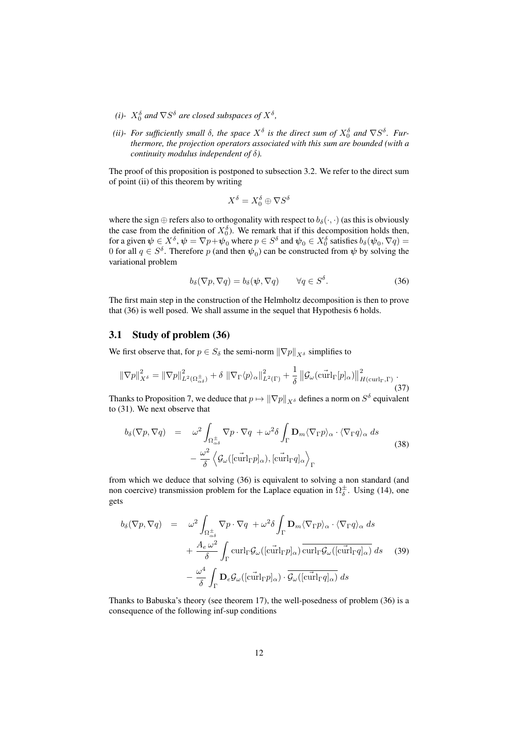*(i)- $X_0^\delta$ and $\nabla S^\delta$ are closed subspaces of $X^\delta$,*

*(ii)- For sufficiently small $\delta$, the space $X^\delta$ is the direct sum of $X_0^\delta$ and $\nabla S^\delta$. Furthermore, the projection operators associated with this sum are bounded (with a continuity modulus independent of $\delta$).*

The proof of this proposition is postponed to subsection 3.2. We refer to the direct sum of point (ii) of this theorem by writing

$$X^\delta = X_0^\delta \oplus \nabla S^\delta$$

where the sign $\oplus$ refers also to orthogonality with respect to $b_\delta(\cdot,\cdot)$ (as this is obviously the case from the definition of $X_0^\delta$). We remark that if this decomposition holds then, for a given $\boldsymbol{\psi} \in X^\delta$, $\boldsymbol{\psi} = \nabla p + \boldsymbol{\psi}_0$ where $p \in S^\delta$ and $\boldsymbol{\psi}_0 \in X_0^\delta$ satisfies $b_\delta(\boldsymbol{\psi}_0, \nabla q) = 0$ for all $q \in S^\delta$. Therefore $p$ (and then $\boldsymbol{\psi}_0$) can be constructed from $\boldsymbol{\psi}$ by solving the variational problem

$$b_\delta(\nabla p, \nabla q) = b_\delta(\boldsymbol{\psi}, \nabla q) \qquad \forall q \in S^\delta. \tag{36}$$

The first main step in the construction of the Helmholtz decomposition is then to prove that (36) is well posed. We shall assume in the sequel that Hypothesis 6 holds.

## 3.1 Study of problem (36)

We first observe that, for $p \in S_\delta$ the semi-norm $\|\nabla p\|_{X^\delta}$ simplifies to

$$\|\nabla p\|^2_{X^\delta} = \|\nabla p\|^2_{L^2(\Omega^\pm_{\alpha\delta})} + \delta\, \|\nabla_\Gamma \langle p \rangle_\alpha\|^2_{L^2(\Gamma)} + \frac{1}{\delta}\left\|\mathcal{G}_\omega(\vec{\operatorname{curl}}_\Gamma[p]_\alpha)\right\|^2_{H(\operatorname{curl}_\Gamma,\Gamma)}. \tag{37}$$

Thanks to Proposition 7, we deduce that $p \mapsto \|\nabla p\|_{X^\delta}$ defines a norm on $S^\delta$ equivalent to (31). We next observe that

$$\begin{aligned} b_\delta(\nabla p, \nabla q) \;&=\; \omega^2 \int_{\Omega^\pm_{\alpha\delta}} \nabla p \cdot \nabla q \; + \omega^2 \delta \int_\Gamma \mathbf{D}_m \langle \nabla_\Gamma p \rangle_\alpha \cdot \langle \nabla_\Gamma q \rangle_\alpha \, ds \\ &\quad - \frac{\omega^2}{\delta}\left\langle \mathcal{G}_\omega([\vec{\operatorname{curl}}_\Gamma p]_\alpha), [\vec{\operatorname{curl}}_\Gamma q]_\alpha \right\rangle_\Gamma \end{aligned} \tag{38}$$

from which we deduce that solving (36) is equivalent to solving a non standard (and non coercive) transmission problem for the Laplace equation in $\Omega^\pm_\delta$. Using (14), one gets

$$\begin{aligned} b_\delta(\nabla p, \nabla q) \;&=\; \omega^2 \int_{\Omega^\pm_{\alpha\delta}} \nabla p \cdot \nabla q \; + \omega^2 \delta \int_\Gamma \mathbf{D}_m \langle \nabla_\Gamma p \rangle_\alpha \cdot \langle \nabla_\Gamma q \rangle_\alpha \, ds \\ &\quad + \frac{A_e\, \omega^2}{\delta} \int_\Gamma \operatorname{curl}_\Gamma \mathcal{G}_\omega([\vec{\operatorname{curl}}_\Gamma p]_\alpha)\, \overline{\operatorname{curl}_\Gamma \mathcal{G}_\omega([\vec{\operatorname{curl}}_\Gamma q]_\alpha)} \, ds \\ &\quad - \frac{\omega^4}{\delta} \int_\Gamma \mathbf{D}_e \mathcal{G}_\omega([\vec{\operatorname{curl}}_\Gamma p]_\alpha) \cdot \overline{\mathcal{G}_\omega([\vec{\operatorname{curl}}_\Gamma q]_\alpha)} \, ds \end{aligned} \tag{39}$$

Thanks to Babuska's theory (see theorem 17), the well-posedness of problem (36) is a consequence of the following inf-sup conditions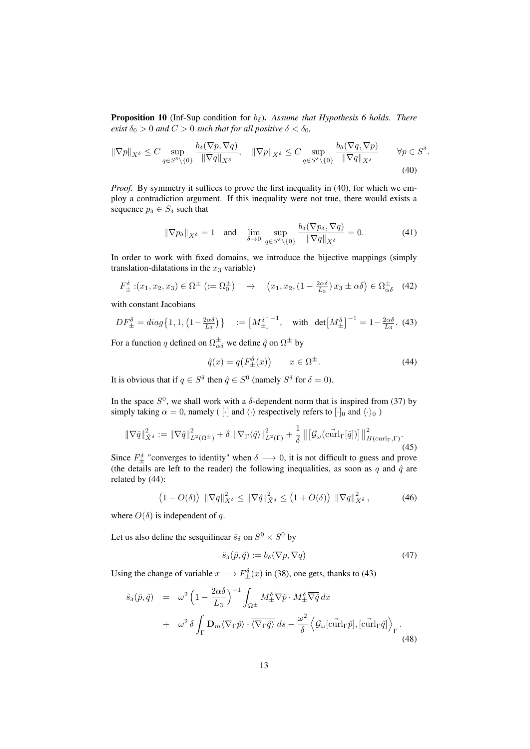**Proposition 10** (Inf-Sup condition for $b_\delta$). *Assume that Hypothesis 6 holds. There exist $\delta_0 > 0$ and $C > 0$ such that for all positive $\delta < \delta_0$,*

$$\|\nabla p\|_{X^\delta} \leq C \sup_{q \in S^\delta \setminus \{0\}} \frac{b_\delta(\nabla p, \nabla q)}{\|\nabla q\|_{X^\delta}}, \quad \|\nabla p\|_{X^\delta} \leq C \sup_{q \in S^\delta \setminus \{0\}} \frac{b_\delta(\nabla q, \nabla p)}{\|\nabla q\|_{X^\delta}} \qquad \forall p \in S^\delta. \tag{40}$$

*Proof.* By symmetry it suffices to prove the first inequality in (40), for which we employ a contradiction argument. If this inequality were not true, there would exists a sequence $p_\delta \in S_\delta$ such that

$$\|\nabla p_\delta\|_{X^\delta} = 1 \quad \text{and} \quad \lim_{\delta \to 0} \sup_{q \in S^\delta \setminus \{0\}} \frac{b_\delta(\nabla p_\delta, \nabla q)}{\|\nabla q\|_{X^\delta}} = 0. \tag{41}$$

In order to work with fixed domains, we introduce the bijective mappings (simply translation-dilatations in the $x_3$ variable)

$$F_\pm^\delta : (x_1, x_2, x_3) \in \Omega^\pm \; (:= \Omega_0^\pm) \quad \mapsto \quad \big(x_1, x_2, (1 - \tfrac{2\alpha\delta}{L_3})\, x_3 \pm \alpha\delta\big) \in \Omega_{\alpha\delta}^\pm \tag{42}$$

with constant Jacobians

$$DF_\pm^\delta = diag\big\{1, 1, \big(1 - \tfrac{2\alpha\delta}{L_3}\big)\big\} \quad := \big[M_\pm^\delta\big]^{-1}, \quad \text{with } \det\big[M_\pm^\delta\big]^{-1} = 1 - \tfrac{2\alpha\delta}{L_3}. \tag{43}$$

For a function $q$ defined on $\Omega_{\alpha\delta}^\pm$ we define $\hat{q}$ on $\Omega^\pm$ by

$$\hat{q}(x) = q\big(F_\pm^\delta(x)\big) \qquad x \in \Omega^\pm. \tag{44}$$

It is obvious that if $q \in S^\delta$ then $\hat{q} \in S^0$ (namely $S^\delta$ for $\delta = 0$).

In the space $S^0$, we shall work with a $\delta$-dependent norm that is inspired from (37) by simply taking $\alpha = 0$, namely ( $[\cdot]$ and $\langle \cdot \rangle$ respectively refers to $[\cdot]_0$ and $\langle \cdot \rangle_0$ )

$$\|\nabla \hat{q}\|_{\hat{X}^\delta}^2 := \|\nabla \hat{q}\|_{L^2(\Omega^\pm)}^2 + \delta\, \|\nabla_\Gamma \langle \hat{q} \rangle\|_{L^2(\Gamma)}^2 + \frac{1}{\delta} \big\| \big[\mathcal{G}_\omega(\vec{\text{curl}}_\Gamma[\hat{q}])\big] \big\|_{H(\text{curl}_\Gamma, \Gamma)}^2. \tag{45}$$

Since $F_\pm^\delta$ "converges to identity" when $\delta \longrightarrow 0$, it is not difficult to guess and prove (the details are left to the reader) the following inequalities, as soon as $q$ and $\hat{q}$ are related by (44):

$$\big(1 - O(\delta)\big) \; \|\nabla q\|_{X^\delta}^2 \leq \|\nabla \hat{q}\|_{\hat{X}^\delta}^2 \leq \big(1 + O(\delta)\big) \; \|\nabla q\|_{X^\delta}^2, \tag{46}$$

where $O(\delta)$ is independent of $q$.

Let us also define the sesquilinear $\hat{s}_\delta$ on $S^0 \times S^0$ by

$$\hat{s}_\delta(\hat{p}, \hat{q}) := b_\delta(\nabla p, \nabla q) \tag{47}$$

Using the change of variable $x \longrightarrow F_\pm^\delta(x)$ in (38), one gets, thanks to (43)

$$\begin{aligned} \hat{s}_\delta(\hat{p}, \hat{q}) \;&=\; \omega^2 \Big(1 - \frac{2\alpha\delta}{L_3}\Big)^{-1} \int_{\Omega^\pm} M_\pm^\delta \nabla \hat{p} \cdot M_\pm^\delta \overline{\nabla \hat{q}}\, dx \\ &+\; \omega^2\, \delta \int_\Gamma \mathbf{D}_m \langle \nabla_\Gamma \hat{p} \rangle \cdot \overline{\langle \nabla_\Gamma \hat{q} \rangle}\, ds - \frac{\omega^2}{\delta} \Big\langle \mathcal{G}_\omega[\vec{\text{curl}}_\Gamma \hat{p}], [\vec{\text{curl}}_\Gamma \hat{q}] \Big\rangle_\Gamma. \end{aligned} \tag{48}$$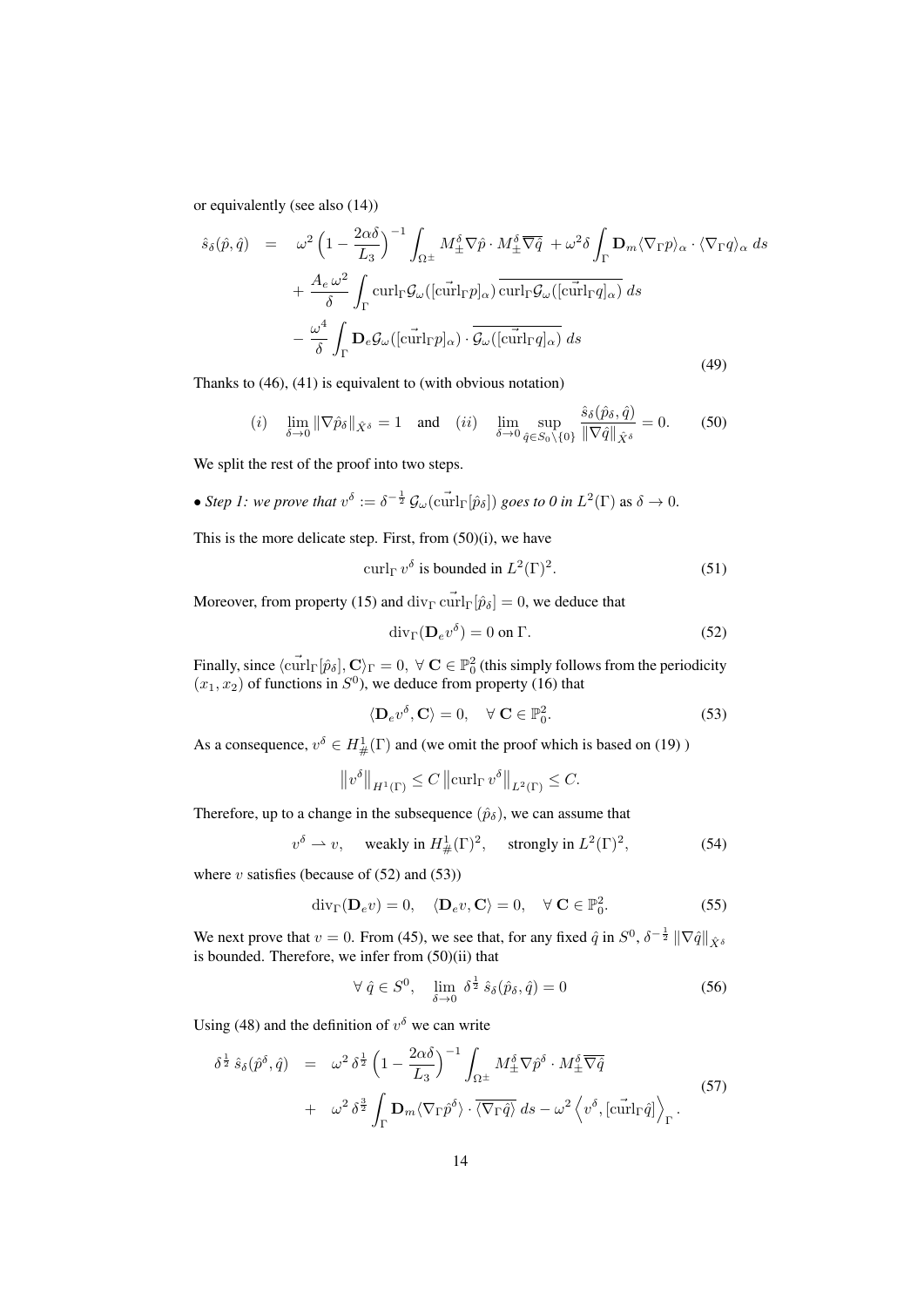or equivalently (see also (14))

$$
\begin{aligned}
\hat{s}_\delta(\hat{p},\hat{q}) \quad &= \quad \omega^2\left(1-\frac{2\alpha\delta}{L_3}\right)^{-1}\int_{\Omega^\pm} M^\delta_\pm \nabla\hat{p}\cdot M^\delta_\pm\overline{\nabla\hat{q}} \; + \omega^2\delta\int_\Gamma \mathbf{D}_m\langle\nabla_\Gamma p\rangle_\alpha\cdot\langle\nabla_\Gamma q\rangle_\alpha \, ds \\
&+ \frac{A_e\,\omega^2}{\delta}\int_\Gamma \mathrm{curl}_\Gamma\mathcal{G}_\omega([\vec{\mathrm{curl}}_\Gamma p]_\alpha)\,\overline{\mathrm{curl}_\Gamma\mathcal{G}_\omega([\vec{\mathrm{curl}}_\Gamma q]_\alpha)}\, ds \\
&- \frac{\omega^4}{\delta}\int_\Gamma \mathbf{D}_e\mathcal{G}_\omega([\vec{\mathrm{curl}}_\Gamma p]_\alpha)\cdot\overline{\mathcal{G}_\omega([\vec{\mathrm{curl}}_\Gamma q]_\alpha)}\, ds
\end{aligned}
\tag{49}
$$

Thanks to (46), (41) is equivalent to (with obvious notation)

$$
(i) \quad \lim_{\delta\to 0}\|\nabla\hat{p}_\delta\|_{\hat{X}^\delta}=1 \quad \text{and} \quad (ii) \quad \lim_{\delta\to 0}\sup_{\hat{q}\in S_0\setminus\{0\}}\frac{\hat{s}_\delta(\hat{p}_\delta,\hat{q})}{\|\nabla\hat{q}\|_{\hat{X}^\delta}}=0. \tag{50}
$$

We split the rest of the proof into two steps.

• *Step 1: we prove that* $v^\delta := \delta^{-\frac{1}{2}}\,\mathcal{G}_\omega(\vec{\mathrm{curl}}_\Gamma[\hat{p}_\delta])$ *goes to 0 in* $L^2(\Gamma)$ as $\delta\to 0$.

This is the more delicate step. First, from (50)(i), we have

$$
\mathrm{curl}_\Gamma\, v^\delta \text{ is bounded in } L^2(\Gamma)^2. \tag{51}
$$

Moreover, from property (15) and $\mathrm{div}_\Gamma\,\vec{\mathrm{curl}}_\Gamma[\hat{p}_\delta]=0$, we deduce that

$$
\mathrm{div}_\Gamma(\mathbf{D}_e v^\delta)=0 \text{ on } \Gamma. \tag{52}
$$

Finally, since $\langle\vec{\mathrm{curl}}_\Gamma[\hat{p}_\delta],\mathbf{C}\rangle_\Gamma=0,\ \forall\,\mathbf{C}\in\mathbb{P}^2_0$ (this simply follows from the periodicity $(x_1,x_2)$ of functions in $S^0$), we deduce from property (16) that

$$
\langle\mathbf{D}_e v^\delta,\mathbf{C}\rangle=0, \quad \forall\,\mathbf{C}\in\mathbb{P}^2_0. \tag{53}
$$

As a consequence, $v^\delta\in H^1_\#(\Gamma)$ and (we omit the proof which is based on (19) )

$$
\left\|v^\delta\right\|_{H^1(\Gamma)} \le C\left\|\mathrm{curl}_\Gamma\, v^\delta\right\|_{L^2(\Gamma)} \le C.
$$

Therefore, up to a change in the subsequence $(\hat{p}_\delta)$, we can assume that

$$
v^\delta \rightharpoonup v, \quad \text{weakly in } H^1_\#(\Gamma)^2, \quad \text{strongly in } L^2(\Gamma)^2, \tag{54}
$$

where $v$ satisfies (because of (52) and (53))

$$
\mathrm{div}_\Gamma(\mathbf{D}_e v)=0, \quad \langle\mathbf{D}_e v,\mathbf{C}\rangle=0, \quad \forall\,\mathbf{C}\in\mathbb{P}^2_0. \tag{55}
$$

We next prove that $v=0$. From (45), we see that, for any fixed $\hat{q}$ in $S^0$, $\delta^{-\frac{1}{2}}\|\nabla\hat{q}\|_{\hat{X}^\delta}$ is bounded. Therefore, we infer from (50)(ii) that

$$
\forall\,\hat{q}\in S^0, \quad \lim_{\delta\to 0}\delta^{\frac{1}{2}}\,\hat{s}_\delta(\hat{p}_\delta,\hat{q})=0 \tag{56}
$$

Using (48) and the definition of $v^\delta$ we can write

$$
\begin{aligned}
\delta^{\frac{1}{2}}\,\hat{s}_\delta(\hat{p}^\delta,\hat{q}) \quad &= \quad \omega^2\,\delta^{\frac{1}{2}}\left(1-\frac{2\alpha\delta}{L_3}\right)^{-1}\int_{\Omega^\pm} M^\delta_\pm\nabla\hat{p}^\delta\cdot M^\delta_\pm\overline{\nabla\hat{q}} \\
&+ \quad \omega^2\,\delta^{\frac{3}{2}}\int_\Gamma \mathbf{D}_m\langle\nabla_\Gamma\hat{p}^\delta\rangle\cdot\overline{\langle\nabla_\Gamma\hat{q}\rangle}\, ds - \omega^2\left\langle v^\delta,[\vec{\mathrm{curl}}_\Gamma\hat{q}]\right\rangle_\Gamma.
\end{aligned}
\tag{57}
$$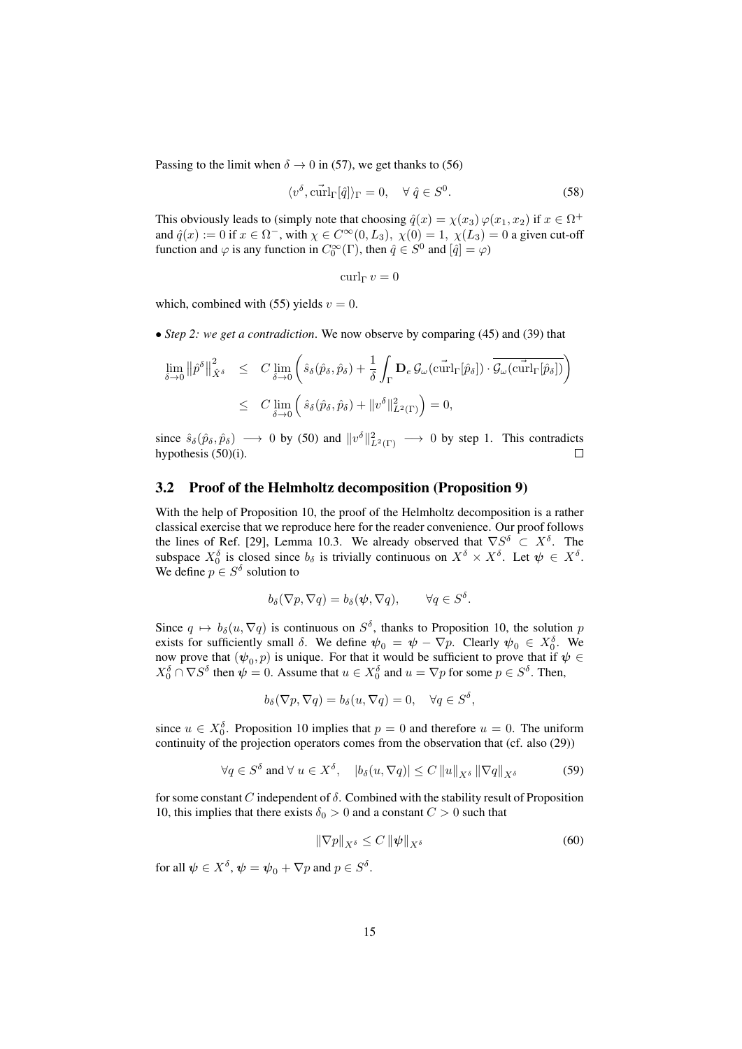Passing to the limit when $\delta \to 0$ in (57), we get thanks to (56)

$$\langle v^\delta, \vec{\text{curl}}_\Gamma[\hat{q}]\rangle_\Gamma = 0, \quad \forall\, \hat{q} \in S^0. \tag{58}$$

This obviously leads to (simply note that choosing $\hat{q}(x) = \chi(x_3)\,\varphi(x_1, x_2)$ if $x \in \Omega^+$ and $\hat{q}(x) := 0$ if $x \in \Omega^-$, with $\chi \in C^\infty(0, L_3)$, $\chi(0) = 1$, $\chi(L_3) = 0$ a given cut-off function and $\varphi$ is any function in $C_0^\infty(\Gamma)$, then $\hat{q} \in S^0$ and $[\hat{q}] = \varphi$)

$$\text{curl}_\Gamma\, v = 0$$

which, combined with (55) yields $v = 0$.

• *Step 2: we get a contradiction*. We now observe by comparing (45) and (39) that

$$\begin{aligned}
\lim_{\delta\to 0} \left\|\hat{p}^\delta\right\|^2_{\hat{X}^\delta} \quad &\leq \quad C \lim_{\delta\to 0}\left( \hat{s}_\delta(\hat{p}_\delta, \hat{p}_\delta) + \frac{1}{\delta}\int_\Gamma \mathbf{D}_e\, \mathcal{G}_\omega(\vec{\text{curl}}_\Gamma[\hat{p}_\delta]) \cdot \overline{\mathcal{G}_\omega(\vec{\text{curl}}_\Gamma[\hat{p}_\delta])}\right) \\
&\leq \quad C \lim_{\delta\to 0}\Big( \hat{s}_\delta(\hat{p}_\delta, \hat{p}_\delta) + \|v^\delta\|^2_{L^2(\Gamma)}\Big) = 0,
\end{aligned}$$

since $\hat{s}_\delta(\hat{p}_\delta, \hat{p}_\delta) \longrightarrow 0$ by (50) and $\|v^\delta\|^2_{L^2(\Gamma)} \longrightarrow 0$ by step 1. This contradicts hypothesis (50)(i). $\square$

## 3.2 Proof of the Helmholtz decomposition (Proposition 9)

With the help of Proposition 10, the proof of the Helmholtz decomposition is a rather classical exercise that we reproduce here for the reader convenience. Our proof follows the lines of Ref. [29], Lemma 10.3. We already observed that $\nabla S^\delta \subset X^\delta$. The subspace $X_0^\delta$ is closed since $b_\delta$ is trivially continuous on $X^\delta \times X^\delta$. Let $\boldsymbol{\psi} \in X^\delta$. We define $p \in S^\delta$ solution to

$$b_\delta(\nabla p, \nabla q) = b_\delta(\boldsymbol{\psi}, \nabla q), \qquad \forall q \in S^\delta.$$

Since $q \mapsto b_\delta(u, \nabla q)$ is continuous on $S^\delta$, thanks to Proposition 10, the solution $p$ exists for sufficiently small $\delta$. We define $\boldsymbol{\psi}_0 = \boldsymbol{\psi} - \nabla p$. Clearly $\boldsymbol{\psi}_0 \in X_0^\delta$. We now prove that $(\boldsymbol{\psi}_0, p)$ is unique. For that it would be sufficient to prove that if $\boldsymbol{\psi} \in X_0^\delta \cap \nabla S^\delta$ then $\boldsymbol{\psi} = 0$. Assume that $u \in X_0^\delta$ and $u = \nabla p$ for some $p \in S^\delta$. Then,

$$b_\delta(\nabla p, \nabla q) = b_\delta(u, \nabla q) = 0, \quad \forall q \in S^\delta,$$

since $u \in X_0^\delta$. Proposition 10 implies that $p = 0$ and therefore $u = 0$. The uniform continuity of the projection operators comes from the observation that (cf. also (29))

$$\forall q \in S^\delta \text{ and } \forall\, u \in X^\delta, \quad |b_\delta(u, \nabla q)| \leq C\, \|u\|_{X^\delta}\, \|\nabla q\|_{X^\delta} \tag{59}$$

for some constant $C$ independent of $\delta$. Combined with the stability result of Proposition 10, this implies that there exists $\delta_0 > 0$ and a constant $C > 0$ such that

$$\|\nabla p\|_{X^\delta} \leq C\, \|\boldsymbol{\psi}\|_{X^\delta} \tag{60}$$

for all $\boldsymbol{\psi} \in X^\delta$, $\boldsymbol{\psi} = \boldsymbol{\psi}_0 + \nabla p$ and $p \in S^\delta$.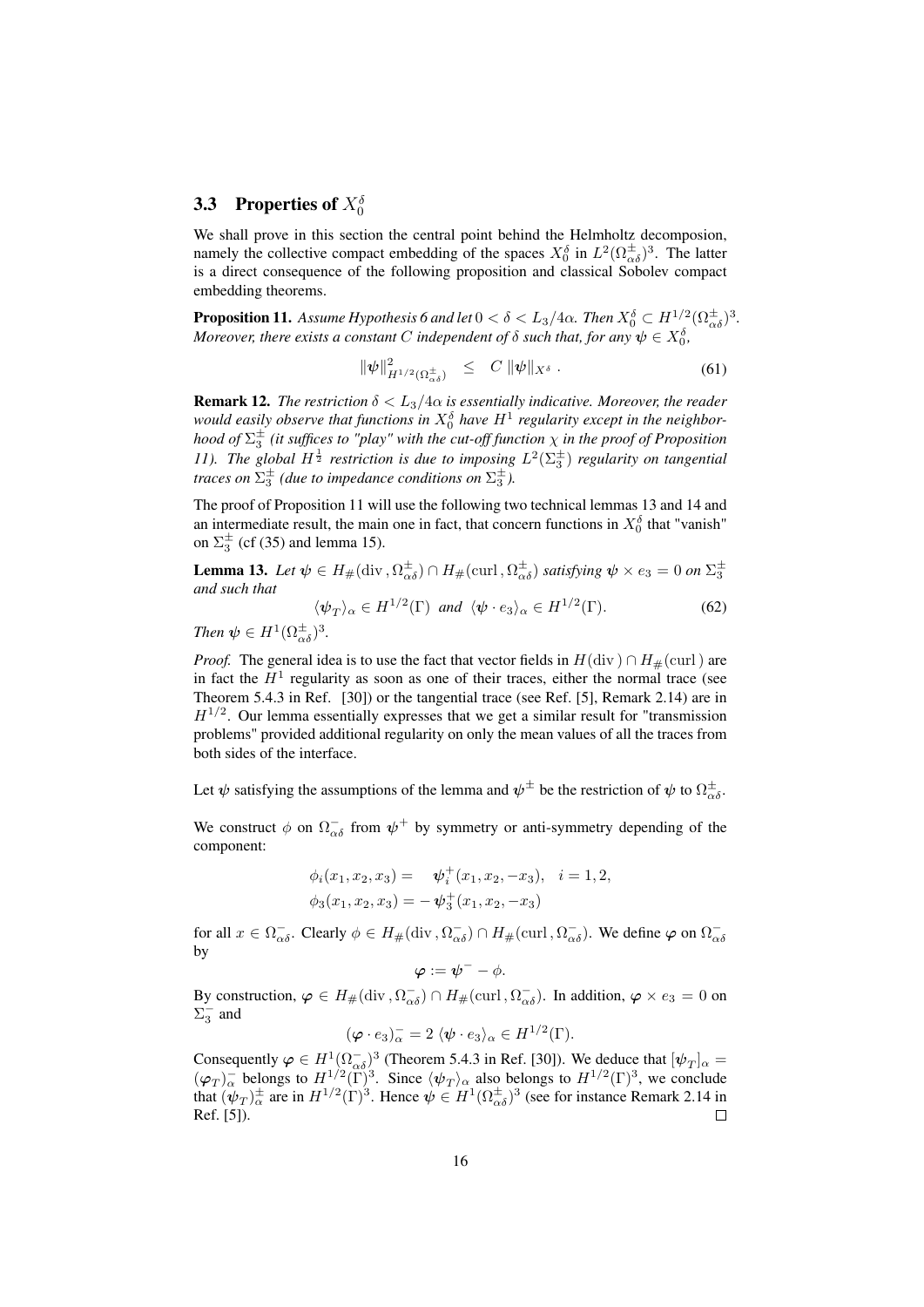### 3.3 Properties of $X_0^\delta$

We shall prove in this section the central point behind the Helmholtz decomposition, namely the collective compact embedding of the spaces $X_0^\delta$ in $L^2(\Omega_{\alpha\delta}^\pm)^3$. The latter is a direct consequence of the following proposition and classical Sobolev compact embedding theorems.

**Proposition 11.** *Assume Hypothesis 6 and let $0 < \delta < L_3/4\alpha$. Then $X_0^\delta \subset H^{1/2}(\Omega_{\alpha\delta}^\pm)^3$. Moreover, there exists a constant $C$ independent of $\delta$ such that, for any $\boldsymbol{\psi} \in X_0^\delta$,*

$$\|\boldsymbol{\psi}\|^2_{H^{1/2}(\Omega_{\alpha\delta}^\pm)} \quad \leq \quad C \, \|\boldsymbol{\psi}\|_{X^\delta} \, . \tag{61}$$

**Remark 12.** *The restriction $\delta < L_3/4\alpha$ is essentially indicative. Moreover, the reader would easily observe that functions in $X_0^\delta$ have $H^1$ regularity except in the neighborhood of $\Sigma_3^\pm$ (it suffices to "play" with the cut-off function $\chi$ in the proof of Proposition 11). The global $H^{\frac{1}{2}}$ restriction is due to imposing $L^2(\Sigma_3^\pm)$ regularity on tangential traces on $\Sigma_3^\pm$ (due to impedance conditions on $\Sigma_3^\pm$).*

The proof of Proposition 11 will use the following two technical lemmas 13 and 14 and an intermediate result, the main one in fact, that concern functions in $X_0^\delta$ that "vanish" on $\Sigma_3^\pm$ (cf (35) and lemma 15).

**Lemma 13.** *Let $\boldsymbol{\psi} \in H_\#(\mathrm{div}\,, \Omega_{\alpha\delta}^\pm) \cap H_\#(\mathrm{curl}\,, \Omega_{\alpha\delta}^\pm)$ satisfying $\boldsymbol{\psi} \times e_3 = 0$ on $\Sigma_3^\pm$ and such that*

$$\langle \boldsymbol{\psi}_T \rangle_\alpha \in H^{1/2}(\Gamma) \;\; \text{and} \;\; \langle \boldsymbol{\psi} \cdot e_3 \rangle_\alpha \in H^{1/2}(\Gamma). \tag{62}$$

*Then $\boldsymbol{\psi} \in H^1(\Omega_{\alpha\delta}^\pm)^3$.*

*Proof.* The general idea is to use the fact that vector fields in $H(\mathrm{div}\,) \cap H_\#(\mathrm{curl}\,)$ are in fact the $H^1$ regularity as soon as one of their traces, either the normal trace (see Theorem 5.4.3 in Ref. [30]) or the tangential trace (see Ref. [5], Remark 2.14) are in $H^{1/2}$. Our lemma essentially expresses that we get a similar result for "transmission problems" provided additional regularity on only the mean values of all the traces from both sides of the interface.

Let $\boldsymbol{\psi}$ satisfying the assumptions of the lemma and $\boldsymbol{\psi}^\pm$ be the restriction of $\boldsymbol{\psi}$ to $\Omega_{\alpha\delta}^\pm$.

We construct $\phi$ on $\Omega_{\alpha\delta}^-$ from $\boldsymbol{\psi}^+$ by symmetry or anti-symmetry depending of the component:

$$\begin{aligned}
\phi_i(x_1, x_2, x_3) &= \quad \boldsymbol{\psi}_i^+(x_1, x_2, -x_3), \quad i = 1, 2, \\
\phi_3(x_1, x_2, x_3) &= -\,\boldsymbol{\psi}_3^+(x_1, x_2, -x_3)
\end{aligned}$$

for all $x \in \Omega_{\alpha\delta}^-$. Clearly $\phi \in H_\#(\mathrm{div}\,, \Omega_{\alpha\delta}^-) \cap H_\#(\mathrm{curl}\,, \Omega_{\alpha\delta}^-)$. We define $\boldsymbol{\varphi}$ on $\Omega_{\alpha\delta}^-$ by

$$\boldsymbol{\varphi} := \boldsymbol{\psi}^- - \phi.$$

By construction, $\boldsymbol{\varphi} \in H_\#(\mathrm{div}\,, \Omega_{\alpha\delta}^-) \cap H_\#(\mathrm{curl}\,, \Omega_{\alpha\delta}^-)$. In addition, $\boldsymbol{\varphi} \times e_3 = 0$ on $\Sigma_3^-$ and

$$(\boldsymbol{\varphi} \cdot e_3)_\alpha^- = 2 \, \langle \boldsymbol{\psi} \cdot e_3 \rangle_\alpha \in H^{1/2}(\Gamma).$$

Consequently $\boldsymbol{\varphi} \in H^1(\Omega_{\alpha\delta}^-)^3$ (Theorem 5.4.3 in Ref. [30]). We deduce that $[\boldsymbol{\psi}_T]_\alpha = (\boldsymbol{\varphi}_T)_\alpha^-$ belongs to $H^{1/2}(\Gamma)^3$. Since $\langle \boldsymbol{\psi}_T \rangle_\alpha$ also belongs to $H^{1/2}(\Gamma)^3$, we conclude that $(\boldsymbol{\psi}_T)_\alpha^\pm$ are in $H^{1/2}(\Gamma)^3$. Hence $\boldsymbol{\psi} \in H^1(\Omega_{\alpha\delta}^\pm)^3$ (see for instance Remark 2.14 in Ref. [5]). $\square$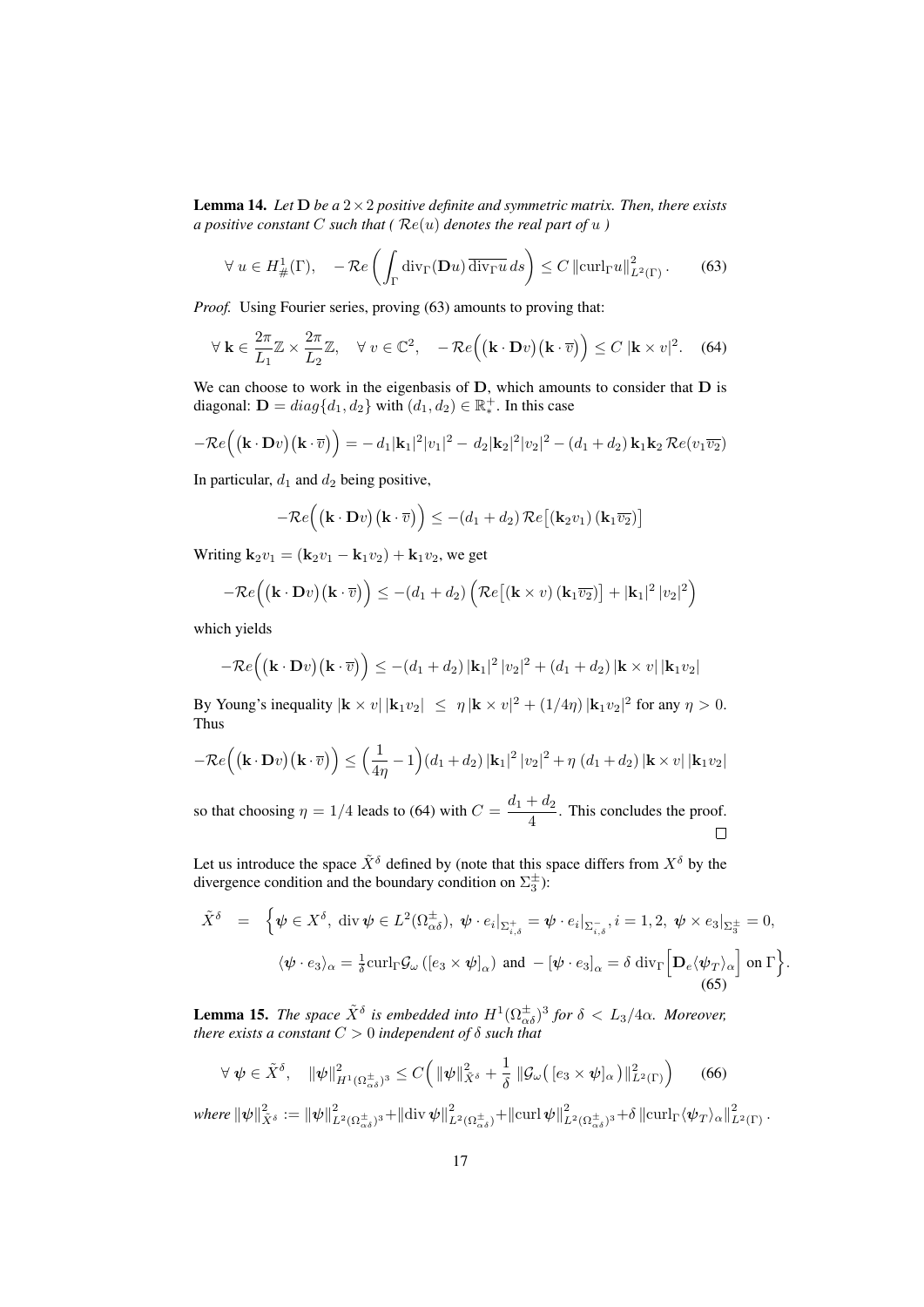**Lemma 14.** *Let* $\mathbf{D}$ *be a* $2\times 2$ *positive definite and symmetric matrix. Then, there exists a positive constant* $C$ *such that (* $\mathcal{R}e(u)$ *denotes the real part of* $u$ *)*

$$\forall\, u \in H^1_{\#}(\Gamma), \quad -\mathcal{R}e\left(\int_\Gamma \operatorname{div}_\Gamma(\mathbf{D}u)\,\overline{\operatorname{div}_\Gamma u}\,ds\right) \leq C\,\|\operatorname{curl}_\Gamma u\|^2_{L^2(\Gamma)}. \tag{63}$$

*Proof.* Using Fourier series, proving (63) amounts to proving that:

$$\forall\, \mathbf{k} \in \frac{2\pi}{L_1}\mathbb{Z} \times \frac{2\pi}{L_2}\mathbb{Z}, \quad \forall\, v \in \mathbb{C}^2, \quad -\mathcal{R}e\Big(\big(\mathbf{k}\cdot\mathbf{D}v\big)\big(\mathbf{k}\cdot\overline{v}\big)\Big) \leq C\,|\mathbf{k}\times v|^2. \tag{64}$$

We can choose to work in the eigenbasis of $\mathbf{D}$, which amounts to consider that $\mathbf{D}$ is diagonal: $\mathbf{D} = diag\{d_1, d_2\}$ with $(d_1, d_2) \in \mathbb{R}^+_*$. In this case

$$-\mathcal{R}e\Big(\big(\mathbf{k}\cdot\mathbf{D}v\big)\big(\mathbf{k}\cdot\overline{v}\big)\Big) = -\,d_1|\mathbf{k}_1|^2|v_1|^2 - \,d_2|\mathbf{k}_2|^2|v_2|^2 - (d_1+d_2)\,\mathbf{k}_1\mathbf{k}_2\,\mathcal{R}e(v_1\overline{v_2})$$

In particular, $d_1$ and $d_2$ being positive,

$$-\mathcal{R}e\Big(\big(\mathbf{k}\cdot\mathbf{D}v\big)\big(\mathbf{k}\cdot\overline{v}\big)\Big) \leq -(d_1+d_2)\,\mathcal{R}e\big[(\mathbf{k}_2v_1)\,(\mathbf{k}_1\overline{v_2})\big]$$

Writing $\mathbf{k}_2v_1 = (\mathbf{k}_2v_1 - \mathbf{k}_1v_2) + \mathbf{k}_1v_2$, we get

$$-\mathcal{R}e\Big(\big(\mathbf{k}\cdot\mathbf{D}v\big)\big(\mathbf{k}\cdot\overline{v}\big)\Big) \leq -(d_1+d_2)\,\Big(\mathcal{R}e\big[(\mathbf{k}\times v)\,(\mathbf{k}_1\overline{v_2})\big] + |\mathbf{k}_1|^2\,|v_2|^2\Big)$$

which yields

$$-\mathcal{R}e\Big(\big(\mathbf{k}\cdot\mathbf{D}v\big)\big(\mathbf{k}\cdot\overline{v}\big)\Big) \leq -(d_1+d_2)\,|\mathbf{k}_1|^2\,|v_2|^2 + (d_1+d_2)\,|\mathbf{k}\times v|\,|\mathbf{k}_1v_2|$$

By Young's inequality $|\mathbf{k}\times v|\,|\mathbf{k}_1v_2| \;\leq\; \eta\,|\mathbf{k}\times v|^2 + (1/4\eta)\,|\mathbf{k}_1v_2|^2$ for any $\eta > 0$. Thus

$$-\mathcal{R}e\Big(\big(\mathbf{k}\cdot\mathbf{D}v\big)\big(\mathbf{k}\cdot\overline{v}\big)\Big) \leq \Big(\frac{1}{4\eta} - 1\Big)(d_1+d_2)\,|\mathbf{k}_1|^2\,|v_2|^2 + \eta\,(d_1+d_2)\,|\mathbf{k}\times v|\,|\mathbf{k}_1v_2|$$

so that choosing $\eta = 1/4$ leads to (64) with $C = \dfrac{d_1+d_2}{4}$. This concludes the proof. $\square$

Let us introduce the space $\tilde{X}^\delta$ defined by (note that this space differs from $X^\delta$ by the divergence condition and the boundary condition on $\Sigma_3^\pm$):

$$\begin{aligned}\tilde{X}^\delta \;=\; \Big\{&\boldsymbol{\psi} \in X^\delta,\ \operatorname{div}\boldsymbol{\psi} \in L^2(\Omega^\pm_{\alpha\delta}),\ \boldsymbol{\psi}\cdot e_i|_{\Sigma^+_{i,\delta}} = \boldsymbol{\psi}\cdot e_i|_{\Sigma^-_{i,\delta}}, i=1,2,\ \boldsymbol{\psi}\times e_3|_{\Sigma_3^\pm} = 0,\\ &\langle\boldsymbol{\psi}\cdot e_3\rangle_\alpha = \tfrac{1}{\delta}\operatorname{curl}_\Gamma\mathcal{G}_\omega\left([e_3\times\boldsymbol{\psi}]_\alpha\right) \text{ and } -[\boldsymbol{\psi}\cdot e_3]_\alpha = \delta\,\operatorname{div}_\Gamma\Big[\mathbf{D}_e\langle\boldsymbol{\psi}_T\rangle_\alpha\Big] \text{ on } \Gamma\Big\}.\end{aligned} \tag{65}$$

**Lemma 15.** *The space* $\tilde{X}^\delta$ *is embedded into* $H^1(\Omega^\pm_{\alpha\delta})^3$ *for* $\delta < L_3/4\alpha$. *Moreover, there exists a constant* $C > 0$ *independent of* $\delta$ *such that*

$$\forall\,\boldsymbol{\psi}\in\tilde{X}^\delta, \quad \|\boldsymbol{\psi}\|^2_{H^1(\Omega^\pm_{\alpha\delta})^3} \leq C\Big(\,\|\boldsymbol{\psi}\|^2_{\tilde{X}^\delta} + \frac{1}{\delta}\,\|\mathcal{G}_\omega\big([e_3\times\boldsymbol{\psi}]_\alpha\big)\|^2_{L^2(\Gamma)}\Big) \tag{66}$$

*where* $\|\boldsymbol{\psi}\|^2_{\tilde{X}^\delta} := \|\boldsymbol{\psi}\|^2_{L^2(\Omega^\pm_{\alpha\delta})^3} + \|\operatorname{div}\boldsymbol{\psi}\|^2_{L^2(\Omega^\pm_{\alpha\delta})} + \|\operatorname{curl}\boldsymbol{\psi}\|^2_{L^2(\Omega^\pm_{\alpha\delta})^3} + \delta\,\|\operatorname{curl}_\Gamma\langle\boldsymbol{\psi}_T\rangle_\alpha\|^2_{L^2(\Gamma)}$.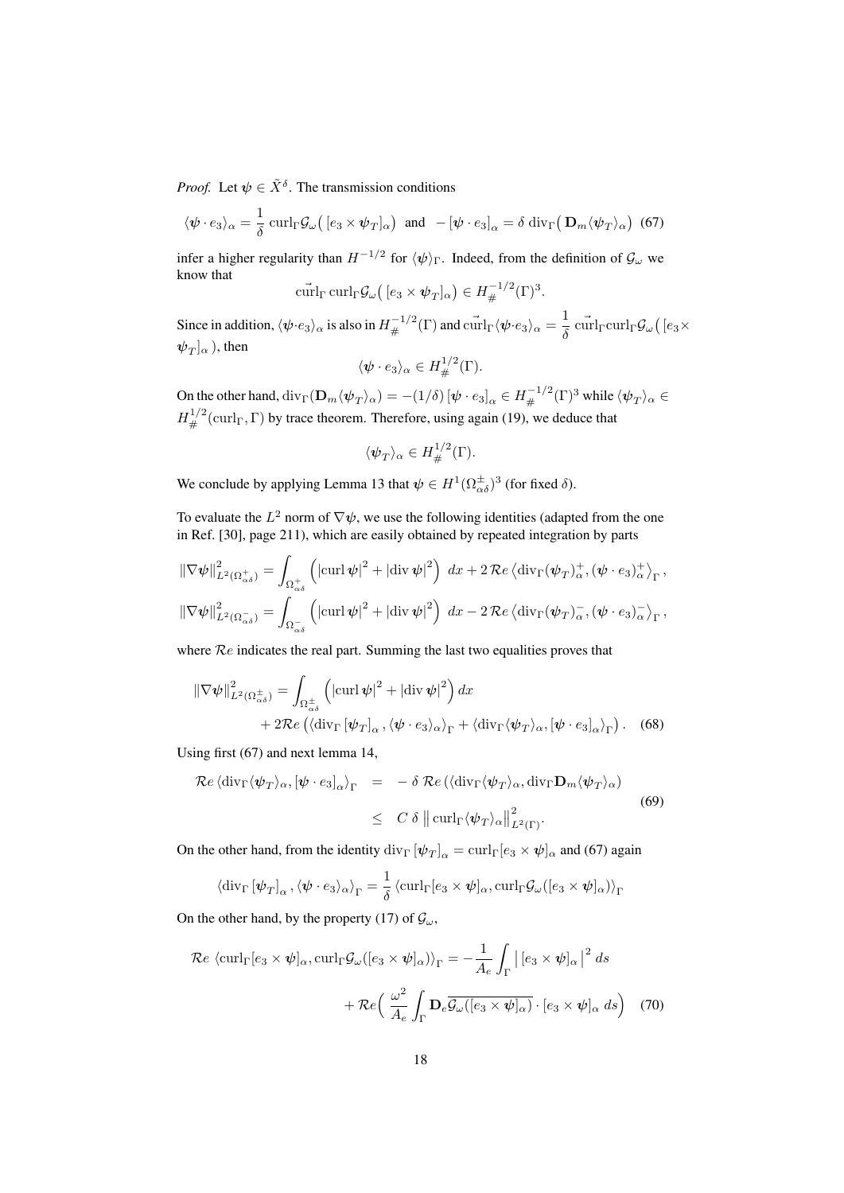*Proof.* Let $\psi \in \tilde{X}^\delta$. The transmission conditions

$$\langle \psi \cdot e_3 \rangle_\alpha = \frac{1}{\delta}\, \mathrm{curl}_\Gamma \mathcal{G}_\omega\big( [e_3 \times \psi_T]_\alpha \big) \;\text{ and }\; -[\psi \cdot e_3]_\alpha = \delta\, \mathrm{div}_\Gamma\big( \mathbf{D}_m \langle \psi_T \rangle_\alpha \big) \quad (67)$$

infer a higher regularity than $H^{-1/2}$ for $\langle \psi \rangle_\Gamma$. Indeed, from the definition of $\mathcal{G}_\omega$ we know that

$$\vec{\mathrm{curl}}_\Gamma\, \mathrm{curl}_\Gamma \mathcal{G}_\omega\big( [e_3 \times \psi_T]_\alpha \big) \in H_\#^{-1/2}(\Gamma)^3.$$

Since in addition, $\langle \psi \cdot e_3 \rangle_\alpha$ is also in $H_\#^{-1/2}(\Gamma)$ and $\vec{\mathrm{curl}}_\Gamma \langle \psi \cdot e_3 \rangle_\alpha = \dfrac{1}{\delta}\, \vec{\mathrm{curl}}_\Gamma \mathrm{curl}_\Gamma \mathcal{G}_\omega\big( [e_3 \times \psi_T]_\alpha \big)$, then

$$\langle \psi \cdot e_3 \rangle_\alpha \in H_\#^{1/2}(\Gamma).$$

On the other hand, $\mathrm{div}_\Gamma (\mathbf{D}_m \langle \psi_T \rangle_\alpha) = -(1/\delta)\, [\psi \cdot e_3]_\alpha \in H_\#^{-1/2}(\Gamma)^3$ while $\langle \psi_T \rangle_\alpha \in H_\#^{1/2}(\mathrm{curl}_\Gamma, \Gamma)$ by trace theorem. Therefore, using again (19), we deduce that

$$\langle \psi_T \rangle_\alpha \in H_\#^{1/2}(\Gamma).$$

We conclude by applying Lemma 13 that $\psi \in H^1(\Omega_{\alpha\delta}^\pm)^3$ (for fixed $\delta$).

To evaluate the $L^2$ norm of $\nabla \psi$, we use the following identities (adapted from the one in Ref. [30], page 211), which are easily obtained by repeated integration by parts

$$\|\nabla \psi\|^2_{L^2(\Omega^+_{\alpha\delta})} = \int_{\Omega^+_{\alpha\delta}} \left( |\mathrm{curl}\, \psi|^2 + |\mathrm{div}\, \psi|^2 \right) \, dx + 2\, \mathcal{R}e \left\langle \mathrm{div}_\Gamma (\psi_T)^+_\alpha, (\psi \cdot e_3)^+_\alpha \right\rangle_\Gamma,$$

$$\|\nabla \psi\|^2_{L^2(\Omega^-_{\alpha\delta})} = \int_{\Omega^-_{\alpha\delta}} \left( |\mathrm{curl}\, \psi|^2 + |\mathrm{div}\, \psi|^2 \right) \, dx - 2\, \mathcal{R}e \left\langle \mathrm{div}_\Gamma (\psi_T)^-_\alpha, (\psi \cdot e_3)^-_\alpha \right\rangle_\Gamma,$$

where $\mathcal{R}e$ indicates the real part. Summing the last two equalities proves that

$$\begin{aligned}\|\nabla \psi\|^2_{L^2(\Omega^\pm_{\alpha\delta})} &= \int_{\Omega^\pm_{\alpha\delta}} \left( |\mathrm{curl}\, \psi|^2 + |\mathrm{div}\, \psi|^2 \right) dx \\ &\quad + 2\mathcal{R}e \left( \langle \mathrm{div}_\Gamma\, [\psi_T]_\alpha, \langle \psi \cdot e_3 \rangle_\alpha \rangle_\Gamma + \langle \mathrm{div}_\Gamma \langle \psi_T \rangle_\alpha, [\psi \cdot e_3]_\alpha \rangle_\Gamma \right). \quad (68)\end{aligned}$$

Using first (67) and next lemma 14,

$$\begin{aligned}\mathcal{R}e \left\langle \mathrm{div}_\Gamma \langle \psi_T \rangle_\alpha, [\psi \cdot e_3]_\alpha \right\rangle_\Gamma &= -\, \delta\, \mathcal{R}e \left( \langle \mathrm{div}_\Gamma \langle \psi_T \rangle_\alpha, \mathrm{div}_\Gamma \mathbf{D}_m \langle \psi_T \rangle_\alpha \right) \\ &\leq C\, \delta\, \left\| \mathrm{curl}_\Gamma \langle \psi_T \rangle_\alpha \right\|^2_{L^2(\Gamma)}.\end{aligned} \quad (69)$$

On the other hand, from the identity $\mathrm{div}_\Gamma\, [\psi_T]_\alpha = \mathrm{curl}_\Gamma [e_3 \times \psi]_\alpha$ and (67) again

$$\langle \mathrm{div}_\Gamma\, [\psi_T]_\alpha, \langle \psi \cdot e_3 \rangle_\alpha \rangle_\Gamma = \frac{1}{\delta} \left\langle \mathrm{curl}_\Gamma [e_3 \times \psi]_\alpha, \mathrm{curl}_\Gamma \mathcal{G}_\omega([e_3 \times \psi]_\alpha) \right\rangle_\Gamma$$

On the other hand, by the property (17) of $\mathcal{G}_\omega$,

$$\begin{aligned}\mathcal{R}e \left\langle \mathrm{curl}_\Gamma [e_3 \times \psi]_\alpha, \mathrm{curl}_\Gamma \mathcal{G}_\omega([e_3 \times \psi]_\alpha) \right\rangle_\Gamma &= -\frac{1}{A_e} \int_\Gamma \left| [e_3 \times \psi]_\alpha \right|^2 ds \\ &\quad + \mathcal{R}e \Big( \frac{\omega^2}{A_e} \int_\Gamma \mathbf{D}_e \overline{\mathcal{G}_\omega([e_3 \times \psi]_\alpha)} \cdot [e_3 \times \psi]_\alpha \, ds \Big) \quad (70)\end{aligned}$$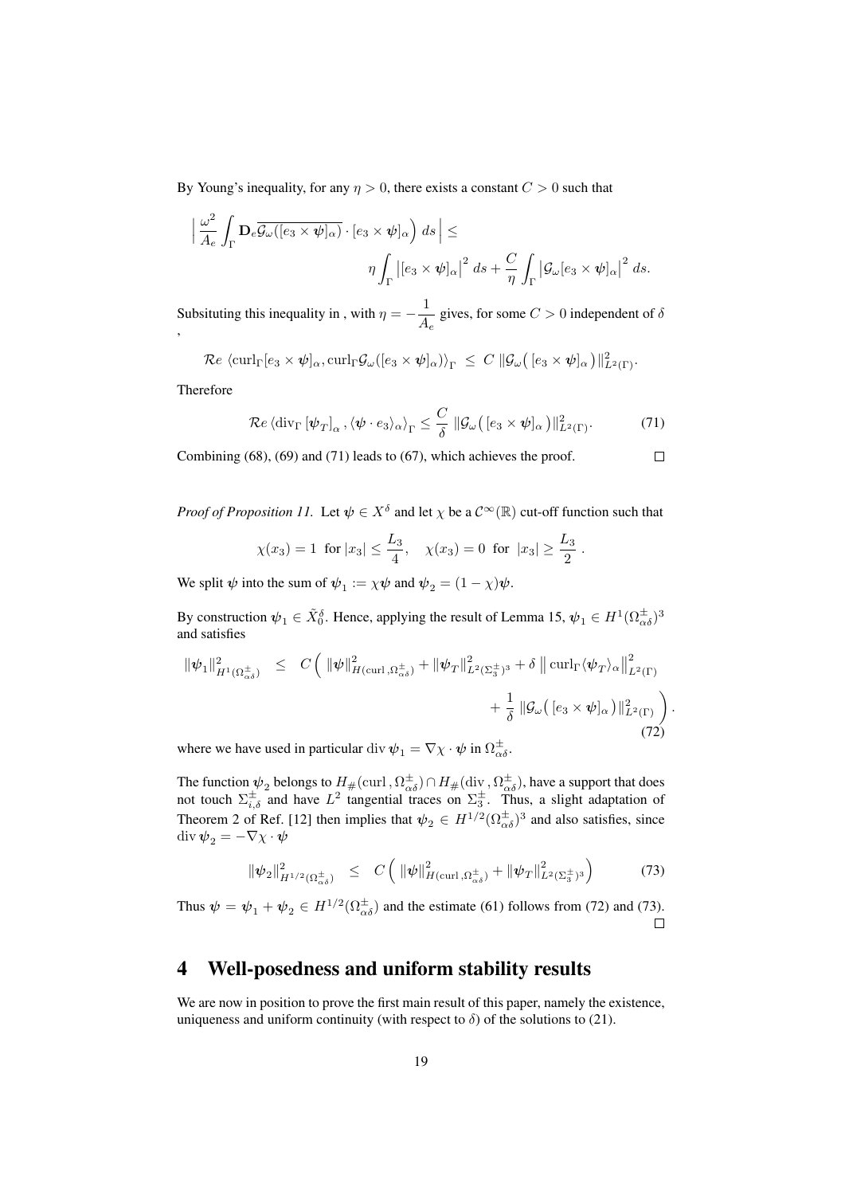By Young's inequality, for any $\eta > 0$, there exists a constant $C > 0$ such that

$$\Big| \frac{\omega^2}{A_e} \int_\Gamma \mathbf{D}_e \overline{\mathcal{G}_\omega([e_3 \times \boldsymbol{\psi}]_\alpha)} \cdot [e_3 \times \boldsymbol{\psi}]_\alpha \Big) \, ds \Big| \leq \\ \eta \int_\Gamma \big| [e_3 \times \boldsymbol{\psi}]_\alpha \big|^2 \, ds + \frac{C}{\eta} \int_\Gamma \big| \mathcal{G}_\omega [e_3 \times \boldsymbol{\psi}]_\alpha \big|^2 \, ds.$$

Subsituting this inequality in , with $\eta = -\dfrac{1}{A_e}$ gives, for some $C > 0$ independent of $\delta$ ,

$$\mathcal{R}e \, \langle \mathrm{curl}_\Gamma [e_3 \times \boldsymbol{\psi}]_\alpha, \mathrm{curl}_\Gamma \mathcal{G}_\omega([e_3 \times \boldsymbol{\psi}]_\alpha) \rangle_\Gamma \; \leq \; C \, \| \mathcal{G}_\omega \big( [e_3 \times \boldsymbol{\psi}]_\alpha \big) \|^2_{L^2(\Gamma)}.$$

Therefore

$$\mathcal{R}e \, \langle \mathrm{div}_\Gamma \, [\boldsymbol{\psi}_T]_\alpha \, , \langle \boldsymbol{\psi} \cdot e_3 \rangle_\alpha \rangle_\Gamma \leq \frac{C}{\delta} \, \| \mathcal{G}_\omega \big( [e_3 \times \boldsymbol{\psi}]_\alpha \big) \|^2_{L^2(\Gamma)}. \tag{71}$$

Combining (68), (69) and (71) leads to (67), which achieves the proof. $\square$

*Proof of Proposition 11.* Let $\boldsymbol{\psi} \in X^\delta$ and let $\chi$ be a $\mathcal{C}^\infty(\mathbb{R})$ cut-off function such that

$$\chi(x_3) = 1 \;\text{ for } |x_3| \leq \frac{L_3}{4}, \quad \chi(x_3) = 0 \;\text{ for }\; |x_3| \geq \frac{L_3}{2} \; .$$

We split $\boldsymbol{\psi}$ into the sum of $\boldsymbol{\psi}_1 := \chi \boldsymbol{\psi}$ and $\boldsymbol{\psi}_2 = (1 - \chi)\boldsymbol{\psi}$.

By construction $\boldsymbol{\psi}_1 \in \tilde{X}^\delta_0$. Hence, applying the result of Lemma 15, $\boldsymbol{\psi}_1 \in H^1(\Omega^\pm_{\alpha\delta})^3$ and satisfies

$$\|\boldsymbol{\psi}_1\|^2_{H^1(\Omega^\pm_{\alpha\delta})} \;\; \leq \;\; C \Big( \; \|\boldsymbol{\psi}\|^2_{H(\mathrm{curl}\,,\Omega^\pm_{\alpha\delta})} + \|\boldsymbol{\psi}_T\|^2_{L^2(\Sigma^\pm_3)^3} + \delta \, \big\| \, \mathrm{curl}_\Gamma \langle \boldsymbol{\psi}_T \rangle_\alpha \big\|^2_{L^2(\Gamma)} \\ + \frac{1}{\delta} \, \| \mathcal{G}_\omega \big( [e_3 \times \boldsymbol{\psi}]_\alpha \big) \|^2_{L^2(\Gamma)} \Big). \tag{72}$$

where we have used in particular $\mathrm{div}\, \boldsymbol{\psi}_1 = \nabla \chi \cdot \boldsymbol{\psi}$ in $\Omega^\pm_{\alpha\delta}$.

The function $\boldsymbol{\psi}_2$ belongs to $H_\#(\mathrm{curl}\,, \Omega^\pm_{\alpha\delta}) \cap H_\#(\mathrm{div}\,, \Omega^\pm_{\alpha\delta})$, have a support that does not touch $\Sigma^\pm_{i,\delta}$ and have $L^2$ tangential traces on $\Sigma^\pm_3$. Thus, a slight adaptation of Theorem 2 of Ref. [12] then implies that $\boldsymbol{\psi}_2 \in H^{1/2}(\Omega^\pm_{\alpha\delta})^3$ and also satisfies, since $\mathrm{div}\, \boldsymbol{\psi}_2 = -\nabla \chi \cdot \boldsymbol{\psi}$

$$\|\boldsymbol{\psi}_2\|^2_{H^{1/2}(\Omega^\pm_{\alpha\delta})} \;\; \leq \;\; C \Big( \; \|\boldsymbol{\psi}\|^2_{H(\mathrm{curl}\,,\Omega^\pm_{\alpha\delta})} + \|\boldsymbol{\psi}_T\|^2_{L^2(\Sigma^\pm_3)^3} \Big) \tag{73}$$

Thus $\boldsymbol{\psi} = \boldsymbol{\psi}_1 + \boldsymbol{\psi}_2 \in H^{1/2}(\Omega^\pm_{\alpha\delta})$ and the estimate (61) follows from (72) and (73). $\square$

# 4 Well-posedness and uniform stability results

We are now in position to prove the first main result of this paper, namely the existence, uniqueness and uniform continuity (with respect to $\delta$) of the solutions to (21).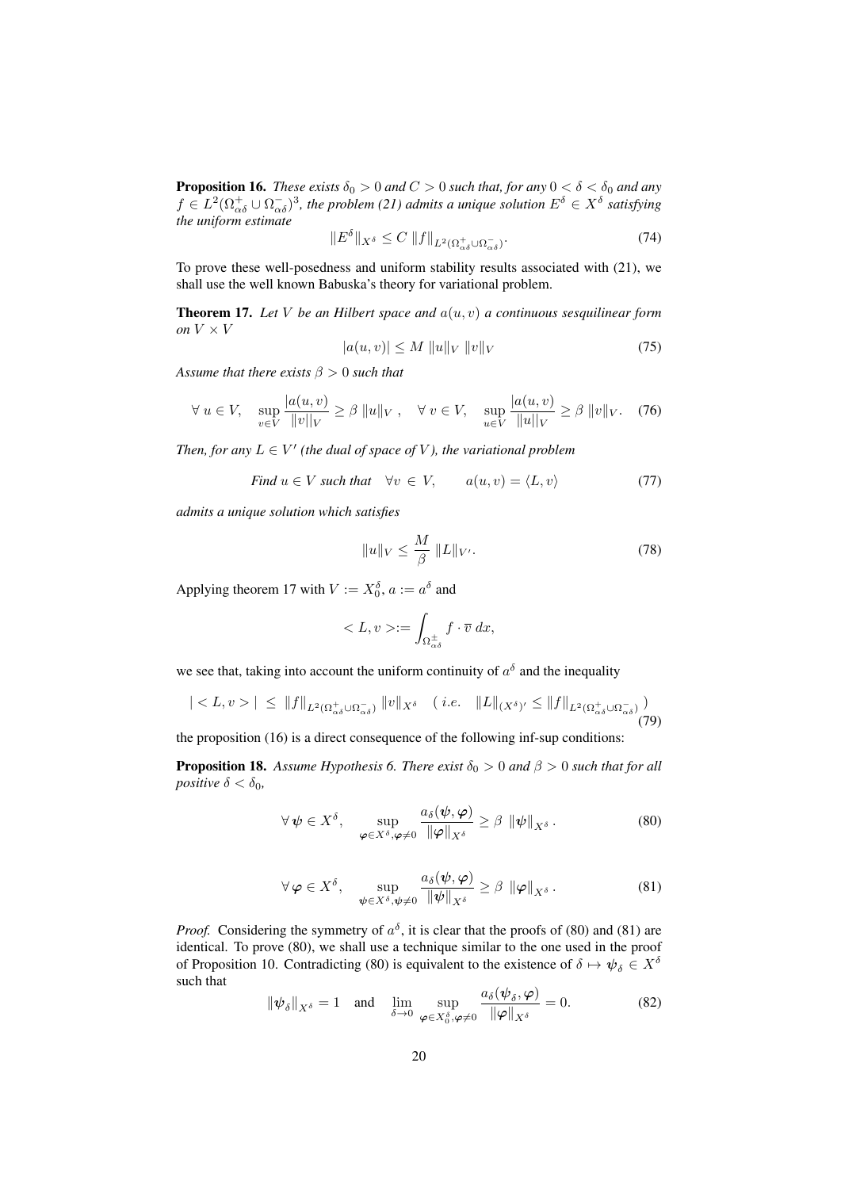**Proposition 16.** *These exists $\delta_0 > 0$ and $C > 0$ such that, for any $0 < \delta < \delta_0$ and any $f \in L^2(\Omega^+_{\alpha\delta} \cup \Omega^-_{\alpha\delta})^3$, the problem (21) admits a unique solution $E^\delta \in X^\delta$ satisfying the uniform estimate*

$$\|E^\delta\|_{X^\delta} \leq C \, \|f\|_{L^2(\Omega^+_{\alpha\delta} \cup \Omega^-_{\alpha\delta})}. \tag{74}$$

To prove these well-posedness and uniform stability results associated with (21), we shall use the well known Babuska's theory for variational problem.

**Theorem 17.** *Let $V$ be an Hilbert space and $a(u, v)$ a continuous sesquilinear form on $V \times V$*

$$|a(u, v)| \leq M \, \|u\|_V \, \|v\|_V \tag{75}$$

*Assume that there exists $\beta > 0$ such that*

$$\forall \; u \in V, \quad \sup_{v \in V} \frac{|a(u, v)|}{\|v\|_V} \geq \beta \, \|u\|_V \, , \quad \forall \; v \in V, \quad \sup_{u \in V} \frac{|a(u, v)|}{\|u\|_V} \geq \beta \, \|v\|_V. \tag{76}$$

*Then, for any $L \in V'$ (the dual of space of $V$), the variational problem*

$$\textit{Find } u \in V \textit{ such that } \quad \forall v \in V, \qquad a(u, v) = \langle L, v \rangle \tag{77}$$

*admits a unique solution which satisfies*

$$\|u\|_V \leq \frac{M}{\beta} \, \|L\|_{V'}. \tag{78}$$

Applying theorem 17 with $V := X^\delta_0$, $a := a^\delta$ and

$$< L, v > := \int_{\Omega^\pm_{\alpha\delta}} f \cdot \overline{v} \; dx,$$

we see that, taking into account the uniform continuity of $a^\delta$ and the inequality

$$| < L, v > | \; \leq \; \|f\|_{L^2(\Omega^+_{\alpha\delta} \cup \Omega^-_{\alpha\delta})} \, \|v\|_{X^\delta} \quad ( \; i.e. \quad \|L\|_{(X^\delta)'} \leq \|f\|_{L^2(\Omega^+_{\alpha\delta} \cup \Omega^-_{\alpha\delta})} \; ) \tag{79}$$

the proposition (16) is a direct consequence of the following inf-sup conditions:

**Proposition 18.** *Assume Hypothesis 6. There exist $\delta_0 > 0$ and $\beta > 0$ such that for all positive $\delta < \delta_0$,*

$$\forall \, \boldsymbol{\psi} \in X^\delta, \quad \sup_{\boldsymbol{\varphi} \in X^\delta, \boldsymbol{\varphi} \neq 0} \frac{a_\delta(\boldsymbol{\psi}, \boldsymbol{\varphi})}{\|\boldsymbol{\varphi}\|_{X^\delta}} \geq \beta \; \|\boldsymbol{\psi}\|_{X^\delta} \, . \tag{80}$$

$$\forall \, \boldsymbol{\varphi} \in X^\delta, \quad \sup_{\boldsymbol{\psi} \in X^\delta, \boldsymbol{\psi} \neq 0} \frac{a_\delta(\boldsymbol{\psi}, \boldsymbol{\varphi})}{\|\boldsymbol{\psi}\|_{X^\delta}} \geq \beta \; \|\boldsymbol{\varphi}\|_{X^\delta} \, . \tag{81}$$

*Proof.* Considering the symmetry of $a^\delta$, it is clear that the proofs of (80) and (81) are identical. To prove (80), we shall use a technique similar to the one used in the proof of Proposition 10. Contradicting (80) is equivalent to the existence of $\delta \mapsto \boldsymbol{\psi}_\delta \in X^\delta$ such that

$$\|\boldsymbol{\psi}_\delta\|_{X^\delta} = 1 \quad \text{and} \quad \lim_{\delta \to 0} \sup_{\boldsymbol{\varphi} \in X^\delta_0, \boldsymbol{\varphi} \neq 0} \frac{a_\delta(\boldsymbol{\psi}_\delta, \boldsymbol{\varphi})}{\|\boldsymbol{\varphi}\|_{X^\delta}} = 0. \tag{82}$$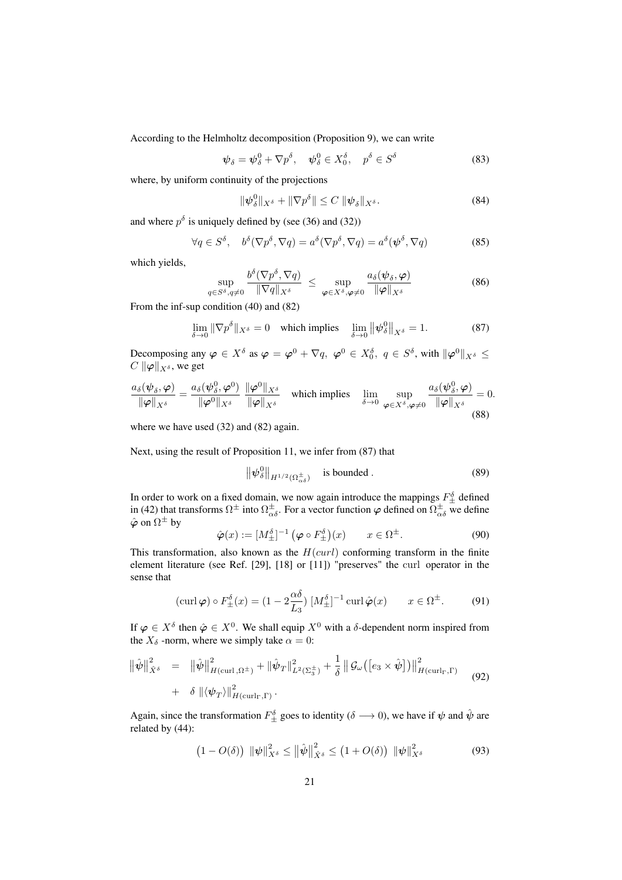According to the Helmholtz decomposition (Proposition 9), we can write

$$\boldsymbol{\psi}_\delta = \boldsymbol{\psi}_\delta^0 + \nabla p^\delta, \quad \boldsymbol{\psi}_\delta^0 \in X_0^\delta, \quad p^\delta \in S^\delta \tag{83}$$

where, by uniform continuity of the projections

$$\|\boldsymbol{\psi}_\delta^0\|_{X^\delta} + \|\nabla p^\delta\| \leq C\, \|\boldsymbol{\psi}_\delta\|_{X^\delta}. \tag{84}$$

and where $p^\delta$ is uniquely defined by (see (36) and (32))

$$\forall q \in S^\delta, \quad b^\delta(\nabla p^\delta, \nabla q) = a^\delta(\nabla p^\delta, \nabla q) = a^\delta(\boldsymbol{\psi}^\delta, \nabla q) \tag{85}$$

which yields,

$$\sup_{q \in S^\delta, q \neq 0} \frac{b^\delta(\nabla p^\delta, \nabla q)}{\|\nabla q\|_{X^\delta}} \leq \sup_{\boldsymbol{\varphi} \in X^\delta, \boldsymbol{\varphi} \neq 0} \frac{a_\delta(\boldsymbol{\psi}_\delta, \boldsymbol{\varphi})}{\|\boldsymbol{\varphi}\|_{X^\delta}} \tag{86}$$

From the inf-sup condition (40) and (82)

$$\lim_{\delta \to 0} \|\nabla p^\delta\|_{X^\delta} = 0 \quad \text{which implies} \quad \lim_{\delta \to 0} \left\|\boldsymbol{\psi}_\delta^0\right\|_{X^\delta} = 1. \tag{87}$$

Decomposing any $\boldsymbol{\varphi} \in X^\delta$ as $\boldsymbol{\varphi} = \boldsymbol{\varphi}^0 + \nabla q,\ \boldsymbol{\varphi}^0 \in X_0^\delta,\ q \in S^\delta$, with $\|\boldsymbol{\varphi}^0\|_{X^\delta} \leq C\, \|\boldsymbol{\varphi}\|_{X^\delta}$, we get

$$\frac{a_\delta(\boldsymbol{\psi}_\delta, \boldsymbol{\varphi})}{\|\boldsymbol{\varphi}\|_{X^\delta}} = \frac{a_\delta(\boldsymbol{\psi}_\delta^0, \boldsymbol{\varphi}^0)}{\|\boldsymbol{\varphi}^0\|_{X^\delta}}\ \frac{\|\boldsymbol{\varphi}^0\|_{X^\delta}}{\|\boldsymbol{\varphi}\|_{X^\delta}} \quad \text{which implies} \quad \lim_{\delta \to 0} \sup_{\boldsymbol{\varphi} \in X^\delta, \boldsymbol{\varphi} \neq 0} \frac{a_\delta(\boldsymbol{\psi}_\delta^0, \boldsymbol{\varphi})}{\|\boldsymbol{\varphi}\|_{X^\delta}} = 0. \tag{88}$$

where we have used (32) and (82) again.

Next, using the result of Proposition 11, we infer from (87) that

$$\left\|\boldsymbol{\psi}_\delta^0\right\|_{H^{1/2}(\Omega_{\alpha\delta}^\pm)} \quad \text{is bounded}. \tag{89}$$

In order to work on a fixed domain, we now again introduce the mappings $F_\pm^\delta$ defined in (42) that transforms $\Omega^\pm$ into $\Omega_{\alpha\delta}^\pm$. For a vector function $\boldsymbol{\varphi}$ defined on $\Omega_{\alpha\delta}^\pm$ we define $\hat{\boldsymbol{\varphi}}$ on $\Omega^\pm$ by

$$\hat{\boldsymbol{\varphi}}(x) := [M_\pm^\delta]^{-1} \left(\boldsymbol{\varphi} \circ F_\pm^\delta\right)(x) \qquad x \in \Omega^\pm. \tag{90}$$

This transformation, also known as the $H(curl)$ conforming transform in the finite element literature (see Ref. [29], [18] or [11]) "preserves" the curl operator in the sense that

$$(\operatorname{curl} \boldsymbol{\varphi}) \circ F_\pm^\delta(x) = (1 - 2\frac{\alpha\delta}{L_3})\, [M_\pm^\delta]^{-1} \operatorname{curl} \hat{\boldsymbol{\varphi}}(x) \qquad x \in \Omega^\pm. \tag{91}$$

If $\boldsymbol{\varphi} \in X^\delta$ then $\hat{\boldsymbol{\varphi}} \in X^0$. We shall equip $X^0$ with a $\delta$-dependent norm inspired from the $X_\delta$ -norm, where we simply take $\alpha = 0$:

$$\begin{aligned} \left\|\hat{\boldsymbol{\psi}}\right\|_{\hat{X}^\delta}^2 \;&=\; \left\|\hat{\boldsymbol{\psi}}\right\|_{H(\operatorname{curl}, \Omega^\pm)}^2 + \|\hat{\boldsymbol{\psi}}_T\|_{L^2(\Sigma_3^\pm)}^2 + \frac{1}{\delta}\, \left\|\, \mathcal{G}_\omega\big(\big[e_3 \times \hat{\boldsymbol{\psi}}\big]\big)\right\|_{H(\operatorname{curl}_\Gamma, \Gamma)}^2 \\ &+\; \delta\, \|\langle \boldsymbol{\psi}_T \rangle\|_{H(\operatorname{curl}_\Gamma, \Gamma)}^2. \end{aligned} \tag{92}$$

Again, since the transformation $F_\pm^\delta$ goes to identity ($\delta \longrightarrow 0$), we have if $\boldsymbol{\psi}$ and $\hat{\boldsymbol{\psi}}$ are related by (44):

$$\big(1 - O(\delta)\big)\ \|\boldsymbol{\psi}\|_{X^\delta}^2 \leq \left\|\hat{\boldsymbol{\psi}}\right\|_{\hat{X}^\delta}^2 \leq \big(1 + O(\delta)\big)\ \|\boldsymbol{\psi}\|_{X^\delta}^2 \tag{93}$$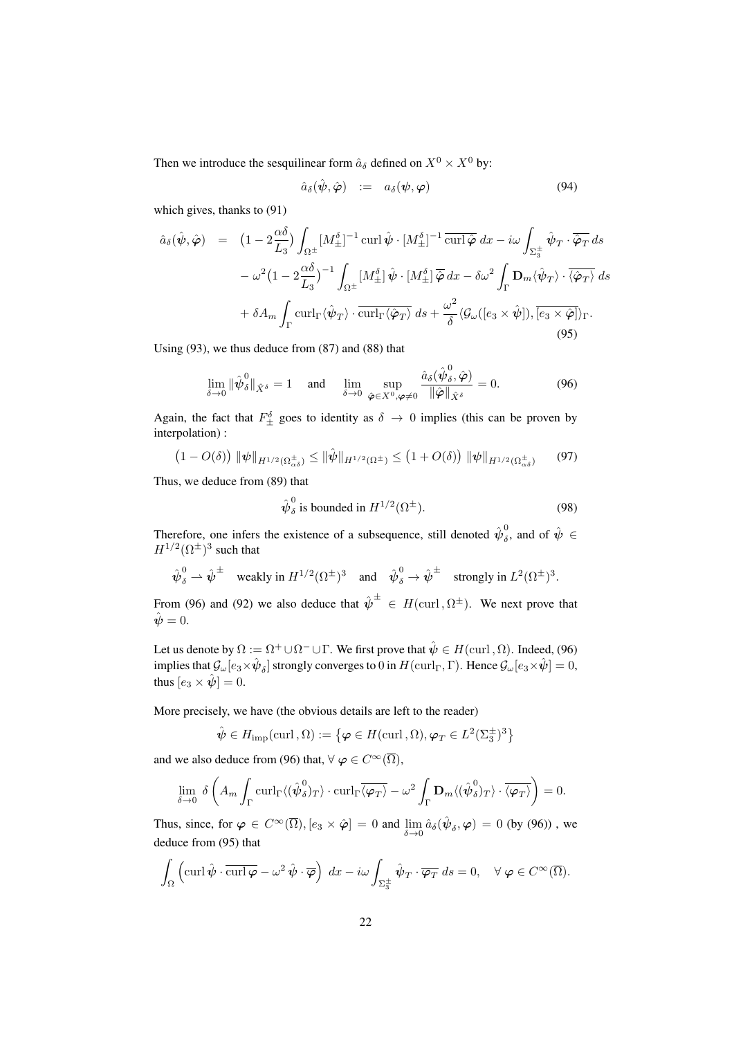Then we introduce the sesquilinear form $\hat{a}_\delta$ defined on $X^0 \times X^0$ by:

$$\hat{a}_\delta(\hat{\boldsymbol{\psi}}, \hat{\boldsymbol{\varphi}}) \quad := \quad a_\delta(\boldsymbol{\psi}, \boldsymbol{\varphi}) \tag{94}$$

which gives, thanks to (91)

$$\begin{aligned}
\hat{a}_\delta(\hat{\boldsymbol{\psi}}, \hat{\boldsymbol{\varphi}}) \quad = \quad & \big(1 - 2\frac{\alpha\delta}{L_3}\big) \int_{\Omega^\pm} [M_\pm^\delta]^{-1} \operatorname{curl} \hat{\boldsymbol{\psi}} \cdot [M_\pm^\delta]^{-1} \overline{\operatorname{curl} \hat{\boldsymbol{\varphi}}}\, dx - i\omega \int_{\Sigma_3^\pm} \hat{\boldsymbol{\psi}}_T \cdot \overline{\hat{\boldsymbol{\varphi}}_T}\, ds \\
& - \omega^2 \big(1 - 2\frac{\alpha\delta}{L_3}\big)^{-1} \int_{\Omega^\pm} [M_\pm^\delta]\, \hat{\boldsymbol{\psi}} \cdot [M_\pm^\delta]\, \overline{\hat{\boldsymbol{\varphi}}}\, dx - \delta\omega^2 \int_\Gamma \mathbf{D}_m \langle \hat{\boldsymbol{\psi}}_T \rangle \cdot \overline{\langle \hat{\boldsymbol{\varphi}}_T \rangle}\, ds \\
& + \delta A_m \int_\Gamma \operatorname{curl}_\Gamma \langle \hat{\boldsymbol{\psi}}_T \rangle \cdot \overline{\operatorname{curl}_\Gamma \langle \hat{\boldsymbol{\varphi}}_T \rangle}\, ds + \frac{\omega^2}{\delta} \langle \mathcal{G}_\omega([e_3 \times \hat{\boldsymbol{\psi}}]), \overline{[e_3 \times \hat{\boldsymbol{\varphi}}]} \rangle_\Gamma.
\end{aligned} \tag{95}$$

Using (93), we thus deduce from (87) and (88) that

$$\lim_{\delta \to 0} \|\hat{\boldsymbol{\psi}}_\delta^0\|_{\hat{X}^\delta} = 1 \quad \text{and} \quad \lim_{\delta \to 0} \sup_{\hat{\boldsymbol{\varphi}} \in X^0, \boldsymbol{\varphi} \neq 0} \frac{\hat{a}_\delta(\hat{\boldsymbol{\psi}}_\delta^0, \hat{\boldsymbol{\varphi}})}{\|\hat{\boldsymbol{\varphi}}\|_{\hat{X}^\delta}} = 0. \tag{96}$$

Again, the fact that $F_\pm^\delta$ goes to identity as $\delta \to 0$ implies (this can be proven by interpolation) :

$$\big(1 - O(\delta)\big)\, \|\boldsymbol{\psi}\|_{H^{1/2}(\Omega_{\alpha\delta}^\pm)} \leq \|\hat{\boldsymbol{\psi}}\|_{H^{1/2}(\Omega^\pm)} \leq \big(1 + O(\delta)\big)\, \|\boldsymbol{\psi}\|_{H^{1/2}(\Omega_{\alpha\delta}^\pm)} \tag{97}$$

Thus, we deduce from (89) that

$$\hat{\boldsymbol{\psi}}_\delta^0 \text{ is bounded in } H^{1/2}(\Omega^\pm). \tag{98}$$

Therefore, one infers the existence of a subsequence, still denoted $\hat{\boldsymbol{\psi}}_\delta^0$, and of $\hat{\boldsymbol{\psi}} \in H^{1/2}(\Omega^\pm)^3$ such that

$$\hat{\boldsymbol{\psi}}_\delta^0 \rightharpoonup \hat{\boldsymbol{\psi}}^\pm \quad \text{weakly in } H^{1/2}(\Omega^\pm)^3 \quad \text{and} \quad \hat{\boldsymbol{\psi}}_\delta^0 \to \hat{\boldsymbol{\psi}}^\pm \quad \text{strongly in } L^2(\Omega^\pm)^3.$$

From (96) and (92) we also deduce that $\hat{\boldsymbol{\psi}}^\pm \in H(\operatorname{curl}, \Omega^\pm)$. We next prove that $\hat{\boldsymbol{\psi}} = 0$.

Let us denote by $\Omega := \Omega^+ \cup \Omega^- \cup \Gamma$. We first prove that $\hat{\boldsymbol{\psi}} \in H(\operatorname{curl}, \Omega)$. Indeed, (96) implies that $\mathcal{G}_\omega[e_3 \times \hat{\boldsymbol{\psi}}_\delta]$ strongly converges to 0 in $H(\operatorname{curl}_\Gamma, \Gamma)$. Hence $\mathcal{G}_\omega[e_3 \times \hat{\boldsymbol{\psi}}] = 0$, thus $[e_3 \times \hat{\boldsymbol{\psi}}] = 0$.

More precisely, we have (the obvious details are left to the reader)

$$\hat{\boldsymbol{\psi}} \in H_{\mathrm{imp}}(\operatorname{curl}, \Omega) := \big\{ \boldsymbol{\varphi} \in H(\operatorname{curl}, \Omega), \boldsymbol{\varphi}_T \in L^2(\Sigma_3^\pm)^3 \big\}$$

and we also deduce from (96) that, $\forall\, \boldsymbol{\varphi} \in C^\infty(\overline{\Omega})$,

$$\lim_{\delta \to 0}\, \delta \left( A_m \int_\Gamma \operatorname{curl}_\Gamma \langle (\hat{\boldsymbol{\psi}}_\delta^0)_T \rangle \cdot \operatorname{curl}_\Gamma \overline{\langle \boldsymbol{\varphi}_T \rangle} - \omega^2 \int_\Gamma \mathbf{D}_m \langle (\hat{\boldsymbol{\psi}}_\delta^0)_T \rangle \cdot \overline{\langle \boldsymbol{\varphi}_T \rangle} \right) = 0.$$

Thus, since, for $\boldsymbol{\varphi} \in C^\infty(\overline{\Omega})$, $[e_3 \times \hat{\boldsymbol{\varphi}}] = 0$ and $\lim_{\delta \to 0} \hat{a}_\delta(\hat{\boldsymbol{\psi}}_\delta, \boldsymbol{\varphi}) = 0$ (by (96)) , we deduce from (95) that

$$\int_\Omega \left( \operatorname{curl} \hat{\boldsymbol{\psi}} \cdot \overline{\operatorname{curl} \boldsymbol{\varphi}} - \omega^2\, \hat{\boldsymbol{\psi}} \cdot \overline{\boldsymbol{\varphi}} \right)\, dx - i\omega \int_{\Sigma_3^\pm} \hat{\boldsymbol{\psi}}_T \cdot \overline{\boldsymbol{\varphi}_T}\, ds = 0, \quad \forall\, \boldsymbol{\varphi} \in C^\infty(\overline{\Omega}).$$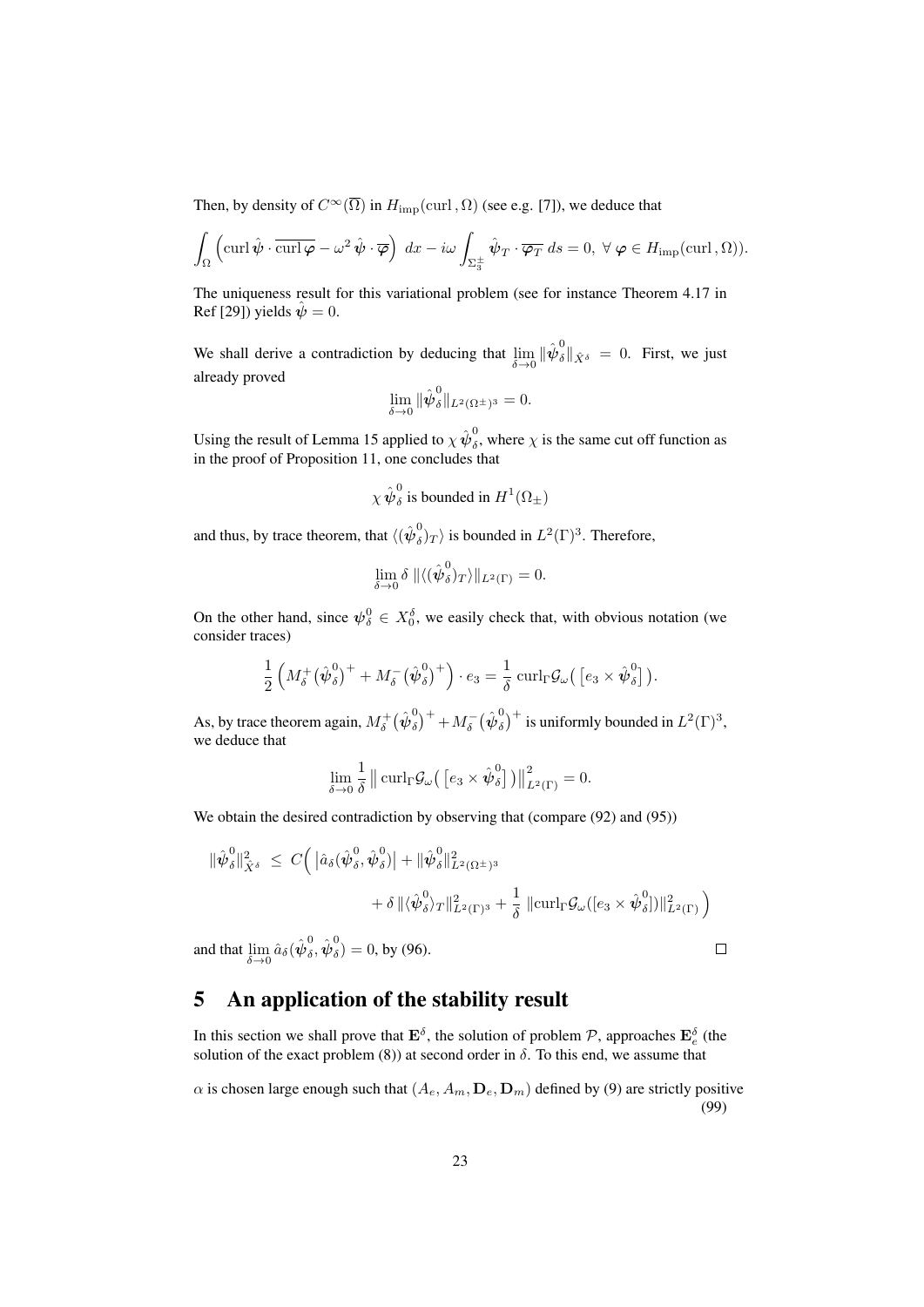Then, by density of $C^\infty(\overline{\Omega})$ in $H_{\rm imp}({\rm curl}\,,\Omega)$ (see e.g. [7]), we deduce that

$$
\int_\Omega \Big( {\rm curl}\,\hat{\boldsymbol{\psi}} \cdot \overline{{\rm curl}\,\boldsymbol{\varphi}} - \omega^2\,\hat{\boldsymbol{\psi}} \cdot \overline{\boldsymbol{\varphi}} \Big)\; dx - i\omega \int_{\Sigma_3^\pm} \hat{\boldsymbol{\psi}}_T \cdot \overline{\boldsymbol{\varphi}_T}\; ds = 0,\; \forall\, \boldsymbol{\varphi} \in H_{\rm imp}({\rm curl}\,,\Omega)).
$$

The uniqueness result for this variational problem (see for instance Theorem 4.17 in Ref [29]) yields $\hat{\boldsymbol{\psi}} = 0$.

We shall derive a contradiction by deducing that $\lim\limits_{\delta\to 0} \|\hat{\boldsymbol{\psi}}^0_\delta\|_{\hat{X}^\delta} = 0$. First, we just already proved

$$
\lim_{\delta\to 0} \|\hat{\boldsymbol{\psi}}^0_\delta\|_{L^2(\Omega^\pm)^3} = 0.
$$

Using the result of Lemma 15 applied to $\chi\,\hat{\boldsymbol{\psi}}^0_\delta$, where $\chi$ is the same cut off function as in the proof of Proposition 11, one concludes that

$$
\chi\,\hat{\boldsymbol{\psi}}^0_\delta \text{ is bounded in } H^1(\Omega_\pm)
$$

and thus, by trace theorem, that $\langle(\hat{\boldsymbol{\psi}}^0_\delta)_T\rangle$ is bounded in $L^2(\Gamma)^3$. Therefore,

$$
\lim_{\delta\to 0} \delta\; \|\langle(\hat{\boldsymbol{\psi}}^0_\delta)_T\rangle\|_{L^2(\Gamma)} = 0.
$$

On the other hand, since $\boldsymbol{\psi}^0_\delta \in X^\delta_0$, we easily check that, with obvious notation (we consider traces)

$$
\frac{1}{2}\left( M_\delta^+ \big(\hat{\boldsymbol{\psi}}^0_\delta\big)^+ + M_\delta^- \big(\hat{\boldsymbol{\psi}}^0_\delta\big)^+ \right) \cdot e_3 = \frac{1}{\delta}\,{\rm curl}_\Gamma \mathcal{G}_\omega\big( \big[ e_3 \times \hat{\boldsymbol{\psi}}^0_\delta \big] \big).
$$

As, by trace theorem again, $M_\delta^+ \big(\hat{\boldsymbol{\psi}}^0_\delta\big)^+ + M_\delta^- \big(\hat{\boldsymbol{\psi}}^0_\delta\big)^+$ is uniformly bounded in $L^2(\Gamma)^3$, we deduce that

$$
\lim_{\delta\to 0} \frac{1}{\delta}\, \big\| \,{\rm curl}_\Gamma \mathcal{G}_\omega\big( \big[ e_3 \times \hat{\boldsymbol{\psi}}^0_\delta \big] \big) \big\|^2_{L^2(\Gamma)} = 0.
$$

We obtain the desired contradiction by observing that (compare (92) and (95))

$$
\begin{aligned}
\|\hat{\boldsymbol{\psi}}^0_\delta\|^2_{\hat{X}^\delta} \;\leq\; C\Big( &\big|\hat{a}_\delta(\hat{\boldsymbol{\psi}}^0_\delta, \hat{\boldsymbol{\psi}}^0_\delta)\big| + \|\hat{\boldsymbol{\psi}}^0_\delta\|^2_{L^2(\Omega^\pm)^3} \\
&+ \delta\, \|\langle\hat{\boldsymbol{\psi}}^0_\delta\rangle_T\|^2_{L^2(\Gamma)^3} + \frac{1}{\delta}\, \|{\rm curl}_\Gamma \mathcal{G}_\omega([e_3 \times \hat{\boldsymbol{\psi}}^0_\delta])\|^2_{L^2(\Gamma)} \Big)
\end{aligned}
$$

and that $\lim\limits_{\delta\to 0} \hat{a}_\delta(\hat{\boldsymbol{\psi}}^0_\delta, \hat{\boldsymbol{\psi}}^0_\delta) = 0$, by (96). $\square$

# 5 An application of the stability result

In this section we shall prove that $\mathbf{E}^\delta$, the solution of problem $\mathcal{P}$, approaches $\mathbf{E}^\delta_e$ (the solution of the exact problem (8)) at second order in $\delta$. To this end, we assume that

$\alpha$ is chosen large enough such that $(A_e, A_m, \mathbf{D}_e, \mathbf{D}_m)$ defined by (9) are strictly positive (99)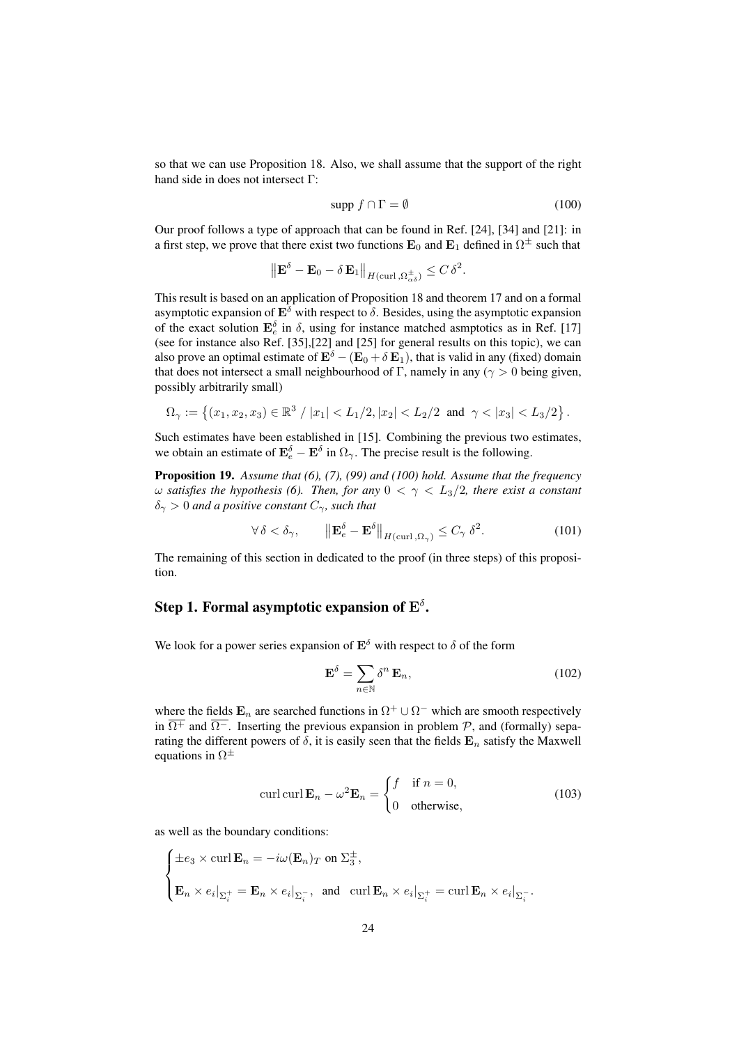so that we can use Proposition 18. Also, we shall assume that the support of the right hand side in does not intersect $\Gamma$:

$$\text{supp } f \cap \Gamma = \emptyset \tag{100}$$

Our proof follows a type of approach that can be found in Ref. [24], [34] and [21]: in a first step, we prove that there exist two functions $\mathbf{E}_0$ and $\mathbf{E}_1$ defined in $\Omega^{\pm}$ such that

$$\left\|\mathbf{E}^{\delta} - \mathbf{E}_0 - \delta\, \mathbf{E}_1\right\|_{H(\text{curl}\,,\Omega^{\pm}_{\alpha\delta})} \leq C\, \delta^2.$$

This result is based on an application of Proposition 18 and theorem 17 and on a formal asymptotic expansion of $\mathbf{E}^{\delta}$ with respect to $\delta$. Besides, using the asymptotic expansion of the exact solution $\mathbf{E}^{\delta}_e$ in $\delta$, using for instance matched asmptotics as in Ref. [17] (see for instance also Ref. [35],[22] and [25] for general results on this topic), we can also prove an optimal estimate of $\mathbf{E}^{\delta} - (\mathbf{E}_0 + \delta\, \mathbf{E}_1)$, that is valid in any (fixed) domain that does not intersect a small neighbourhood of $\Gamma$, namely in any ($\gamma > 0$ being given, possibly arbitrarily small)

$$\Omega_{\gamma} := \left\{(x_1, x_2, x_3) \in \mathbb{R}^3 \;/\; |x_1| < L_1/2, |x_2| < L_2/2 \text{ and } \gamma < |x_3| < L_3/2\right\}.$$

Such estimates have been established in [15]. Combining the previous two estimates, we obtain an estimate of $\mathbf{E}^{\delta}_e - \mathbf{E}^{\delta}$ in $\Omega_{\gamma}$. The precise result is the following.

**Proposition 19.** *Assume that (6), (7), (99) and (100) hold. Assume that the frequency $\omega$ satisfies the hypothesis (6). Then, for any $0 < \gamma < L_3/2$, there exist a constant $\delta_{\gamma} > 0$ and a positive constant $C_{\gamma}$, such that*

$$\forall\, \delta < \delta_{\gamma}, \qquad \left\|\mathbf{E}^{\delta}_e - \mathbf{E}^{\delta}\right\|_{H(\text{curl}\,,\Omega_{\gamma})} \leq C_{\gamma}\, \delta^2. \tag{101}$$

The remaining of this section in dedicated to the proof (in three steps) of this proposition.

## Step 1. Formal asymptotic expansion of $\mathbf{E}^{\delta}$.

We look for a power series expansion of $\mathbf{E}^{\delta}$ with respect to $\delta$ of the form

$$\mathbf{E}^{\delta} = \sum_{n \in \mathbb{N}} \delta^n\, \mathbf{E}_n, \tag{102}$$

where the fields $\mathbf{E}_n$ are searched functions in $\Omega^+ \cup \Omega^-$ which are smooth respectively in $\overline{\Omega^+}$ and $\overline{\Omega^-}$. Inserting the previous expansion in problem $\mathcal{P}$, and (formally) separating the different powers of $\delta$, it is easily seen that the fields $\mathbf{E}_n$ satisfy the Maxwell equations in $\Omega^{\pm}$

$$\text{curl}\,\text{curl}\,\mathbf{E}_n - \omega^2 \mathbf{E}_n = \begin{cases} f & \text{if } n = 0, \\ 0 & \text{otherwise,} \end{cases} \tag{103}$$

as well as the boundary conditions:

$$\begin{cases} \pm e_3 \times \text{curl}\,\mathbf{E}_n = -i\omega(\mathbf{E}_n)_T \text{ on } \Sigma_3^{\pm}, \\[2mm] \mathbf{E}_n \times e_i|_{\Sigma_i^+} = \mathbf{E}_n \times e_i|_{\Sigma_i^-}, \;\text{ and }\; \text{curl}\,\mathbf{E}_n \times e_i|_{\Sigma_i^+} = \text{curl}\,\mathbf{E}_n \times e_i|_{\Sigma_i^-}. \end{cases}$$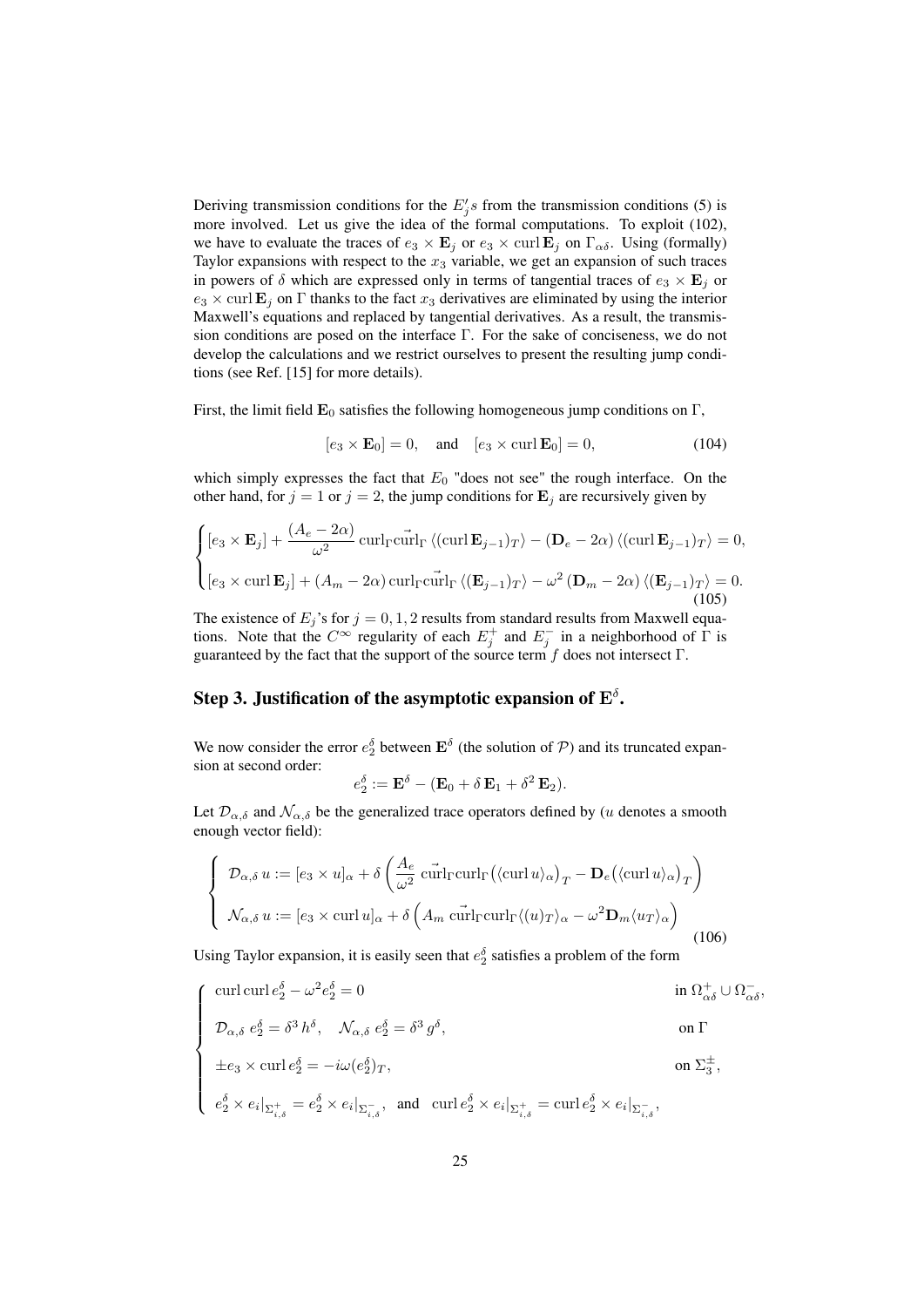Deriving transmission conditions for the $E_j's$ from the transmission conditions (5) is more involved. Let us give the idea of the formal computations. To exploit (102), we have to evaluate the traces of $e_3 \times \mathbf{E}_j$ or $e_3 \times \operatorname{curl} \mathbf{E}_j$ on $\Gamma_{\alpha\delta}$. Using (formally) Taylor expansions with respect to the $x_3$ variable, we get an expansion of such traces in powers of $\delta$ which are expressed only in terms of tangential traces of $e_3 \times \mathbf{E}_j$ or $e_3 \times \operatorname{curl} \mathbf{E}_j$ on $\Gamma$ thanks to the fact $x_3$ derivatives are eliminated by using the interior Maxwell's equations and replaced by tangential derivatives. As a result, the transmission conditions are posed on the interface $\Gamma$. For the sake of conciseness, we do not develop the calculations and we restrict ourselves to present the resulting jump conditions (see Ref. [15] for more details).

First, the limit field $\mathbf{E}_0$ satisfies the following homogeneous jump conditions on $\Gamma$,

$$
[e_3 \times \mathbf{E}_0] = 0, \quad \text{and} \quad [e_3 \times \operatorname{curl} \mathbf{E}_0] = 0, \tag{104}
$$

which simply expresses the fact that $E_0$ "does not see" the rough interface. On the other hand, for $j = 1$ or $j = 2$, the jump conditions for $\mathbf{E}_j$ are recursively given by

$$
\begin{cases}
[e_3 \times \mathbf{E}_j] + \dfrac{(A_e - 2\alpha)}{\omega^2} \operatorname{curl}_\Gamma \vec{\operatorname{curl}}_\Gamma \langle (\operatorname{curl} \mathbf{E}_{j-1})_T \rangle - (\mathbf{D}_e - 2\alpha) \langle (\operatorname{curl} \mathbf{E}_{j-1})_T \rangle = 0, \\[2mm]
[e_3 \times \operatorname{curl} \mathbf{E}_j] + (A_m - 2\alpha) \operatorname{curl}_\Gamma \vec{\operatorname{curl}}_\Gamma \langle (\mathbf{E}_{j-1})_T \rangle - \omega^2 (\mathbf{D}_m - 2\alpha) \langle (\mathbf{E}_{j-1})_T \rangle = 0.
\end{cases} \tag{105}
$$

The existence of $E_j$'s for $j = 0, 1, 2$ results from standard results from Maxwell equations. Note that the $C^\infty$ regularity of each $E_j^+$ and $E_j^-$ in a neighborhood of $\Gamma$ is guaranteed by the fact that the support of the source term $f$ does not intersect $\Gamma$.

## Step 3. Justification of the asymptotic expansion of $\mathbf{E}^\delta$.

We now consider the error $e_2^\delta$ between $\mathbf{E}^\delta$ (the solution of $\mathcal{P}$) and its truncated expansion at second order:

$$
e_2^\delta := \mathbf{E}^\delta - (\mathbf{E}_0 + \delta\, \mathbf{E}_1 + \delta^2\, \mathbf{E}_2).
$$

Let $\mathcal{D}_{\alpha,\delta}$ and $\mathcal{N}_{\alpha,\delta}$ be the generalized trace operators defined by ($u$ denotes a smooth enough vector field):

$$
\begin{cases}
\mathcal{D}_{\alpha,\delta}\, u := [e_3 \times u]_\alpha + \delta \left( \dfrac{A_e}{\omega^2} \vec{\operatorname{curl}}_\Gamma \operatorname{curl}_\Gamma \big( \langle \operatorname{curl} u \rangle_\alpha \big)_T - \mathbf{D}_e \big( \langle \operatorname{curl} u \rangle_\alpha \big)_T \right) \\[2mm]
\mathcal{N}_{\alpha,\delta}\, u := [e_3 \times \operatorname{curl} u]_\alpha + \delta \left( A_m \vec{\operatorname{curl}}_\Gamma \operatorname{curl}_\Gamma \langle (u)_T \rangle_\alpha - \omega^2 \mathbf{D}_m \langle u_T \rangle_\alpha \right)
\end{cases} \tag{106}
$$

Using Taylor expansion, it is easily seen that $e_2^\delta$ satisfies a problem of the form

$$
\begin{cases}
\operatorname{curl} \operatorname{curl} e_2^\delta - \omega^2 e_2^\delta = 0 & \text{in } \Omega_{\alpha\delta}^+ \cup \Omega_{\alpha\delta}^-, \\[2mm]
\mathcal{D}_{\alpha,\delta}\, e_2^\delta = \delta^3\, h^\delta, \quad \mathcal{N}_{\alpha,\delta}\, e_2^\delta = \delta^3\, g^\delta, & \text{on } \Gamma \\[2mm]
\pm e_3 \times \operatorname{curl} e_2^\delta = -i\omega (e_2^\delta)_T, & \text{on } \Sigma_3^\pm, \\[2mm]
e_2^\delta \times e_i|_{\Sigma_{i,\delta}^+} = e_2^\delta \times e_i|_{\Sigma_{i,\delta}^-}, \quad \text{and} \quad \operatorname{curl} e_2^\delta \times e_i|_{\Sigma_{i,\delta}^+} = \operatorname{curl} e_2^\delta \times e_i|_{\Sigma_{i,\delta}^-},
\end{cases}
$$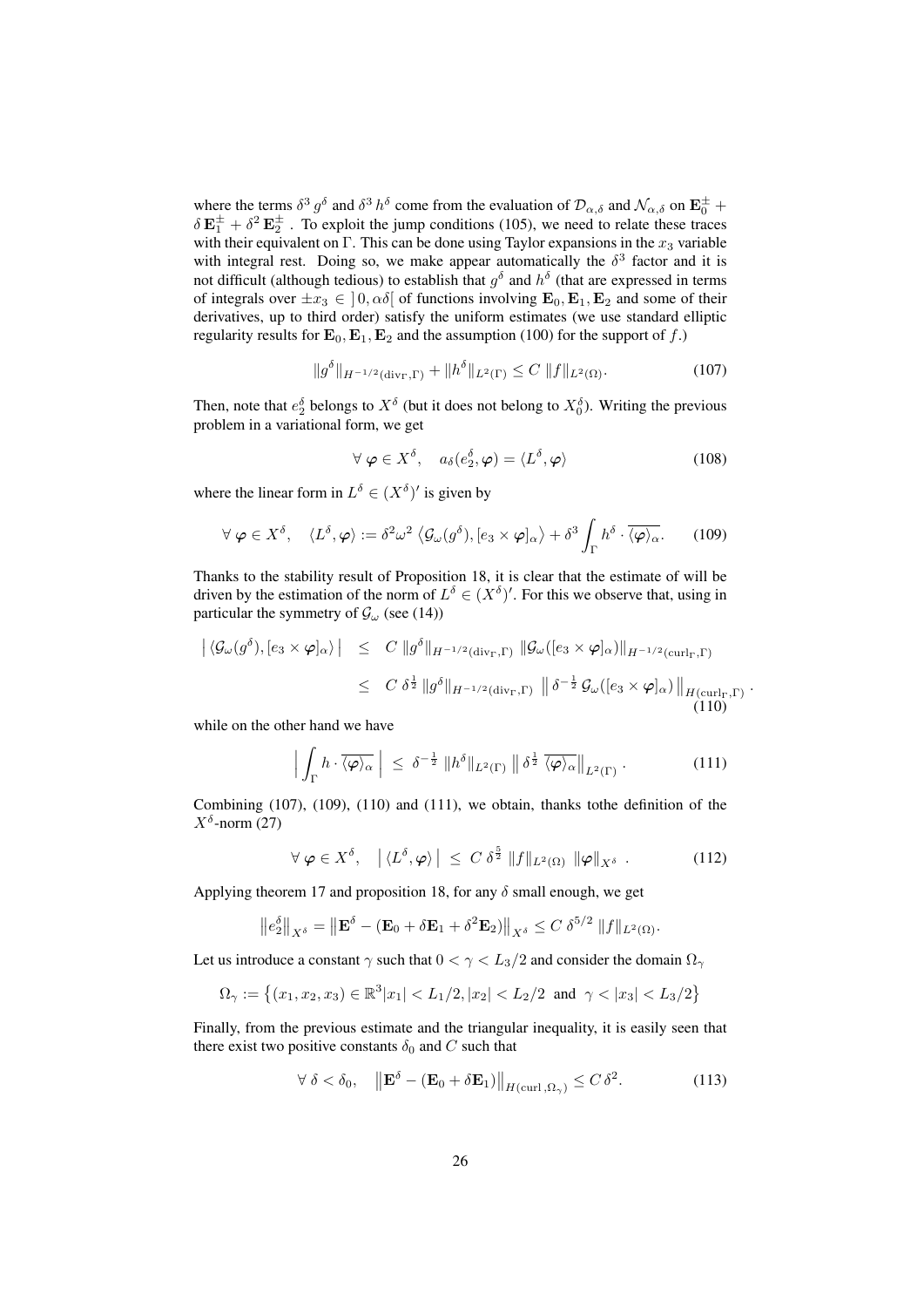where the terms $\delta^3 \, g^\delta$ and $\delta^3 \, h^\delta$ come from the evaluation of $\mathcal{D}_{\alpha,\delta}$ and $\mathcal{N}_{\alpha,\delta}$ on $\mathbf{E}_0^\pm + \delta \, \mathbf{E}_1^\pm + \delta^2 \, \mathbf{E}_2^\pm$ . To exploit the jump conditions (105), we need to relate these traces with their equivalent on $\Gamma$. This can be done using Taylor expansions in the $x_3$ variable with integral rest. Doing so, we make appear automatically the $\delta^3$ factor and it is not difficult (although tedious) to establish that $g^\delta$ and $h^\delta$ (that are expressed in terms of integrals over $\pm x_3 \in \, ]\, 0, \alpha\delta [$ of functions involving $\mathbf{E}_0, \mathbf{E}_1, \mathbf{E}_2$ and some of their derivatives, up to third order) satisfy the uniform estimates (we use standard elliptic regularity results for $\mathbf{E}_0, \mathbf{E}_1, \mathbf{E}_2$ and the assumption (100) for the support of $f$.)

$$\|g^\delta\|_{H^{-1/2}(\mathrm{div}_\Gamma,\Gamma)} + \|h^\delta\|_{L^2(\Gamma)} \leq C \, \|f\|_{L^2(\Omega)}. \tag{107}$$

Then, note that $e_2^\delta$ belongs to $X^\delta$ (but it does not belong to $X_0^\delta$). Writing the previous problem in a variational form, we get

$$\forall \, \boldsymbol{\varphi} \in X^\delta, \quad a_\delta(e_2^\delta, \boldsymbol{\varphi}) = \langle L^\delta, \boldsymbol{\varphi} \rangle \tag{108}$$

where the linear form in $L^\delta \in (X^\delta)'$ is given by

$$\forall \, \boldsymbol{\varphi} \in X^\delta, \quad \langle L^\delta, \boldsymbol{\varphi} \rangle := \delta^2 \omega^2 \, \big\langle \mathcal{G}_\omega(g^\delta), [e_3 \times \boldsymbol{\varphi}]_\alpha \big\rangle + \delta^3 \int_\Gamma h^\delta \cdot \overline{\langle \boldsymbol{\varphi} \rangle_\alpha}. \tag{109}$$

Thanks to the stability result of Proposition 18, it is clear that the estimate of will be driven by the estimation of the norm of $L^\delta \in (X^\delta)'$. For this we observe that, using in particular the symmetry of $\mathcal{G}_\omega$ (see (14))

$$\begin{aligned} \big| \, \langle \mathcal{G}_\omega(g^\delta), [e_3 \times \boldsymbol{\varphi}]_\alpha \rangle \, \big| \quad &\leq \quad C \, \|g^\delta\|_{H^{-1/2}(\mathrm{div}_\Gamma,\Gamma)} \, \|\mathcal{G}_\omega([e_3 \times \boldsymbol{\varphi}]_\alpha)\|_{H^{-1/2}(\mathrm{curl}_\Gamma,\Gamma)} \\ &\leq \quad C \, \delta^{\frac{1}{2}} \, \|g^\delta\|_{H^{-1/2}(\mathrm{div}_\Gamma,\Gamma)} \, \big\| \, \delta^{-\frac{1}{2}} \, \mathcal{G}_\omega([e_3 \times \boldsymbol{\varphi}]_\alpha) \, \big\|_{H(\mathrm{curl}_\Gamma,\Gamma)} \, . \end{aligned} \tag{110}$$

while on the other hand we have

$$\Big| \int_\Gamma h \cdot \overline{\langle \boldsymbol{\varphi} \rangle_\alpha} \, \Big| \; \leq \; \delta^{-\frac{1}{2}} \, \|h^\delta\|_{L^2(\Gamma)} \, \big\| \, \delta^{\frac{1}{2}} \, \overline{\langle \boldsymbol{\varphi} \rangle_\alpha} \big\|_{L^2(\Gamma)} \, . \tag{111}$$

Combining (107), (109), (110) and (111), we obtain, thanks tothe definition of the $X^\delta$-norm (27)

$$\forall \, \boldsymbol{\varphi} \in X^\delta, \quad \big| \, \langle L^\delta, \boldsymbol{\varphi} \rangle \, \big| \; \leq \; C \, \delta^{\frac{5}{2}} \, \|f\|_{L^2(\Omega)} \, \|\boldsymbol{\varphi}\|_{X^\delta} \; . \tag{112}$$

Applying theorem 17 and proposition 18, for any $\delta$ small enough, we get

$$\big\| e_2^\delta \big\|_{X^\delta} = \big\| \mathbf{E}^\delta - (\mathbf{E}_0 + \delta \mathbf{E}_1 + \delta^2 \mathbf{E}_2) \big\|_{X^\delta} \leq C \, \delta^{5/2} \, \|f\|_{L^2(\Omega)}.$$

Let us introduce a constant $\gamma$ such that $0 < \gamma < L_3/2$ and consider the domain $\Omega_\gamma$

$$\Omega_\gamma := \big\{ (x_1, x_2, x_3) \in \mathbb{R}^3 | x_1| < L_1/2, |x_2| < L_2/2 \;\text{ and }\; \gamma < |x_3| < L_3/2 \big\}$$

Finally, from the previous estimate and the triangular inequality, it is easily seen that there exist two positive constants $\delta_0$ and $C$ such that

$$\forall \, \delta < \delta_0, \quad \big\| \mathbf{E}^\delta - (\mathbf{E}_0 + \delta \mathbf{E}_1) \big\|_{H(\mathrm{curl}\,,\Omega_\gamma)} \leq C \, \delta^2. \tag{113}$$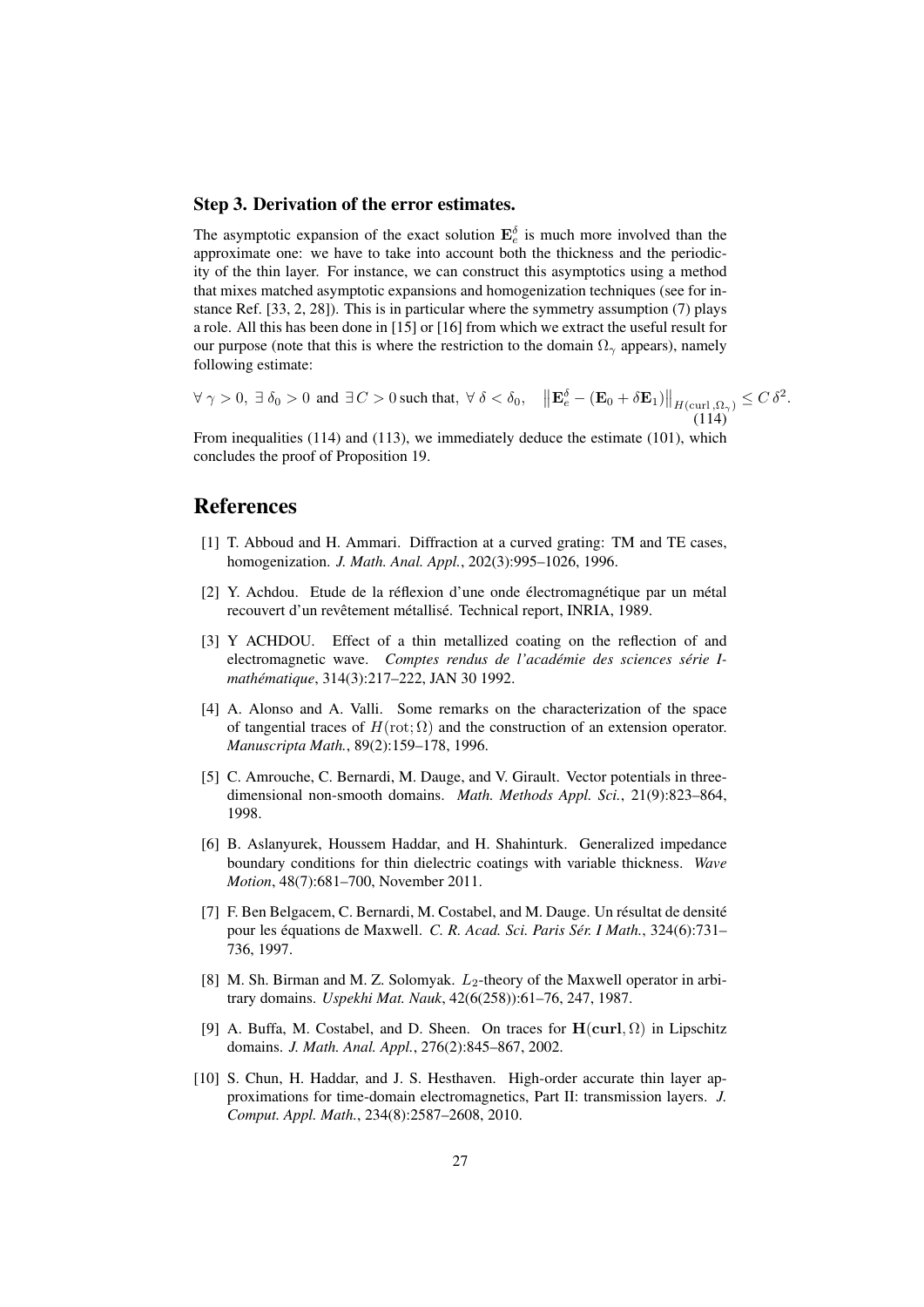### Step 3. Derivation of the error estimates.

The asymptotic expansion of the exact solution $\mathbf{E}_e^\delta$ is much more involved than the approximate one: we have to take into account both the thickness and the periodicity of the thin layer. For instance, we can construct this asymptotics using a method that mixes matched asymptotic expansions and homogenization techniques (see for instance Ref. [33, 2, 28]). This is in particular where the symmetry assumption (7) plays a role. All this has been done in [15] or [16] from which we extract the useful result for our purpose (note that this is where the restriction to the domain $\Omega_\gamma$ appears), namely following estimate:

$$\forall\, \gamma > 0,\ \exists\, \delta_0 > 0 \text{ and } \exists C > 0 \text{ such that, } \forall\, \delta < \delta_0, \quad \left\| \mathbf{E}_e^\delta - (\mathbf{E}_0 + \delta \mathbf{E}_1) \right\|_{H(\mathrm{curl}\,,\Omega_\gamma)} \leq C\,\delta^2. \tag{114}$$

From inequalities (114) and (113), we immediately deduce the estimate (101), which concludes the proof of Proposition 19.

# References

[1] T. Abboud and H. Ammari. Diffraction at a curved grating: TM and TE cases, homogenization. *J. Math. Anal. Appl.*, 202(3):995–1026, 1996.

[2] Y. Achdou. Etude de la réflexion d'une onde électromagnétique par un métal recouvert d'un revêtement métallisé. Technical report, INRIA, 1989.

[3] Y ACHDOU. Effect of a thin metallized coating on the reflection of and electromagnetic wave. *Comptes rendus de l'académie des sciences série I-mathématique*, 314(3):217–222, JAN 30 1992.

[4] A. Alonso and A. Valli. Some remarks on the characterization of the space of tangential traces of $H(\mathrm{rot};\Omega)$ and the construction of an extension operator. *Manuscripta Math.*, 89(2):159–178, 1996.

[5] C. Amrouche, C. Bernardi, M. Dauge, and V. Girault. Vector potentials in three-dimensional non-smooth domains. *Math. Methods Appl. Sci.*, 21(9):823–864, 1998.

[6] B. Aslanyurek, Houssem Haddar, and H. Shahinturk. Generalized impedance boundary conditions for thin dielectric coatings with variable thickness. *Wave Motion*, 48(7):681–700, November 2011.

[7] F. Ben Belgacem, C. Bernardi, M. Costabel, and M. Dauge. Un résultat de densité pour les équations de Maxwell. *C. R. Acad. Sci. Paris Sér. I Math.*, 324(6):731–736, 1997.

[8] M. Sh. Birman and M. Z. Solomyak. $L_2$-theory of the Maxwell operator in arbitrary domains. *Uspekhi Mat. Nauk*, 42(6(258)):61–76, 247, 1987.

[9] A. Buffa, M. Costabel, and D. Sheen. On traces for $\mathbf{H}(\mathbf{curl},\Omega)$ in Lipschitz domains. *J. Math. Anal. Appl.*, 276(2):845–867, 2002.

[10] S. Chun, H. Haddar, and J. S. Hesthaven. High-order accurate thin layer approximations for time-domain electromagnetics, Part II: transmission layers. *J. Comput. Appl. Math.*, 234(8):2587–2608, 2010.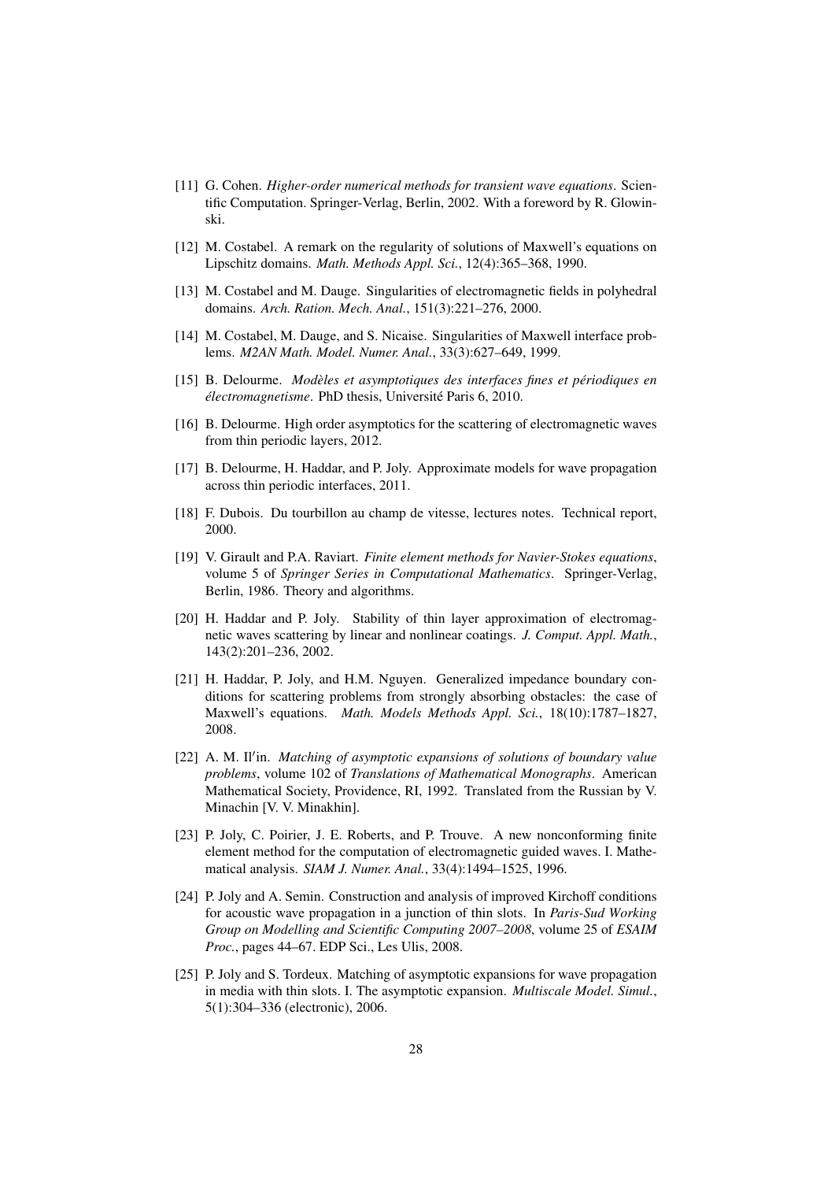[11] G. Cohen. *Higher-order numerical methods for transient wave equations*. Scientific Computation. Springer-Verlag, Berlin, 2002. With a foreword by R. Glowinski.

[12] M. Costabel. A remark on the regularity of solutions of Maxwell's equations on Lipschitz domains. *Math. Methods Appl. Sci.*, 12(4):365–368, 1990.

[13] M. Costabel and M. Dauge. Singularities of electromagnetic fields in polyhedral domains. *Arch. Ration. Mech. Anal.*, 151(3):221–276, 2000.

[14] M. Costabel, M. Dauge, and S. Nicaise. Singularities of Maxwell interface problems. *M2AN Math. Model. Numer. Anal.*, 33(3):627–649, 1999.

[15] B. Delourme. *Modèles et asymptotiques des interfaces fines et périodiques en électromagnetisme*. PhD thesis, Université Paris 6, 2010.

[16] B. Delourme. High order asymptotics for the scattering of electromagnetic waves from thin periodic layers, 2012.

[17] B. Delourme, H. Haddar, and P. Joly. Approximate models for wave propagation across thin periodic interfaces, 2011.

[18] F. Dubois. Du tourbillon au champ de vitesse, lectures notes. Technical report, 2000.

[19] V. Girault and P.A. Raviart. *Finite element methods for Navier-Stokes equations*, volume 5 of *Springer Series in Computational Mathematics*. Springer-Verlag, Berlin, 1986. Theory and algorithms.

[20] H. Haddar and P. Joly. Stability of thin layer approximation of electromagnetic waves scattering by linear and nonlinear coatings. *J. Comput. Appl. Math.*, 143(2):201–236, 2002.

[21] H. Haddar, P. Joly, and H.M. Nguyen. Generalized impedance boundary conditions for scattering problems from strongly absorbing obstacles: the case of Maxwell's equations. *Math. Models Methods Appl. Sci.*, 18(10):1787–1827, 2008.

[22] A. M. Il′in. *Matching of asymptotic expansions of solutions of boundary value problems*, volume 102 of *Translations of Mathematical Monographs*. American Mathematical Society, Providence, RI, 1992. Translated from the Russian by V. Minachin [V. V. Minakhin].

[23] P. Joly, C. Poirier, J. E. Roberts, and P. Trouve. A new nonconforming finite element method for the computation of electromagnetic guided waves. I. Mathematical analysis. *SIAM J. Numer. Anal.*, 33(4):1494–1525, 1996.

[24] P. Joly and A. Semin. Construction and analysis of improved Kirchoff conditions for acoustic wave propagation in a junction of thin slots. In *Paris-Sud Working Group on Modelling and Scientific Computing 2007–2008*, volume 25 of *ESAIM Proc.*, pages 44–67. EDP Sci., Les Ulis, 2008.

[25] P. Joly and S. Tordeux. Matching of asymptotic expansions for wave propagation in media with thin slots. I. The asymptotic expansion. *Multiscale Model. Simul.*, 5(1):304–336 (electronic), 2006.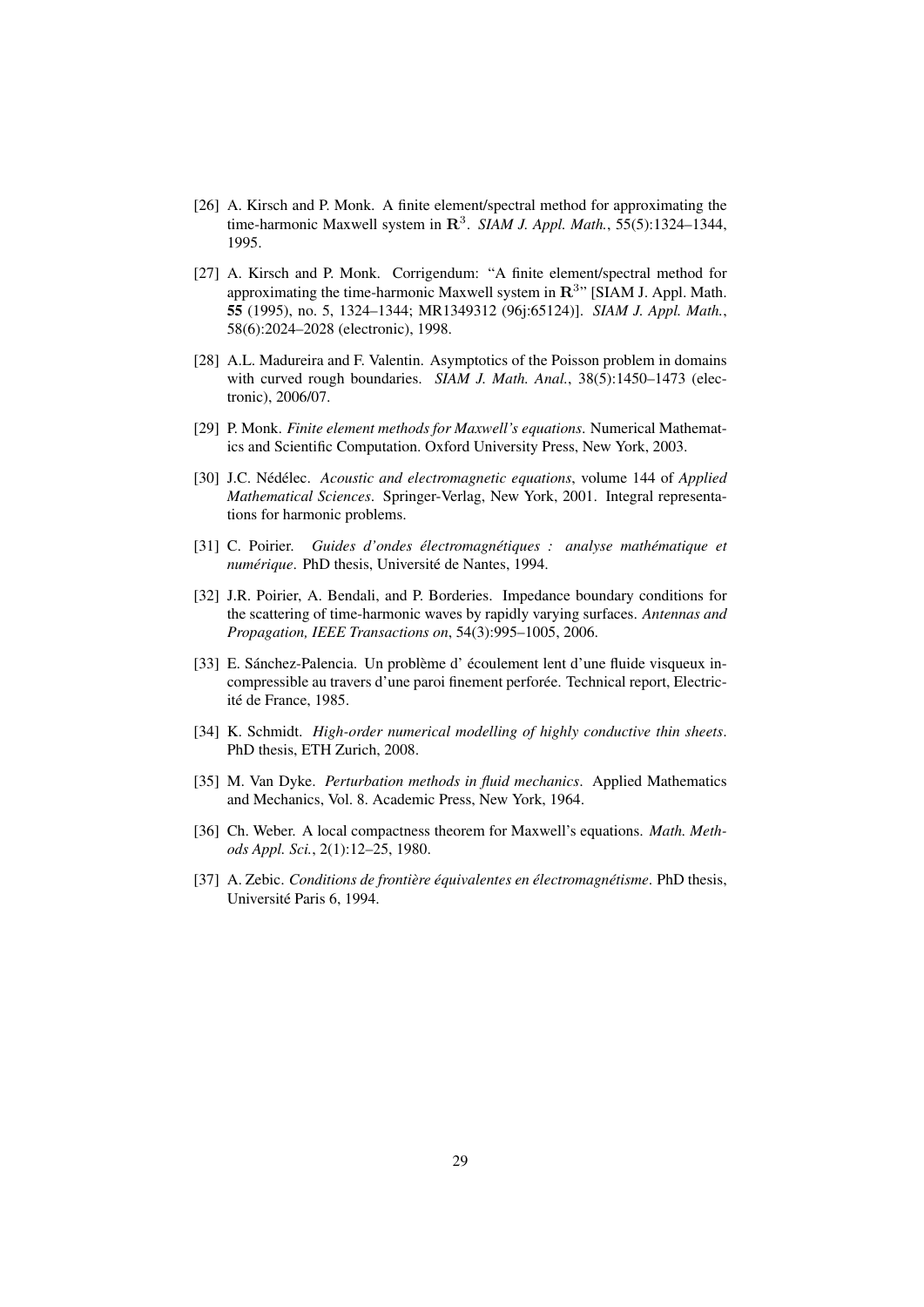[26] A. Kirsch and P. Monk. A finite element/spectral method for approximating the time-harmonic Maxwell system in $\mathbf{R}^3$. *SIAM J. Appl. Math.*, 55(5):1324–1344, 1995.

[27] A. Kirsch and P. Monk. Corrigendum: "A finite element/spectral method for approximating the time-harmonic Maxwell system in $\mathbf{R}^3$" [SIAM J. Appl. Math. **55** (1995), no. 5, 1324–1344; MR1349312 (96j:65124)]. *SIAM J. Appl. Math.*, 58(6):2024–2028 (electronic), 1998.

[28] A.L. Madureira and F. Valentin. Asymptotics of the Poisson problem in domains with curved rough boundaries. *SIAM J. Math. Anal.*, 38(5):1450–1473 (electronic), 2006/07.

[29] P. Monk. *Finite element methods for Maxwell's equations*. Numerical Mathematics and Scientific Computation. Oxford University Press, New York, 2003.

[30] J.C. Nédélec. *Acoustic and electromagnetic equations*, volume 144 of *Applied Mathematical Sciences*. Springer-Verlag, New York, 2001. Integral representations for harmonic problems.

[31] C. Poirier. *Guides d'ondes électromagnétiques : analyse mathématique et numérique*. PhD thesis, Université de Nantes, 1994.

[32] J.R. Poirier, A. Bendali, and P. Borderies. Impedance boundary conditions for the scattering of time-harmonic waves by rapidly varying surfaces. *Antennas and Propagation, IEEE Transactions on*, 54(3):995–1005, 2006.

[33] E. Sánchez-Palencia. Un problème d' écoulement lent d'une fluide visqueux incompressible au travers d'une paroi finement perforée. Technical report, Electricité de France, 1985.

[34] K. Schmidt. *High-order numerical modelling of highly conductive thin sheets*. PhD thesis, ETH Zurich, 2008.

[35] M. Van Dyke. *Perturbation methods in fluid mechanics*. Applied Mathematics and Mechanics, Vol. 8. Academic Press, New York, 1964.

[36] Ch. Weber. A local compactness theorem for Maxwell's equations. *Math. Methods Appl. Sci.*, 2(1):12–25, 1980.

[37] A. Zebic. *Conditions de frontière équivalentes en électromagnétisme*. PhD thesis, Université Paris 6, 1994.